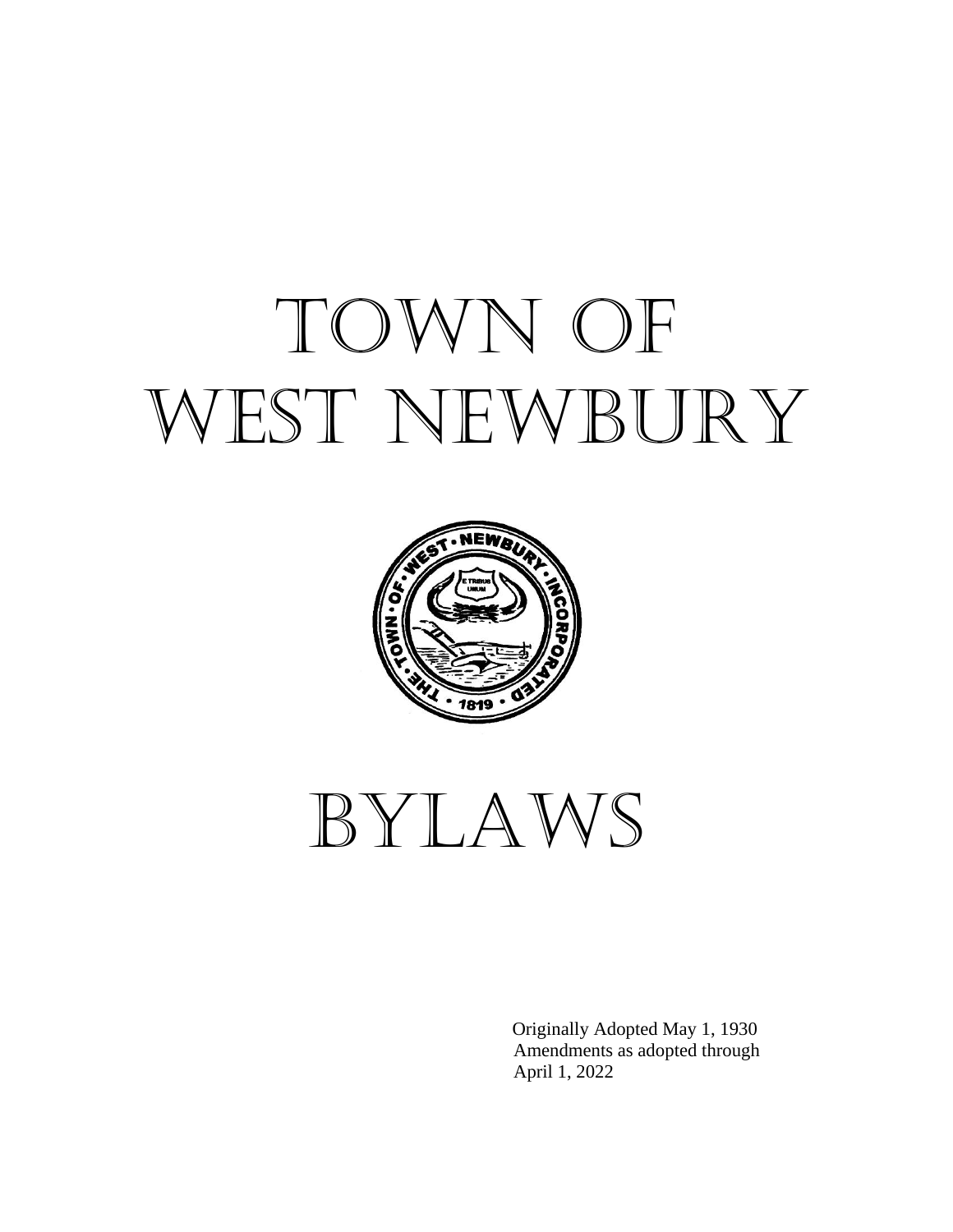# TOWN OF WEST NEWBURY

# BYLAWS

Originally Adopted May 1, 1930
Amendments as adopted through
April 1, 2022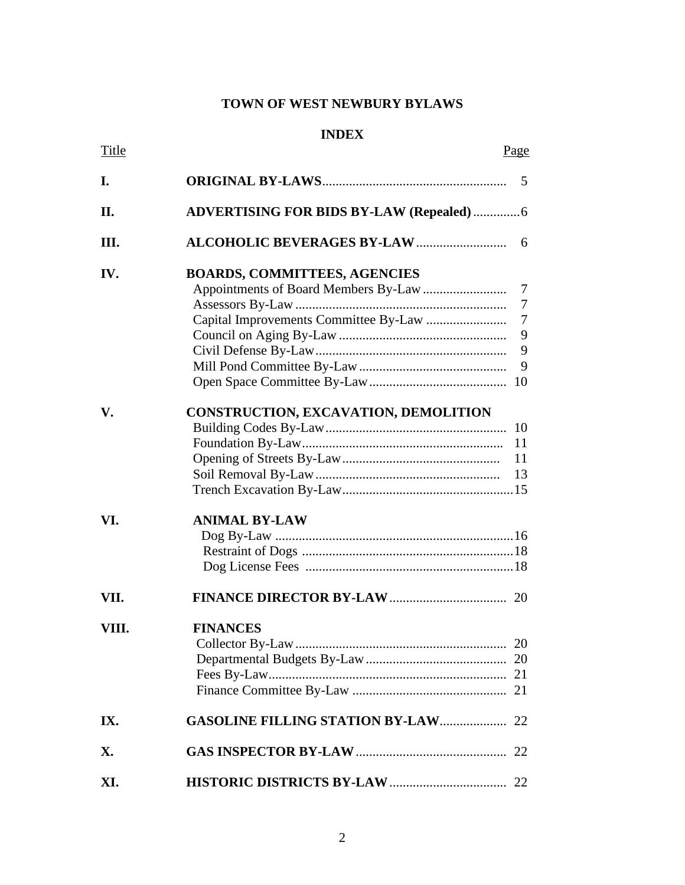# TOWN OF WEST NEWBURY BYLAWS

## INDEX

| Title | | Page |
|---|---|---|
| **I.** | **ORIGINAL BY-LAWS** | 5 |
| **II.** | **ADVERTISING FOR BIDS BY-LAW (Repealed)** | 6 |
| **III.** | **ALCOHOLIC BEVERAGES BY-LAW** | 6 |
| **IV.** | **BOARDS, COMMITTEES, AGENCIES** | |
| | Appointments of Board Members By-Law | 7 |
| | Assessors By-Law | 7 |
| | Capital Improvements Committee By-Law | 7 |
| | Council on Aging By-Law | 9 |
| | Civil Defense By-Law | 9 |
| | Mill Pond Committee By-Law | 9 |
| | Open Space Committee By-Law | 10 |
| **V.** | **CONSTRUCTION, EXCAVATION, DEMOLITION** | |
| | Building Codes By-Law | 10 |
| | Foundation By-Law | 11 |
| | Opening of Streets By-Law | 11 |
| | Soil Removal By-Law | 13 |
| | Trench Excavation By-Law | 15 |
| **VI.** | **ANIMAL BY-LAW** | |
| | Dog By-Law | 16 |
| | Restraint of Dogs | 18 |
| | Dog License Fees | 18 |
| **VII.** | **FINANCE DIRECTOR BY-LAW** | 20 |
| **VIII.** | **FINANCES** | |
| | Collector By-Law | 20 |
| | Departmental Budgets By-Law | 20 |
| | Fees By-Law | 21 |
| | Finance Committee By-Law | 21 |
| **IX.** | **GASOLINE FILLING STATION BY-LAW** | 22 |
| **X.** | **GAS INSPECTOR BY-LAW** | 22 |
| **XI.** | **HISTORIC DISTRICTS BY-LAW** | 22 |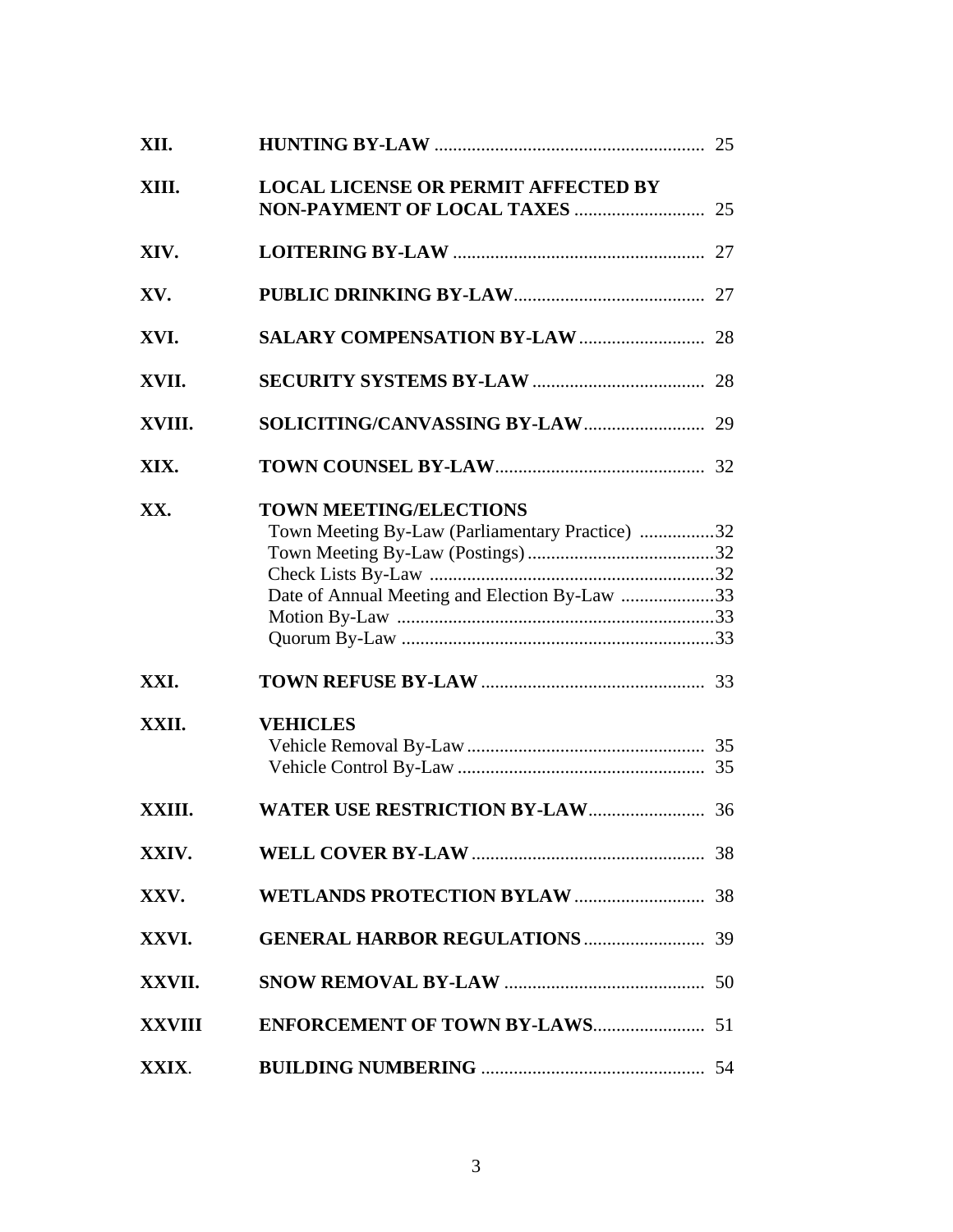| | | |
|---|---|---|
| **XII.** | **HUNTING BY-LAW** | 25 |
| **XIII.** | **LOCAL LICENSE OR PERMIT AFFECTED BY NON-PAYMENT OF LOCAL TAXES** | 25 |
| **XIV.** | **LOITERING BY-LAW** | 27 |
| **XV.** | **PUBLIC DRINKING BY-LAW** | 27 |
| **XVI.** | **SALARY COMPENSATION BY-LAW** | 28 |
| **XVII.** | **SECURITY SYSTEMS BY-LAW** | 28 |
| **XVIII.** | **SOLICITING/CANVASSING BY-LAW** | 29 |
| **XIX.** | **TOWN COUNSEL BY-LAW** | 32 |
| **XX.** | **TOWN MEETING/ELECTIONS** | |
| | Town Meeting By-Law (Parliamentary Practice) | 32 |
| | Town Meeting By-Law (Postings) | 32 |
| | Check Lists By-Law | 32 |
| | Date of Annual Meeting and Election By-Law | 33 |
| | Motion By-Law | 33 |
| | Quorum By-Law | 33 |
| **XXI.** | **TOWN REFUSE BY-LAW** | 33 |
| **XXII.** | **VEHICLES** | |
| | Vehicle Removal By-Law | 35 |
| | Vehicle Control By-Law | 35 |
| **XXIII.** | **WATER USE RESTRICTION BY-LAW** | 36 |
| **XXIV.** | **WELL COVER BY-LAW** | 38 |
| **XXV.** | **WETLANDS PROTECTION BYLAW** | 38 |
| **XXVI.** | **GENERAL HARBOR REGULATIONS** | 39 |
| **XXVII.** | **SNOW REMOVAL BY-LAW** | 50 |
| **XXVIII** | **ENFORCEMENT OF TOWN BY-LAWS** | 51 |
| **XXIX**. | **BUILDING NUMBERING** | 54 |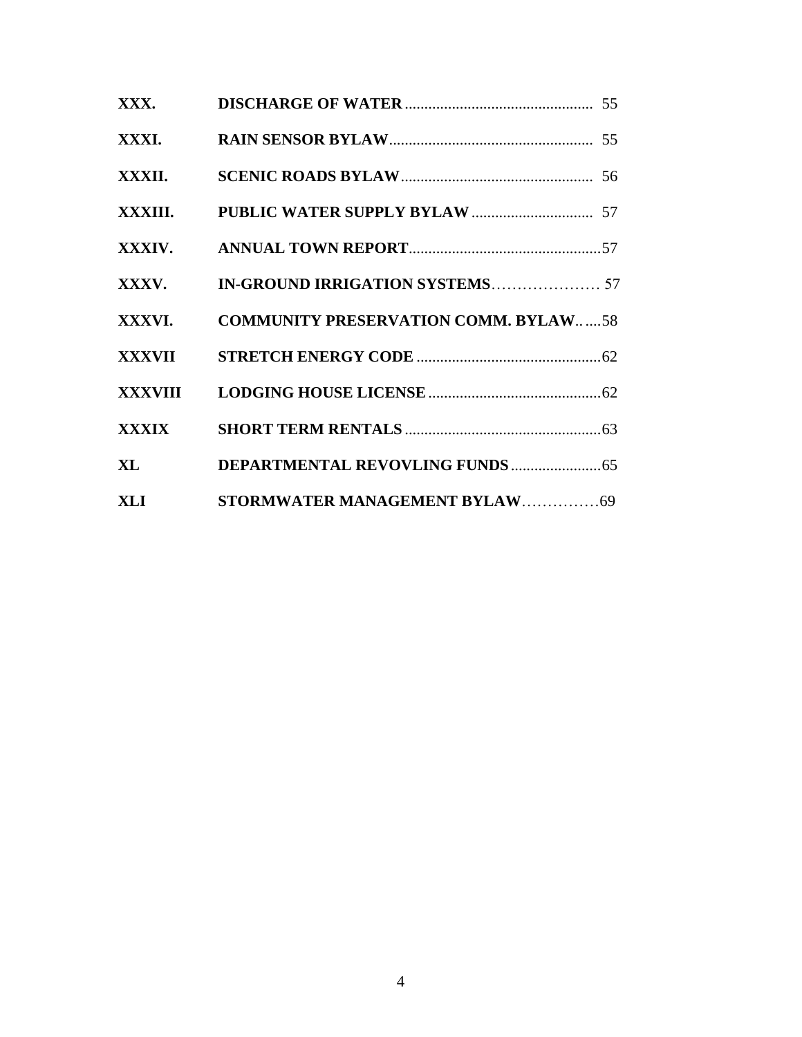| | | |
|---|---|---|
| **XXX.** | **DISCHARGE OF WATER** | 55 |
| **XXXI.** | **RAIN SENSOR BYLAW** | 55 |
| **XXXII.** | **SCENIC ROADS BYLAW** | 56 |
| **XXXIII.** | **PUBLIC WATER SUPPLY BYLAW** | 57 |
| **XXXIV.** | **ANNUAL TOWN REPORT** | 57 |
| **XXXV.** | **IN-GROUND IRRIGATION SYSTEMS** | 57 |
| **XXXVI.** | **COMMUNITY PRESERVATION COMM. BYLAW** | 58 |
| **XXXVII** | **STRETCH ENERGY CODE** | 62 |
| **XXXVIII** | **LODGING HOUSE LICENSE** | 62 |
| **XXXIX** | **SHORT TERM RENTALS** | 63 |
| **XL** | **DEPARTMENTAL REVOVLING FUNDS** | 65 |
| **XLI** | **STORMWATER MANAGEMENT BYLAW** | 69 |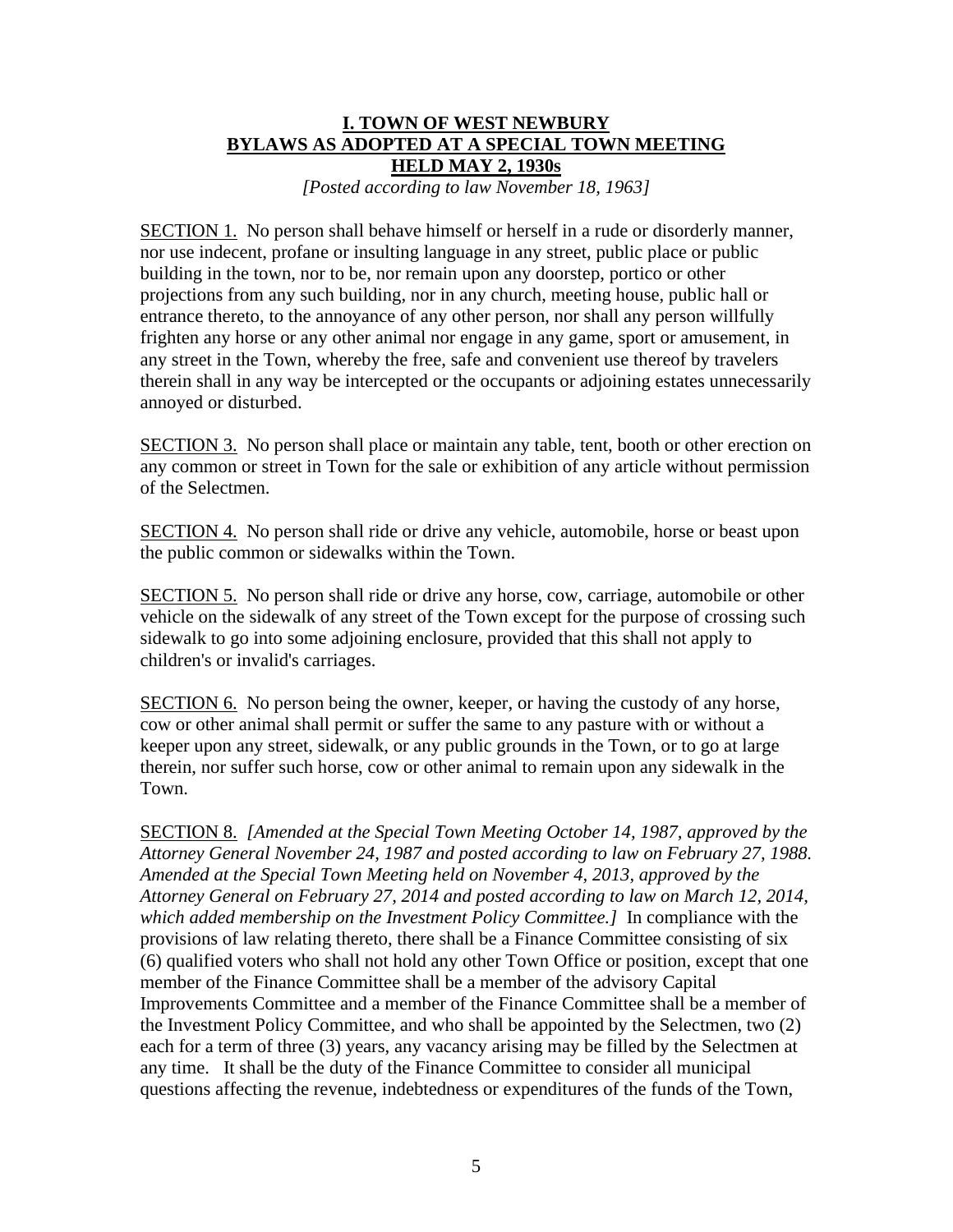# I. TOWN OF WEST NEWBURY
# BYLAWS AS ADOPTED AT A SPECIAL TOWN MEETING
# HELD MAY 2, 1930s

*[Posted according to law November 18, 1963]*

SECTION 1. No person shall behave himself or herself in a rude or disorderly manner, nor use indecent, profane or insulting language in any street, public place or public building in the town, nor to be, nor remain upon any doorstep, portico or other projections from any such building, nor in any church, meeting house, public hall or entrance thereto, to the annoyance of any other person, nor shall any person willfully frighten any horse or any other animal nor engage in any game, sport or amusement, in any street in the Town, whereby the free, safe and convenient use thereof by travelers therein shall in any way be intercepted or the occupants or adjoining estates unnecessarily annoyed or disturbed.

SECTION 3. No person shall place or maintain any table, tent, booth or other erection on any common or street in Town for the sale or exhibition of any article without permission of the Selectmen.

SECTION 4. No person shall ride or drive any vehicle, automobile, horse or beast upon the public common or sidewalks within the Town.

SECTION 5. No person shall ride or drive any horse, cow, carriage, automobile or other vehicle on the sidewalk of any street of the Town except for the purpose of crossing such sidewalk to go into some adjoining enclosure, provided that this shall not apply to children's or invalid's carriages.

SECTION 6. No person being the owner, keeper, or having the custody of any horse, cow or other animal shall permit or suffer the same to any pasture with or without a keeper upon any street, sidewalk, or any public grounds in the Town, or to go at large therein, nor suffer such horse, cow or other animal to remain upon any sidewalk in the Town.

SECTION 8. *[Amended at the Special Town Meeting October 14, 1987, approved by the Attorney General November 24, 1987 and posted according to law on February 27, 1988. Amended at the Special Town Meeting held on November 4, 2013, approved by the Attorney General on February 27, 2014 and posted according to law on March 12, 2014, which added membership on the Investment Policy Committee.]* In compliance with the provisions of law relating thereto, there shall be a Finance Committee consisting of six (6) qualified voters who shall not hold any other Town Office or position, except that one member of the Finance Committee shall be a member of the advisory Capital Improvements Committee and a member of the Finance Committee shall be a member of the Investment Policy Committee, and who shall be appointed by the Selectmen, two (2) each for a term of three (3) years, any vacancy arising may be filled by the Selectmen at any time. It shall be the duty of the Finance Committee to consider all municipal questions affecting the revenue, indebtedness or expenditures of the funds of the Town,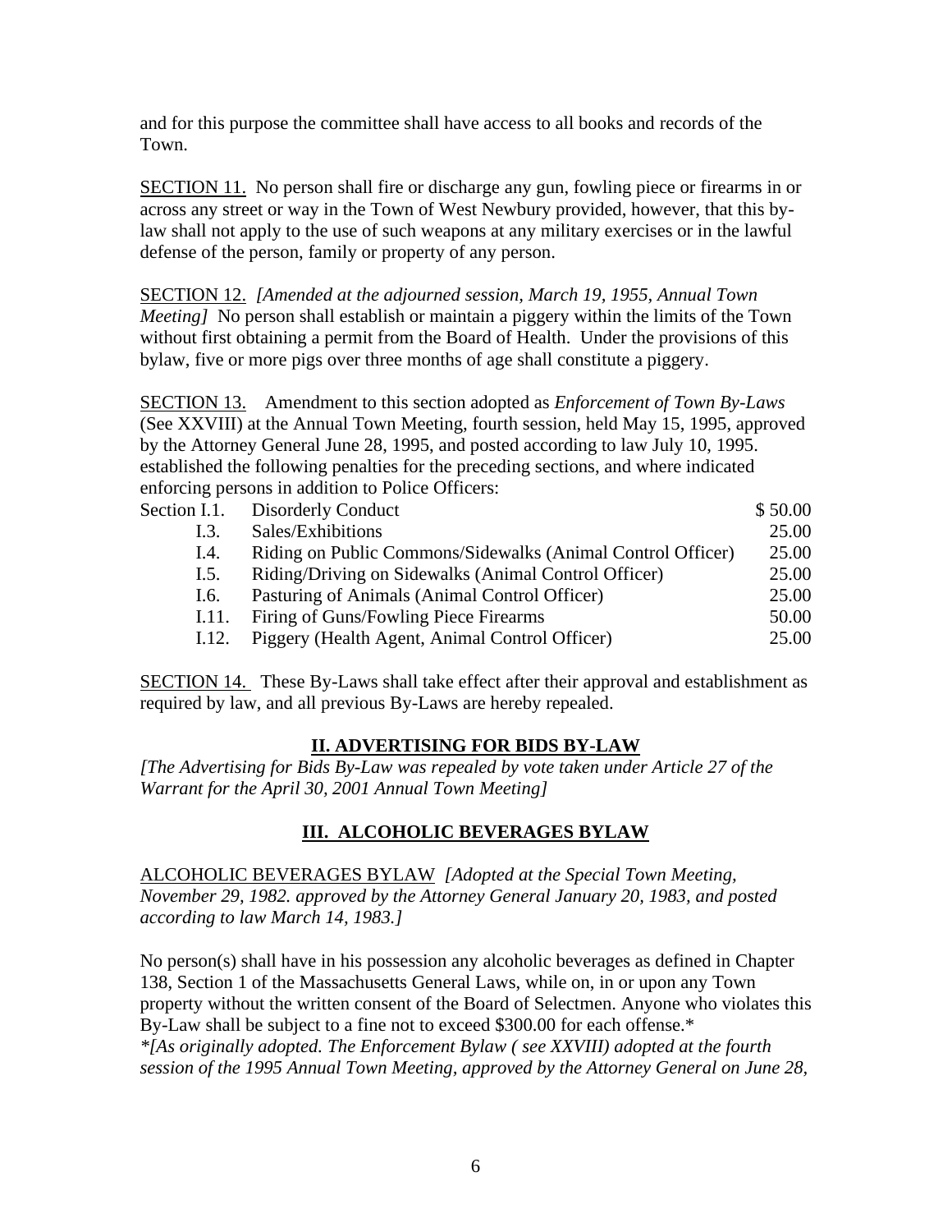and for this purpose the committee shall have access to all books and records of the Town.

SECTION 11. No person shall fire or discharge any gun, fowling piece or firearms in or across any street or way in the Town of West Newbury provided, however, that this by-law shall not apply to the use of such weapons at any military exercises or in the lawful defense of the person, family or property of any person.

SECTION 12. *[Amended at the adjourned session, March 19, 1955, Annual Town Meeting]* No person shall establish or maintain a piggery within the limits of the Town without first obtaining a permit from the Board of Health. Under the provisions of this bylaw, five or more pigs over three months of age shall constitute a piggery.

SECTION 13. Amendment to this section adopted as *Enforcement of Town By-Laws* (See XXVIII) at the Annual Town Meeting, fourth session, held May 15, 1995, approved by the Attorney General June 28, 1995, and posted according to law July 10, 1995. established the following penalties for the preceding sections, and where indicated enforcing persons in addition to Police Officers:

| | | |
|---|---|---|
| Section I.1. | Disorderly Conduct | $ 50.00 |
| I.3. | Sales/Exhibitions | 25.00 |
| I.4. | Riding on Public Commons/Sidewalks (Animal Control Officer) | 25.00 |
| I.5. | Riding/Driving on Sidewalks (Animal Control Officer) | 25.00 |
| I.6. | Pasturing of Animals (Animal Control Officer) | 25.00 |
| I.11. | Firing of Guns/Fowling Piece Firearms | 50.00 |
| I.12. | Piggery (Health Agent, Animal Control Officer) | 25.00 |

SECTION 14. These By-Laws shall take effect after their approval and establishment as required by law, and all previous By-Laws are hereby repealed.

## II. ADVERTISING FOR BIDS BY-LAW

*[The Advertising for Bids By-Law was repealed by vote taken under Article 27 of the Warrant for the April 30, 2001 Annual Town Meeting]*

## III. ALCOHOLIC BEVERAGES BYLAW

ALCOHOLIC BEVERAGES BYLAW *[Adopted at the Special Town Meeting, November 29, 1982. approved by the Attorney General January 20, 1983, and posted according to law March 14, 1983.]*

No person(s) shall have in his possession any alcoholic beverages as defined in Chapter 138, Section 1 of the Massachusetts General Laws, while on, in or upon any Town property without the written consent of the Board of Selectmen. Anyone who violates this By-Law shall be subject to a fine not to exceed $300.00 for each offense.*
*\*[As originally adopted. The Enforcement Bylaw ( see XXVIII) adopted at the fourth session of the 1995 Annual Town Meeting, approved by the Attorney General on June 28,*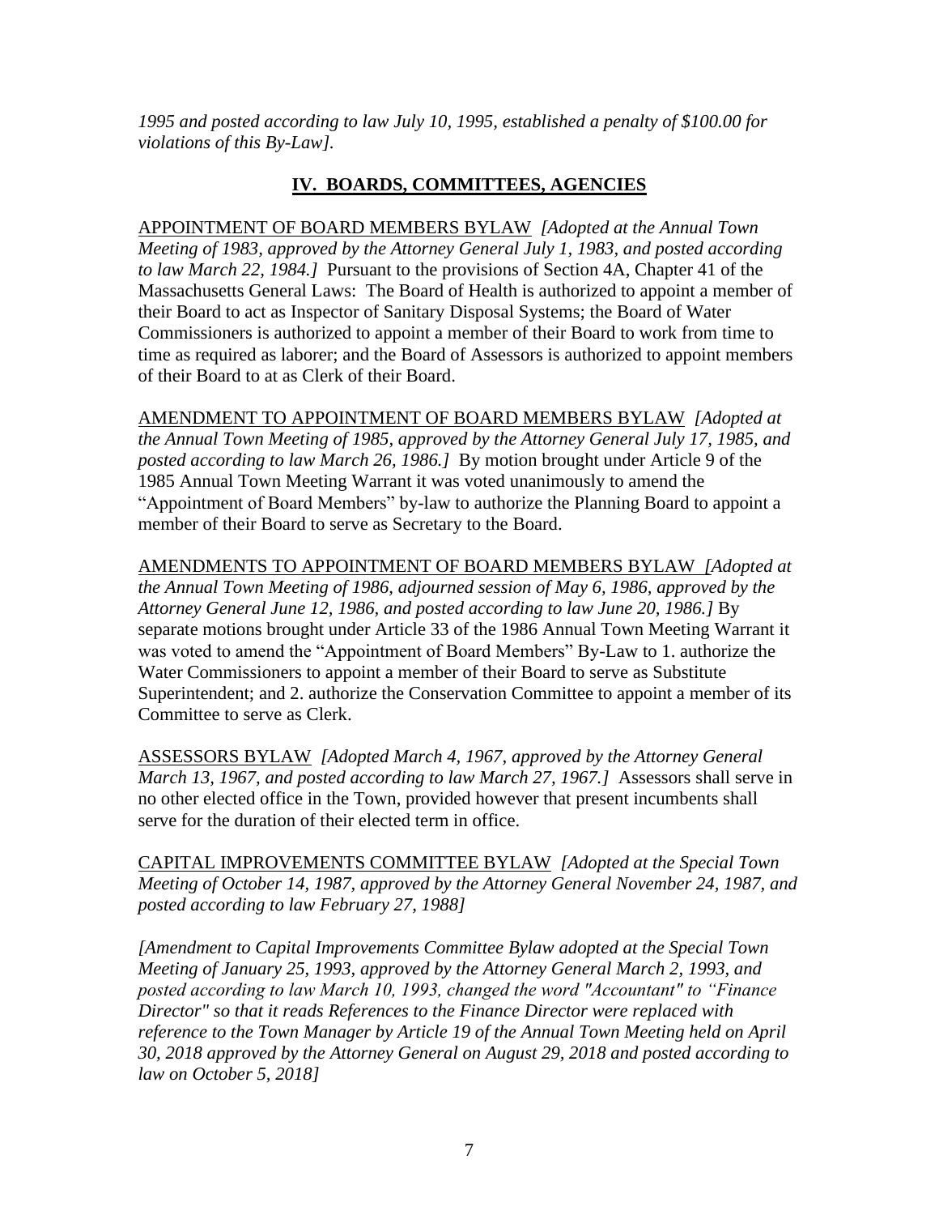*1995 and posted according to law July 10, 1995, established a penalty of $100.00 for violations of this By-Law].*

## IV. BOARDS, COMMITTEES, AGENCIES

APPOINTMENT OF BOARD MEMBERS BYLAW *[Adopted at the Annual Town Meeting of 1983, approved by the Attorney General July 1, 1983, and posted according to law March 22, 1984.]* Pursuant to the provisions of Section 4A, Chapter 41 of the Massachusetts General Laws: The Board of Health is authorized to appoint a member of their Board to act as Inspector of Sanitary Disposal Systems; the Board of Water Commissioners is authorized to appoint a member of their Board to work from time to time as required as laborer; and the Board of Assessors is authorized to appoint members of their Board to at as Clerk of their Board.

AMENDMENT TO APPOINTMENT OF BOARD MEMBERS BYLAW *[Adopted at the Annual Town Meeting of 1985, approved by the Attorney General July 17, 1985, and posted according to law March 26, 1986.]* By motion brought under Article 9 of the 1985 Annual Town Meeting Warrant it was voted unanimously to amend the "Appointment of Board Members" by-law to authorize the Planning Board to appoint a member of their Board to serve as Secretary to the Board.

AMENDMENTS TO APPOINTMENT OF BOARD MEMBERS BYLAW *[Adopted at the Annual Town Meeting of 1986, adjourned session of May 6, 1986, approved by the Attorney General June 12, 1986, and posted according to law June 20, 1986.]* By separate motions brought under Article 33 of the 1986 Annual Town Meeting Warrant it was voted to amend the "Appointment of Board Members" By-Law to 1. authorize the Water Commissioners to appoint a member of their Board to serve as Substitute Superintendent; and 2. authorize the Conservation Committee to appoint a member of its Committee to serve as Clerk.

ASSESSORS BYLAW *[Adopted March 4, 1967, approved by the Attorney General March 13, 1967, and posted according to law March 27, 1967.]* Assessors shall serve in no other elected office in the Town, provided however that present incumbents shall serve for the duration of their elected term in office.

CAPITAL IMPROVEMENTS COMMITTEE BYLAW *[Adopted at the Special Town Meeting of October 14, 1987, approved by the Attorney General November 24, 1987, and posted according to law February 27, 1988]*

*[Amendment to Capital Improvements Committee Bylaw adopted at the Special Town Meeting of January 25, 1993, approved by the Attorney General March 2, 1993, and posted according to law March 10, 1993, changed the word "Accountant" to "Finance Director" so that it reads References to the Finance Director were replaced with reference to the Town Manager by Article 19 of the Annual Town Meeting held on April 30, 2018 approved by the Attorney General on August 29, 2018 and posted according to law on October 5, 2018]*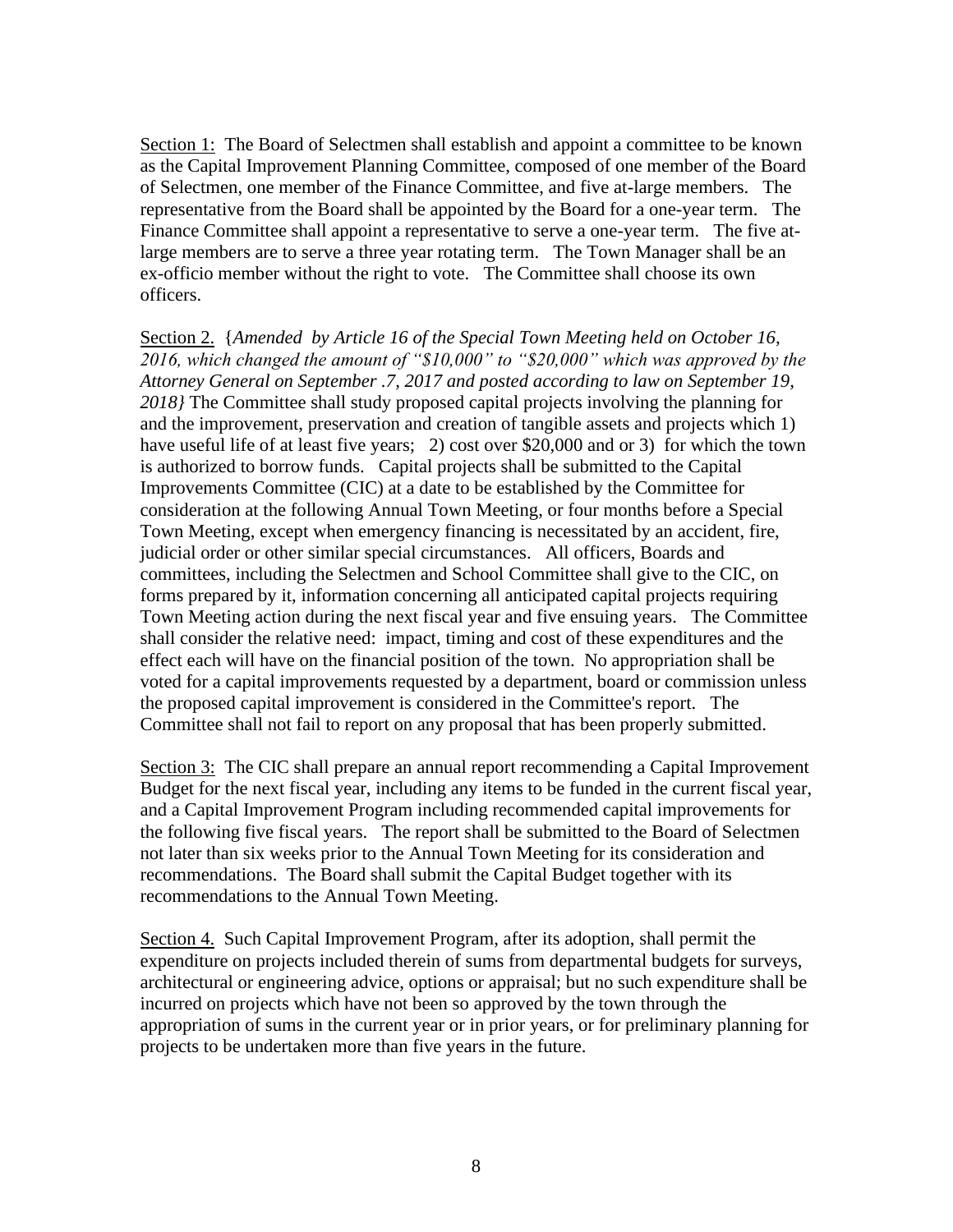<u>Section 1:</u> The Board of Selectmen shall establish and appoint a committee to be known as the Capital Improvement Planning Committee, composed of one member of the Board of Selectmen, one member of the Finance Committee, and five at-large members. The representative from the Board shall be appointed by the Board for a one-year term. The Finance Committee shall appoint a representative to serve a one-year term. The five at-large members are to serve a three year rotating term. The Town Manager shall be an ex-officio member without the right to vote. The Committee shall choose its own officers.

<u>Section 2.</u> {*Amended by Article 16 of the Special Town Meeting held on October 16, 2016, which changed the amount of "$10,000" to "$20,000" which was approved by the Attorney General on September .7, 2017 and posted according to law on September 19, 2018}* The Committee shall study proposed capital projects involving the planning for and the improvement, preservation and creation of tangible assets and projects which 1) have useful life of at least five years; 2) cost over $20,000 and or 3) for which the town is authorized to borrow funds. Capital projects shall be submitted to the Capital Improvements Committee (CIC) at a date to be established by the Committee for consideration at the following Annual Town Meeting, or four months before a Special Town Meeting, except when emergency financing is necessitated by an accident, fire, judicial order or other similar special circumstances. All officers, Boards and committees, including the Selectmen and School Committee shall give to the CIC, on forms prepared by it, information concerning all anticipated capital projects requiring Town Meeting action during the next fiscal year and five ensuing years. The Committee shall consider the relative need: impact, timing and cost of these expenditures and the effect each will have on the financial position of the town. No appropriation shall be voted for a capital improvements requested by a department, board or commission unless the proposed capital improvement is considered in the Committee's report. The Committee shall not fail to report on any proposal that has been properly submitted.

<u>Section 3:</u> The CIC shall prepare an annual report recommending a Capital Improvement Budget for the next fiscal year, including any items to be funded in the current fiscal year, and a Capital Improvement Program including recommended capital improvements for the following five fiscal years. The report shall be submitted to the Board of Selectmen not later than six weeks prior to the Annual Town Meeting for its consideration and recommendations. The Board shall submit the Capital Budget together with its recommendations to the Annual Town Meeting.

<u>Section 4.</u> Such Capital Improvement Program, after its adoption, shall permit the expenditure on projects included therein of sums from departmental budgets for surveys, architectural or engineering advice, options or appraisal; but no such expenditure shall be incurred on projects which have not been so approved by the town through the appropriation of sums in the current year or in prior years, or for preliminary planning for projects to be undertaken more than five years in the future.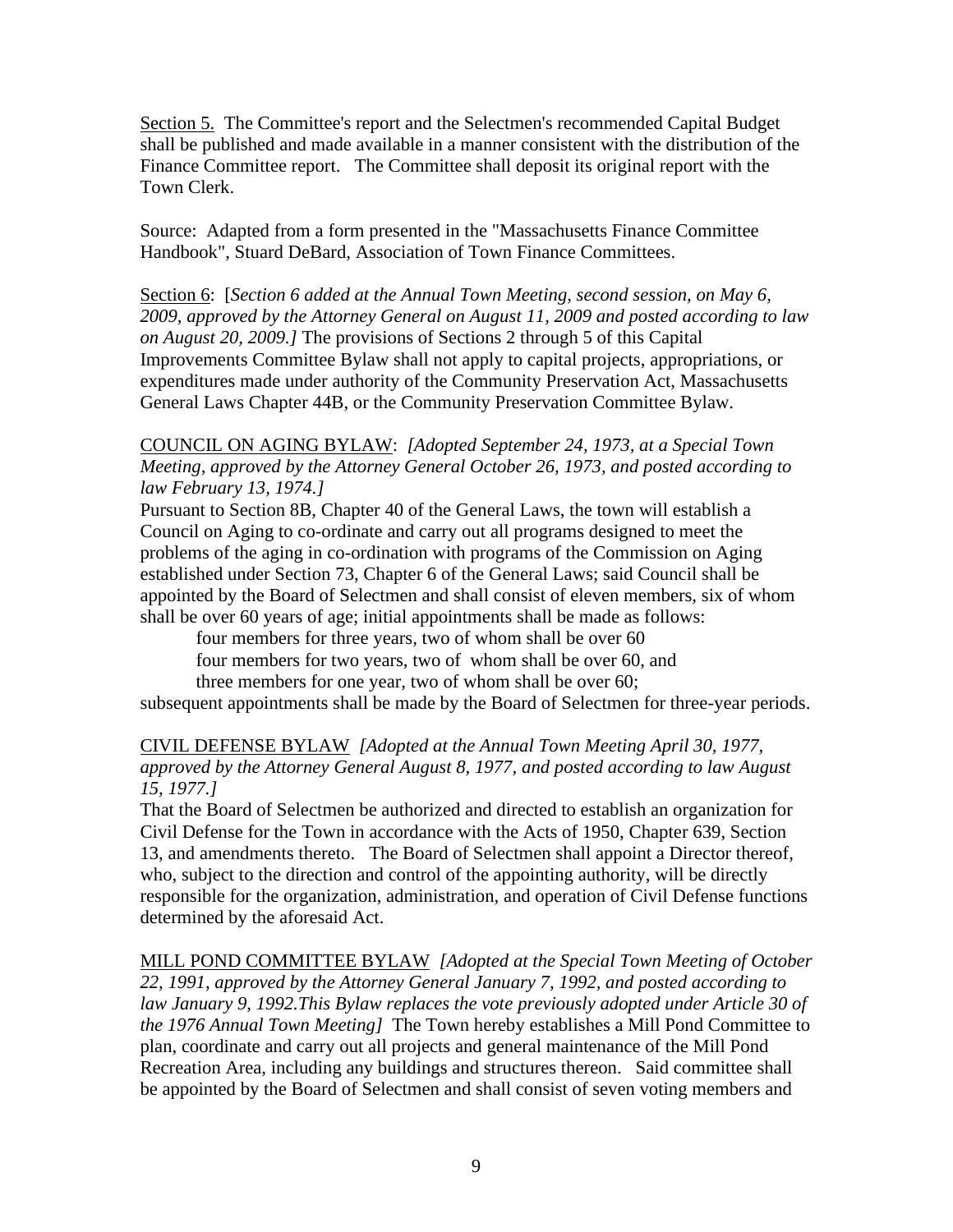Section 5. The Committee's report and the Selectmen's recommended Capital Budget shall be published and made available in a manner consistent with the distribution of the Finance Committee report. The Committee shall deposit its original report with the Town Clerk.

Source: Adapted from a form presented in the "Massachusetts Finance Committee Handbook", Stuard DeBard, Association of Town Finance Committees.

Section 6: [*Section 6 added at the Annual Town Meeting, second session, on May 6, 2009, approved by the Attorney General on August 11, 2009 and posted according to law on August 20, 2009.*] The provisions of Sections 2 through 5 of this Capital Improvements Committee Bylaw shall not apply to capital projects, appropriations, or expenditures made under authority of the Community Preservation Act, Massachusetts General Laws Chapter 44B, or the Community Preservation Committee Bylaw.

COUNCIL ON AGING BYLAW: *[Adopted September 24, 1973, at a Special Town Meeting, approved by the Attorney General October 26, 1973, and posted according to law February 13, 1974.]*
Pursuant to Section 8B, Chapter 40 of the General Laws, the town will establish a Council on Aging to co-ordinate and carry out all programs designed to meet the problems of the aging in co-ordination with programs of the Commission on Aging established under Section 73, Chapter 6 of the General Laws; said Council shall be appointed by the Board of Selectmen and shall consist of eleven members, six of whom shall be over 60 years of age; initial appointments shall be made as follows:

four members for three years, two of whom shall be over 60
four members for two years, two of whom shall be over 60, and
three members for one year, two of whom shall be over 60;

subsequent appointments shall be made by the Board of Selectmen for three-year periods.

CIVIL DEFENSE BYLAW *[Adopted at the Annual Town Meeting April 30, 1977, approved by the Attorney General August 8, 1977, and posted according to law August 15, 1977.]*
That the Board of Selectmen be authorized and directed to establish an organization for Civil Defense for the Town in accordance with the Acts of 1950, Chapter 639, Section 13, and amendments thereto. The Board of Selectmen shall appoint a Director thereof, who, subject to the direction and control of the appointing authority, will be directly responsible for the organization, administration, and operation of Civil Defense functions determined by the aforesaid Act.

MILL POND COMMITTEE BYLAW *[Adopted at the Special Town Meeting of October 22, 1991, approved by the Attorney General January 7, 1992, and posted according to law January 9, 1992.This Bylaw replaces the vote previously adopted under Article 30 of the 1976 Annual Town Meeting]* The Town hereby establishes a Mill Pond Committee to plan, coordinate and carry out all projects and general maintenance of the Mill Pond Recreation Area, including any buildings and structures thereon. Said committee shall be appointed by the Board of Selectmen and shall consist of seven voting members and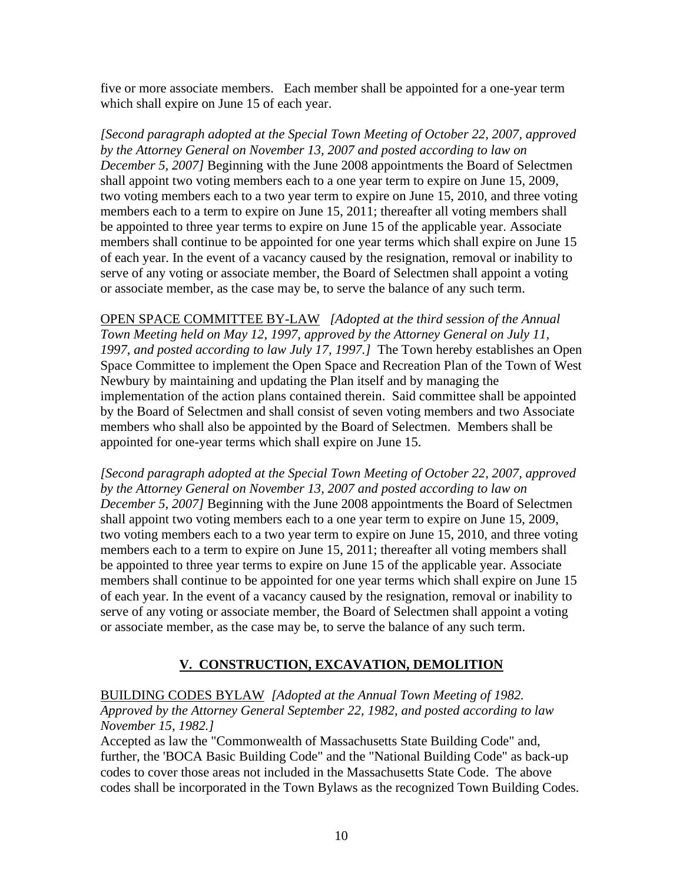five or more associate members. Each member shall be appointed for a one-year term which shall expire on June 15 of each year.

*[Second paragraph adopted at the Special Town Meeting of October 22, 2007, approved by the Attorney General on November 13, 2007 and posted according to law on December 5, 2007]* Beginning with the June 2008 appointments the Board of Selectmen shall appoint two voting members each to a one year term to expire on June 15, 2009, two voting members each to a two year term to expire on June 15, 2010, and three voting members each to a term to expire on June 15, 2011; thereafter all voting members shall be appointed to three year terms to expire on June 15 of the applicable year. Associate members shall continue to be appointed for one year terms which shall expire on June 15 of each year. In the event of a vacancy caused by the resignation, removal or inability to serve of any voting or associate member, the Board of Selectmen shall appoint a voting or associate member, as the case may be, to serve the balance of any such term.

<u>OPEN SPACE COMMITTEE BY-LAW</u> *[Adopted at the third session of the Annual Town Meeting held on May 12, 1997, approved by the Attorney General on July 11, 1997, and posted according to law July 17, 1997.]* The Town hereby establishes an Open Space Committee to implement the Open Space and Recreation Plan of the Town of West Newbury by maintaining and updating the Plan itself and by managing the implementation of the action plans contained therein. Said committee shall be appointed by the Board of Selectmen and shall consist of seven voting members and two Associate members who shall also be appointed by the Board of Selectmen. Members shall be appointed for one-year terms which shall expire on June 15.

*[Second paragraph adopted at the Special Town Meeting of October 22, 2007, approved by the Attorney General on November 13, 2007 and posted according to law on December 5, 2007]* Beginning with the June 2008 appointments the Board of Selectmen shall appoint two voting members each to a one year term to expire on June 15, 2009, two voting members each to a two year term to expire on June 15, 2010, and three voting members each to a term to expire on June 15, 2011; thereafter all voting members shall be appointed to three year terms to expire on June 15 of the applicable year. Associate members shall continue to be appointed for one year terms which shall expire on June 15 of each year. In the event of a vacancy caused by the resignation, removal or inability to serve of any voting or associate member, the Board of Selectmen shall appoint a voting or associate member, as the case may be, to serve the balance of any such term.

## V. CONSTRUCTION, EXCAVATION, DEMOLITION

<u>BUILDING CODES BYLAW</u> *[Adopted at the Annual Town Meeting of 1982. Approved by the Attorney General September 22, 1982, and posted according to law November 15, 1982.]*
Accepted as law the "Commonwealth of Massachusetts State Building Code" and, further, the 'BOCA Basic Building Code" and the "National Building Code" as back-up codes to cover those areas not included in the Massachusetts State Code. The above codes shall be incorporated in the Town Bylaws as the recognized Town Building Codes.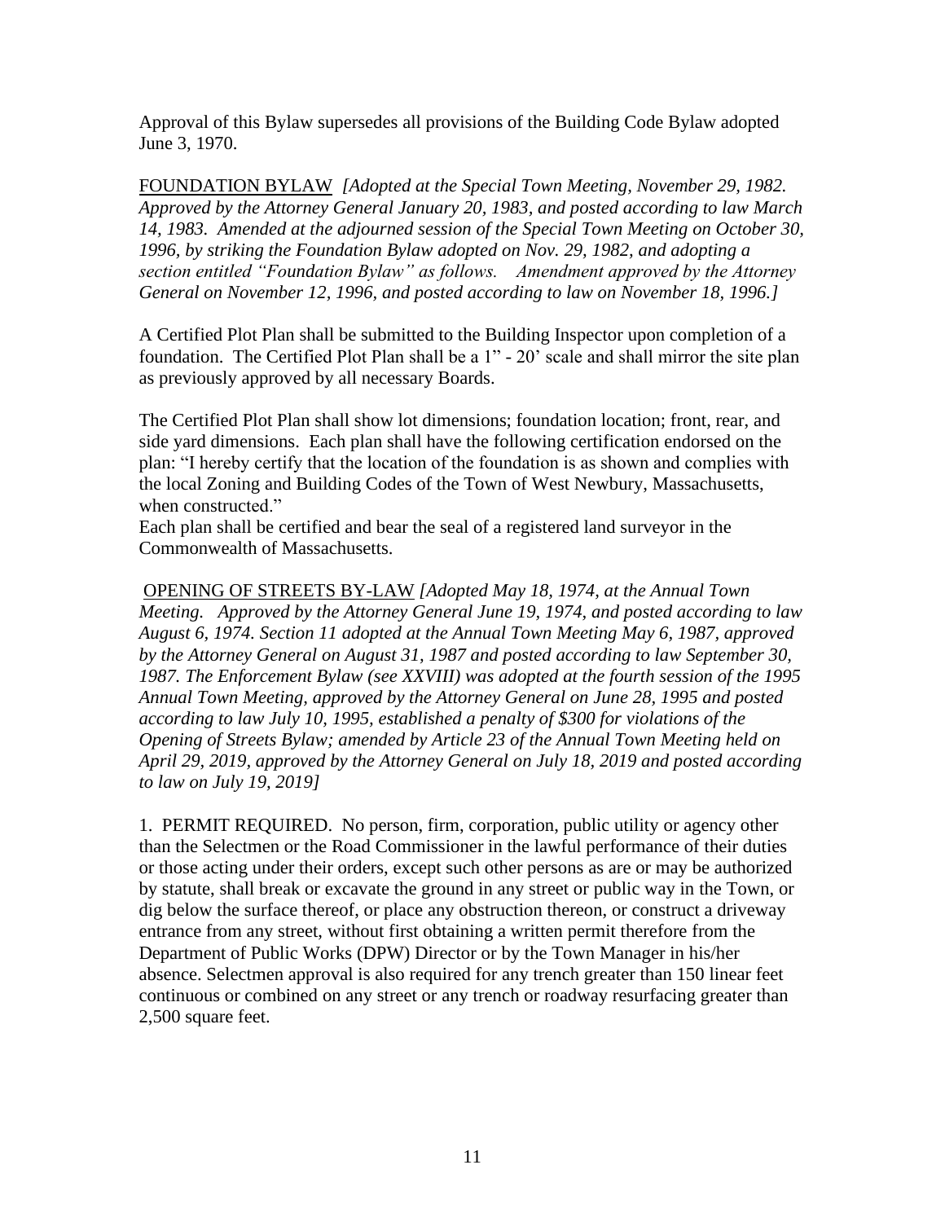Approval of this Bylaw supersedes all provisions of the Building Code Bylaw adopted June 3, 1970.

<u>FOUNDATION BYLAW</u> *[Adopted at the Special Town Meeting, November 29, 1982. Approved by the Attorney General January 20, 1983, and posted according to law March 14, 1983. Amended at the adjourned session of the Special Town Meeting on October 30, 1996, by striking the Foundation Bylaw adopted on Nov. 29, 1982, and adopting a section entitled "Foundation Bylaw" as follows. Amendment approved by the Attorney General on November 12, 1996, and posted according to law on November 18, 1996.]*

A Certified Plot Plan shall be submitted to the Building Inspector upon completion of a foundation. The Certified Plot Plan shall be a 1" - 20' scale and shall mirror the site plan as previously approved by all necessary Boards.

The Certified Plot Plan shall show lot dimensions; foundation location; front, rear, and side yard dimensions. Each plan shall have the following certification endorsed on the plan: "I hereby certify that the location of the foundation is as shown and complies with the local Zoning and Building Codes of the Town of West Newbury, Massachusetts, when constructed."

Each plan shall be certified and bear the seal of a registered land surveyor in the Commonwealth of Massachusetts.

<u>OPENING OF STREETS BY-LAW</u> *[Adopted May 18, 1974, at the Annual Town Meeting. Approved by the Attorney General June 19, 1974, and posted according to law August 6, 1974. Section 11 adopted at the Annual Town Meeting May 6, 1987, approved by the Attorney General on August 31, 1987 and posted according to law September 30, 1987. The Enforcement Bylaw (see XXVIII) was adopted at the fourth session of the 1995 Annual Town Meeting, approved by the Attorney General on June 28, 1995 and posted according to law July 10, 1995, established a penalty of $300 for violations of the Opening of Streets Bylaw; amended by Article 23 of the Annual Town Meeting held on April 29, 2019, approved by the Attorney General on July 18, 2019 and posted according to law on July 19, 2019]*

1. PERMIT REQUIRED. No person, firm, corporation, public utility or agency other than the Selectmen or the Road Commissioner in the lawful performance of their duties or those acting under their orders, except such other persons as are or may be authorized by statute, shall break or excavate the ground in any street or public way in the Town, or dig below the surface thereof, or place any obstruction thereon, or construct a driveway entrance from any street, without first obtaining a written permit therefore from the Department of Public Works (DPW) Director or by the Town Manager in his/her absence. Selectmen approval is also required for any trench greater than 150 linear feet continuous or combined on any street or any trench or roadway resurfacing greater than 2,500 square feet.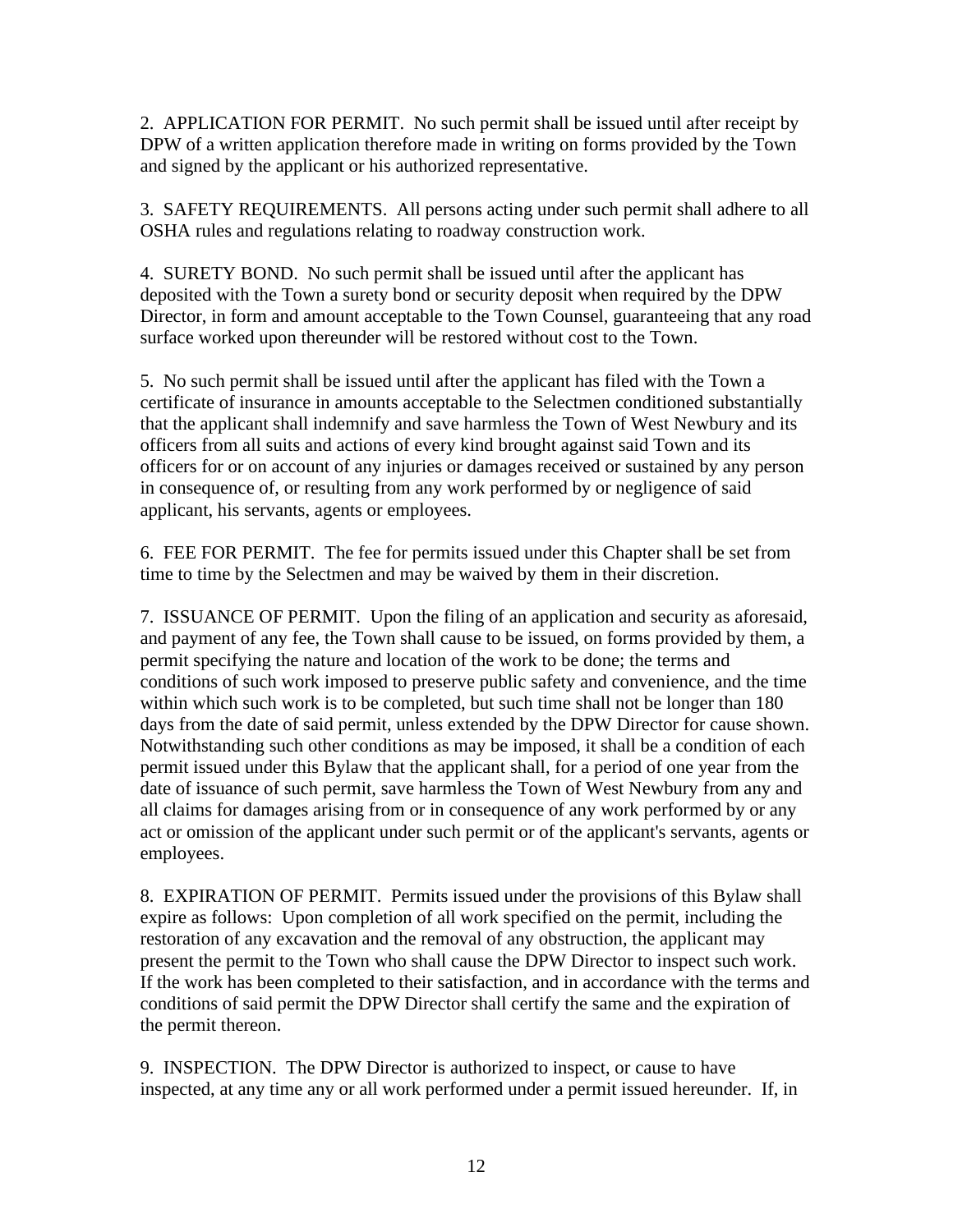2. APPLICATION FOR PERMIT. No such permit shall be issued until after receipt by DPW of a written application therefore made in writing on forms provided by the Town and signed by the applicant or his authorized representative.

3. SAFETY REQUIREMENTS. All persons acting under such permit shall adhere to all OSHA rules and regulations relating to roadway construction work.

4. SURETY BOND. No such permit shall be issued until after the applicant has deposited with the Town a surety bond or security deposit when required by the DPW Director, in form and amount acceptable to the Town Counsel, guaranteeing that any road surface worked upon thereunder will be restored without cost to the Town.

5. No such permit shall be issued until after the applicant has filed with the Town a certificate of insurance in amounts acceptable to the Selectmen conditioned substantially that the applicant shall indemnify and save harmless the Town of West Newbury and its officers from all suits and actions of every kind brought against said Town and its officers for or on account of any injuries or damages received or sustained by any person in consequence of, or resulting from any work performed by or negligence of said applicant, his servants, agents or employees.

6. FEE FOR PERMIT. The fee for permits issued under this Chapter shall be set from time to time by the Selectmen and may be waived by them in their discretion.

7. ISSUANCE OF PERMIT. Upon the filing of an application and security as aforesaid, and payment of any fee, the Town shall cause to be issued, on forms provided by them, a permit specifying the nature and location of the work to be done; the terms and conditions of such work imposed to preserve public safety and convenience, and the time within which such work is to be completed, but such time shall not be longer than 180 days from the date of said permit, unless extended by the DPW Director for cause shown. Notwithstanding such other conditions as may be imposed, it shall be a condition of each permit issued under this Bylaw that the applicant shall, for a period of one year from the date of issuance of such permit, save harmless the Town of West Newbury from any and all claims for damages arising from or in consequence of any work performed by or any act or omission of the applicant under such permit or of the applicant's servants, agents or employees.

8. EXPIRATION OF PERMIT. Permits issued under the provisions of this Bylaw shall expire as follows: Upon completion of all work specified on the permit, including the restoration of any excavation and the removal of any obstruction, the applicant may present the permit to the Town who shall cause the DPW Director to inspect such work. If the work has been completed to their satisfaction, and in accordance with the terms and conditions of said permit the DPW Director shall certify the same and the expiration of the permit thereon.

9. INSPECTION. The DPW Director is authorized to inspect, or cause to have inspected, at any time any or all work performed under a permit issued hereunder. If, in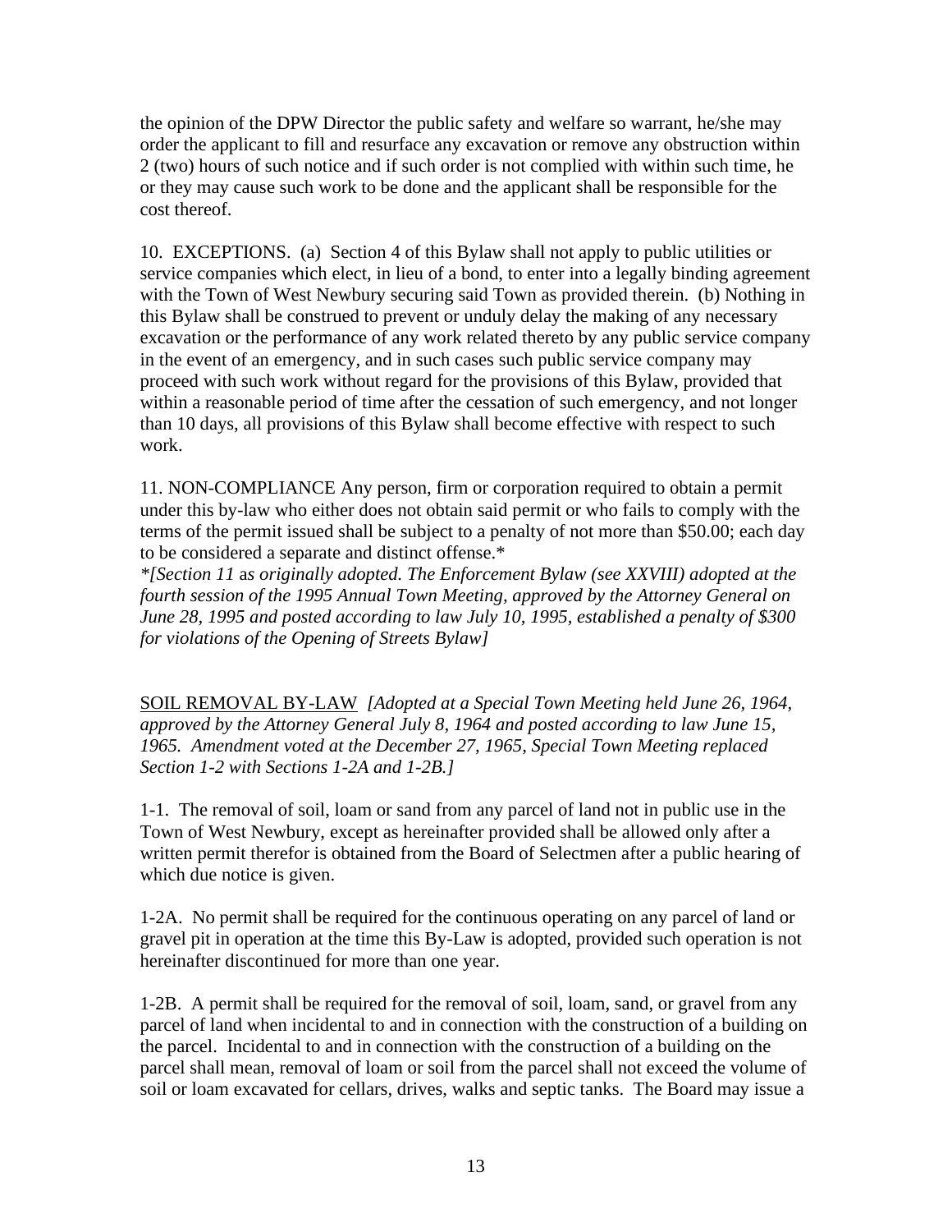the opinion of the DPW Director the public safety and welfare so warrant, he/she may order the applicant to fill and resurface any excavation or remove any obstruction within 2 (two) hours of such notice and if such order is not complied with within such time, he or they may cause such work to be done and the applicant shall be responsible for the cost thereof.

10. EXCEPTIONS. (a) Section 4 of this Bylaw shall not apply to public utilities or service companies which elect, in lieu of a bond, to enter into a legally binding agreement with the Town of West Newbury securing said Town as provided therein. (b) Nothing in this Bylaw shall be construed to prevent or unduly delay the making of any necessary excavation or the performance of any work related thereto by any public service company in the event of an emergency, and in such cases such public service company may proceed with such work without regard for the provisions of this Bylaw, provided that within a reasonable period of time after the cessation of such emergency, and not longer than 10 days, all provisions of this Bylaw shall become effective with respect to such work.

11. NON-COMPLIANCE Any person, firm or corporation required to obtain a permit under this by-law who either does not obtain said permit or who fails to comply with the terms of the permit issued shall be subject to a penalty of not more than $50.00; each day to be considered a separate and distinct offense.*

*\*[Section 11 as originally adopted. The Enforcement Bylaw (see XXVIII) adopted at the fourth session of the 1995 Annual Town Meeting, approved by the Attorney General on June 28, 1995 and posted according to law July 10, 1995, established a penalty of $300 for violations of the Opening of Streets Bylaw]*

<u>SOIL REMOVAL BY-LAW</u> *[Adopted at a Special Town Meeting held June 26, 1964, approved by the Attorney General July 8, 1964 and posted according to law June 15, 1965. Amendment voted at the December 27, 1965, Special Town Meeting replaced Section 1-2 with Sections 1-2A and 1-2B.]*

1-1. The removal of soil, loam or sand from any parcel of land not in public use in the Town of West Newbury, except as hereinafter provided shall be allowed only after a written permit therefor is obtained from the Board of Selectmen after a public hearing of which due notice is given.

1-2A. No permit shall be required for the continuous operating on any parcel of land or gravel pit in operation at the time this By-Law is adopted, provided such operation is not hereinafter discontinued for more than one year.

1-2B. A permit shall be required for the removal of soil, loam, sand, or gravel from any parcel of land when incidental to and in connection with the construction of a building on the parcel. Incidental to and in connection with the construction of a building on the parcel shall mean, removal of loam or soil from the parcel shall not exceed the volume of soil or loam excavated for cellars, drives, walks and septic tanks. The Board may issue a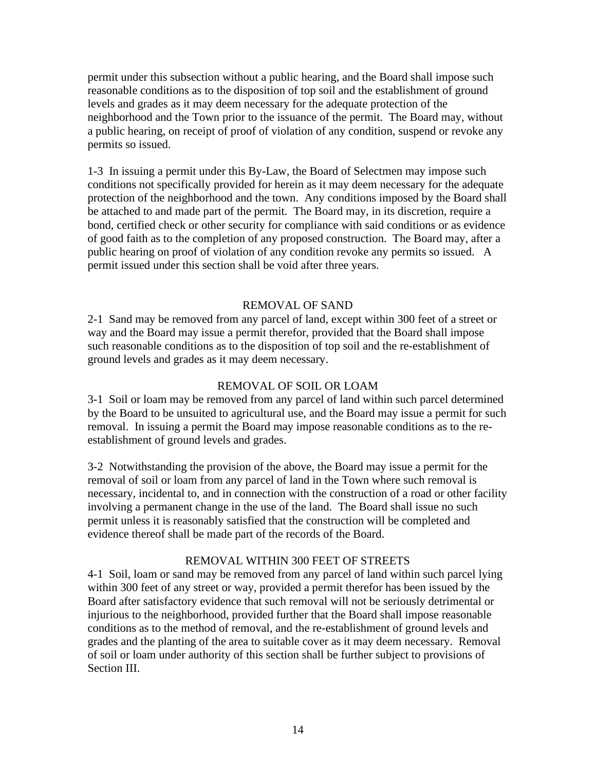permit under this subsection without a public hearing, and the Board shall impose such reasonable conditions as to the disposition of top soil and the establishment of ground levels and grades as it may deem necessary for the adequate protection of the neighborhood and the Town prior to the issuance of the permit. The Board may, without a public hearing, on receipt of proof of violation of any condition, suspend or revoke any permits so issued.

1-3 In issuing a permit under this By-Law, the Board of Selectmen may impose such conditions not specifically provided for herein as it may deem necessary for the adequate protection of the neighborhood and the town. Any conditions imposed by the Board shall be attached to and made part of the permit. The Board may, in its discretion, require a bond, certified check or other security for compliance with said conditions or as evidence of good faith as to the completion of any proposed construction. The Board may, after a public hearing on proof of violation of any condition revoke any permits so issued. A permit issued under this section shall be void after three years.

## REMOVAL OF SAND

2-1 Sand may be removed from any parcel of land, except within 300 feet of a street or way and the Board may issue a permit therefor, provided that the Board shall impose such reasonable conditions as to the disposition of top soil and the re-establishment of ground levels and grades as it may deem necessary.

## REMOVAL OF SOIL OR LOAM

3-1 Soil or loam may be removed from any parcel of land within such parcel determined by the Board to be unsuited to agricultural use, and the Board may issue a permit for such removal. In issuing a permit the Board may impose reasonable conditions as to the re-establishment of ground levels and grades.

3-2 Notwithstanding the provision of the above, the Board may issue a permit for the removal of soil or loam from any parcel of land in the Town where such removal is necessary, incidental to, and in connection with the construction of a road or other facility involving a permanent change in the use of the land. The Board shall issue no such permit unless it is reasonably satisfied that the construction will be completed and evidence thereof shall be made part of the records of the Board.

## REMOVAL WITHIN 300 FEET OF STREETS

4-1 Soil, loam or sand may be removed from any parcel of land within such parcel lying within 300 feet of any street or way, provided a permit therefor has been issued by the Board after satisfactory evidence that such removal will not be seriously detrimental or injurious to the neighborhood, provided further that the Board shall impose reasonable conditions as to the method of removal, and the re-establishment of ground levels and grades and the planting of the area to suitable cover as it may deem necessary. Removal of soil or loam under authority of this section shall be further subject to provisions of Section III.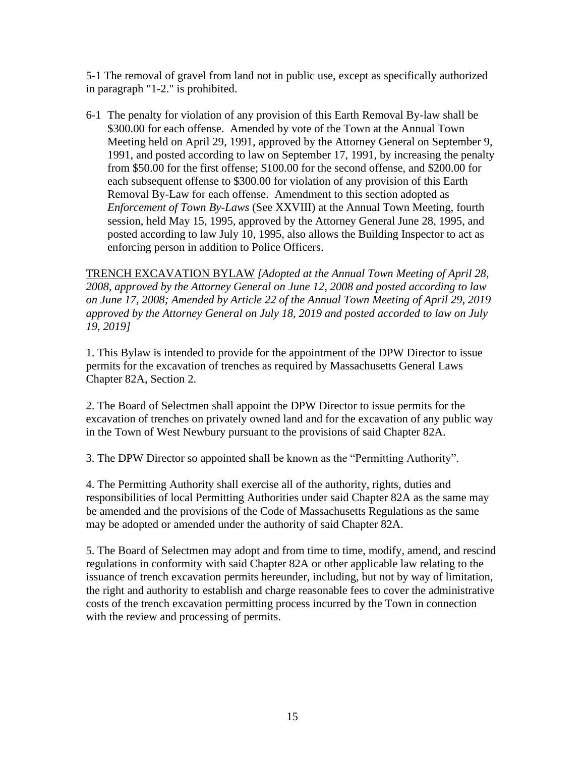5-1 The removal of gravel from land not in public use, except as specifically authorized in paragraph "1-2." is prohibited.

6-1 The penalty for violation of any provision of this Earth Removal By-law shall be $300.00 for each offense. Amended by vote of the Town at the Annual Town Meeting held on April 29, 1991, approved by the Attorney General on September 9, 1991, and posted according to law on September 17, 1991, by increasing the penalty from $50.00 for the first offense; $100.00 for the second offense, and $200.00 for each subsequent offense to $300.00 for violation of any provision of this Earth Removal By-Law for each offense. Amendment to this section adopted as *Enforcement of Town By-Laws* (See XXVIII) at the Annual Town Meeting, fourth session, held May 15, 1995, approved by the Attorney General June 28, 1995, and posted according to law July 10, 1995, also allows the Building Inspector to act as enforcing person in addition to Police Officers.

<u>TRENCH EXCAVATION BYLAW</u> *[Adopted at the Annual Town Meeting of April 28, 2008, approved by the Attorney General on June 12, 2008 and posted according to law on June 17, 2008; Amended by Article 22 of the Annual Town Meeting of April 29, 2019 approved by the Attorney General on July 18, 2019 and posted accorded to law on July 19, 2019]*

1. This Bylaw is intended to provide for the appointment of the DPW Director to issue permits for the excavation of trenches as required by Massachusetts General Laws Chapter 82A, Section 2.

2. The Board of Selectmen shall appoint the DPW Director to issue permits for the excavation of trenches on privately owned land and for the excavation of any public way in the Town of West Newbury pursuant to the provisions of said Chapter 82A.

3. The DPW Director so appointed shall be known as the "Permitting Authority".

4. The Permitting Authority shall exercise all of the authority, rights, duties and responsibilities of local Permitting Authorities under said Chapter 82A as the same may be amended and the provisions of the Code of Massachusetts Regulations as the same may be adopted or amended under the authority of said Chapter 82A.

5. The Board of Selectmen may adopt and from time to time, modify, amend, and rescind regulations in conformity with said Chapter 82A or other applicable law relating to the issuance of trench excavation permits hereunder, including, but not by way of limitation, the right and authority to establish and charge reasonable fees to cover the administrative costs of the trench excavation permitting process incurred by the Town in connection with the review and processing of permits.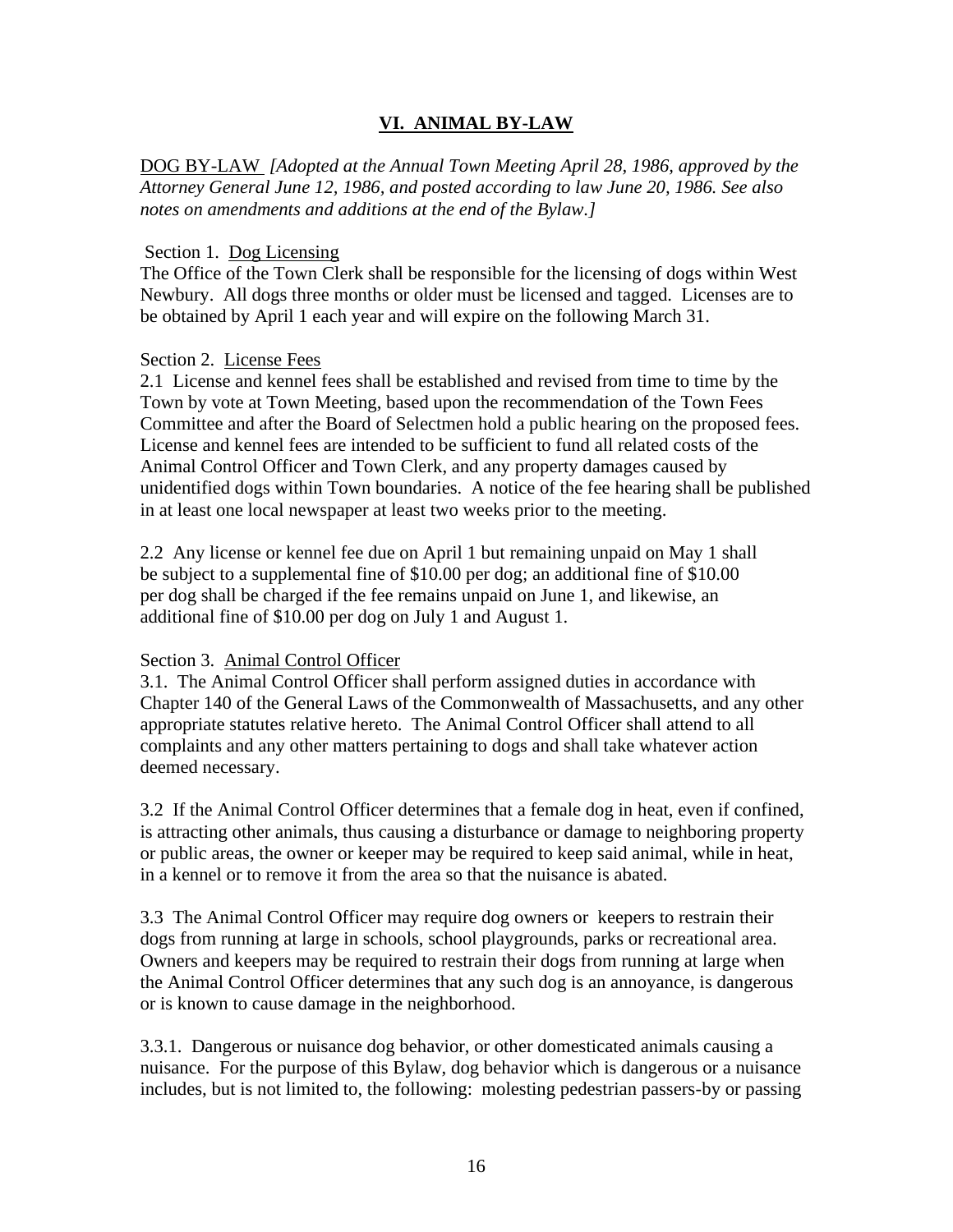## **VI. ANIMAL BY-LAW**

DOG BY-LAW *[Adopted at the Annual Town Meeting April 28, 1986, approved by the Attorney General June 12, 1986, and posted according to law June 20, 1986. See also notes on amendments and additions at the end of the Bylaw.]*

Section 1. Dog Licensing
The Office of the Town Clerk shall be responsible for the licensing of dogs within West Newbury. All dogs three months or older must be licensed and tagged. Licenses are to be obtained by April 1 each year and will expire on the following March 31.

Section 2. License Fees
2.1 License and kennel fees shall be established and revised from time to time by the Town by vote at Town Meeting, based upon the recommendation of the Town Fees Committee and after the Board of Selectmen hold a public hearing on the proposed fees. License and kennel fees are intended to be sufficient to fund all related costs of the Animal Control Officer and Town Clerk, and any property damages caused by unidentified dogs within Town boundaries. A notice of the fee hearing shall be published in at least one local newspaper at least two weeks prior to the meeting.

2.2 Any license or kennel fee due on April 1 but remaining unpaid on May 1 shall be subject to a supplemental fine of $10.00 per dog; an additional fine of $10.00 per dog shall be charged if the fee remains unpaid on June 1, and likewise, an additional fine of $10.00 per dog on July 1 and August 1.

Section 3. Animal Control Officer
3.1. The Animal Control Officer shall perform assigned duties in accordance with Chapter 140 of the General Laws of the Commonwealth of Massachusetts, and any other appropriate statutes relative hereto. The Animal Control Officer shall attend to all complaints and any other matters pertaining to dogs and shall take whatever action deemed necessary.

3.2 If the Animal Control Officer determines that a female dog in heat, even if confined, is attracting other animals, thus causing a disturbance or damage to neighboring property or public areas, the owner or keeper may be required to keep said animal, while in heat, in a kennel or to remove it from the area so that the nuisance is abated.

3.3 The Animal Control Officer may require dog owners or keepers to restrain their dogs from running at large in schools, school playgrounds, parks or recreational area. Owners and keepers may be required to restrain their dogs from running at large when the Animal Control Officer determines that any such dog is an annoyance, is dangerous or is known to cause damage in the neighborhood.

3.3.1. Dangerous or nuisance dog behavior, or other domesticated animals causing a nuisance. For the purpose of this Bylaw, dog behavior which is dangerous or a nuisance includes, but is not limited to, the following: molesting pedestrian passers-by or passing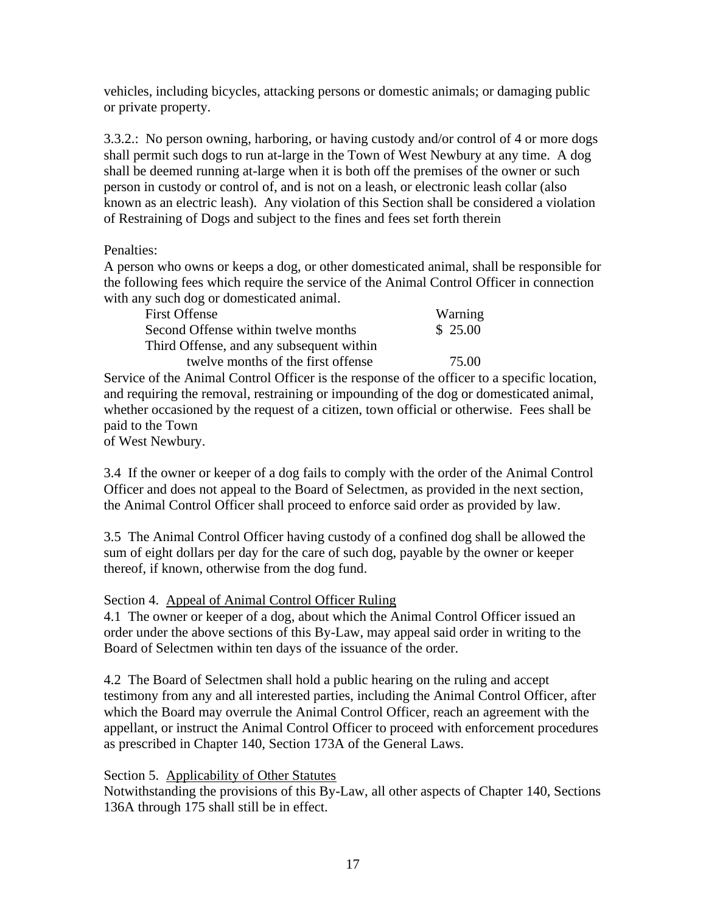vehicles, including bicycles, attacking persons or domestic animals; or damaging public or private property.

3.3.2.: No person owning, harboring, or having custody and/or control of 4 or more dogs shall permit such dogs to run at-large in the Town of West Newbury at any time. A dog shall be deemed running at-large when it is both off the premises of the owner or such person in custody or control of, and is not on a leash, or electronic leash collar (also known as an electric leash). Any violation of this Section shall be considered a violation of Restraining of Dogs and subject to the fines and fees set forth therein

Penalties:
A person who owns or keeps a dog, or other domesticated animal, shall be responsible for the following fees which require the service of the Animal Control Officer in connection with any such dog or domesticated animal.

| | |
|---|---|
| First Offense | Warning |
| Second Offense within twelve months | $ 25.00 |
| Third Offense, and any subsequent within twelve months of the first offense | 75.00 |

Service of the Animal Control Officer is the response of the officer to a specific location, and requiring the removal, restraining or impounding of the dog or domesticated animal, whether occasioned by the request of a citizen, town official or otherwise. Fees shall be paid to the Town
of West Newbury.

3.4 If the owner or keeper of a dog fails to comply with the order of the Animal Control Officer and does not appeal to the Board of Selectmen, as provided in the next section, the Animal Control Officer shall proceed to enforce said order as provided by law.

3.5 The Animal Control Officer having custody of a confined dog shall be allowed the sum of eight dollars per day for the care of such dog, payable by the owner or keeper thereof, if known, otherwise from the dog fund.

Section 4. Appeal of Animal Control Officer Ruling

4.1 The owner or keeper of a dog, about which the Animal Control Officer issued an order under the above sections of this By-Law, may appeal said order in writing to the Board of Selectmen within ten days of the issuance of the order.

4.2 The Board of Selectmen shall hold a public hearing on the ruling and accept testimony from any and all interested parties, including the Animal Control Officer, after which the Board may overrule the Animal Control Officer, reach an agreement with the appellant, or instruct the Animal Control Officer to proceed with enforcement procedures as prescribed in Chapter 140, Section 173A of the General Laws.

Section 5. Applicability of Other Statutes

Notwithstanding the provisions of this By-Law, all other aspects of Chapter 140, Sections 136A through 175 shall still be in effect.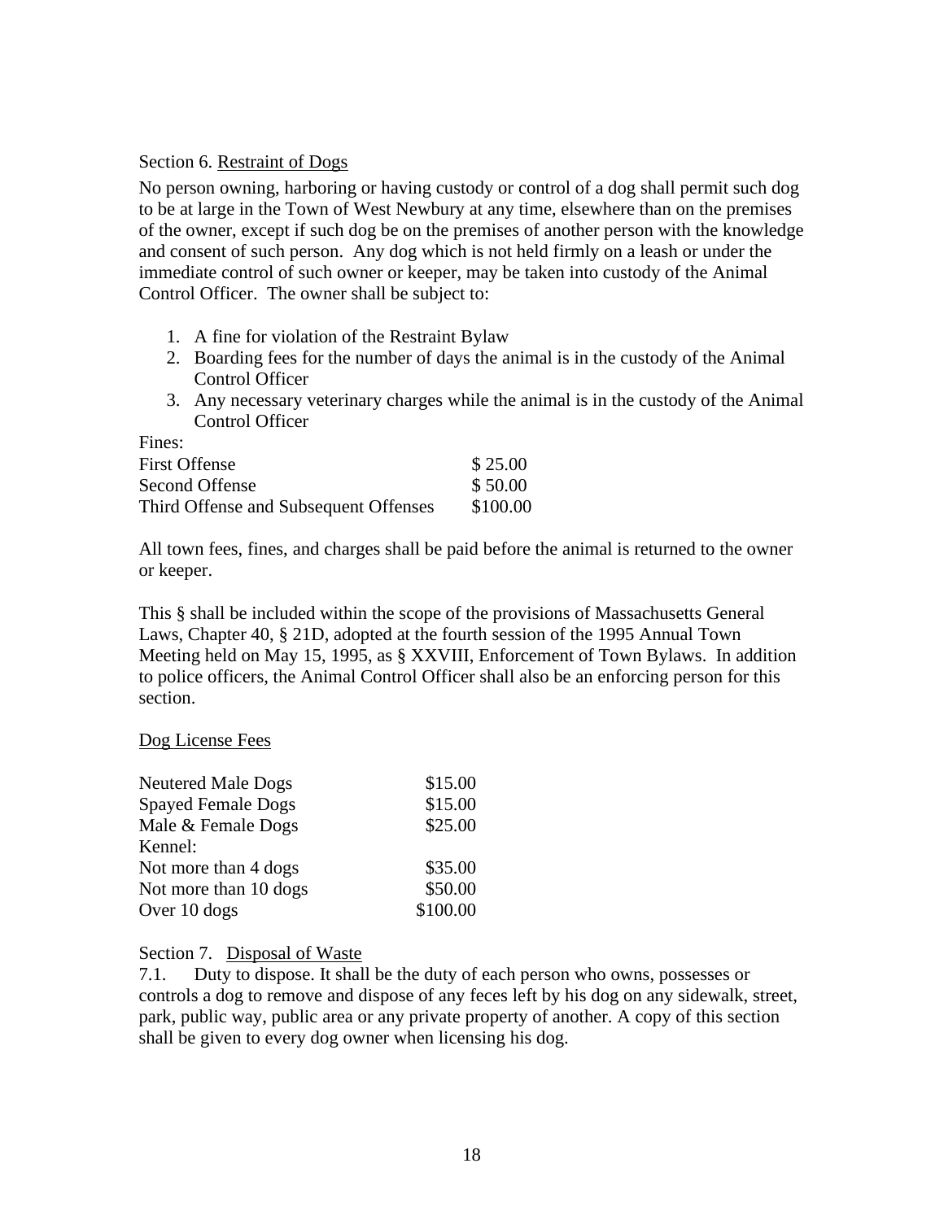### Section 6. Restraint of Dogs

No person owning, harboring or having custody or control of a dog shall permit such dog to be at large in the Town of West Newbury at any time, elsewhere than on the premises of the owner, except if such dog be on the premises of another person with the knowledge and consent of such person. Any dog which is not held firmly on a leash or under the immediate control of such owner or keeper, may be taken into custody of the Animal Control Officer. The owner shall be subject to:

1. A fine for violation of the Restraint Bylaw
2. Boarding fees for the number of days the animal is in the custody of the Animal Control Officer
3. Any necessary veterinary charges while the animal is in the custody of the Animal Control Officer

Fines:

| | |
|---|---|
| First Offense | $ 25.00 |
| Second Offense | $ 50.00 |
| Third Offense and Subsequent Offenses | $100.00 |

All town fees, fines, and charges shall be paid before the animal is returned to the owner or keeper.

This § shall be included within the scope of the provisions of Massachusetts General Laws, Chapter 40, § 21D, adopted at the fourth session of the 1995 Annual Town Meeting held on May 15, 1995, as § XXVIII, Enforcement of Town Bylaws. In addition to police officers, the Animal Control Officer shall also be an enforcing person for this section.

#### Dog License Fees

| | |
|---|---|
| Neutered Male Dogs | $15.00 |
| Spayed Female Dogs | $15.00 |
| Male & Female Dogs | $25.00 |
| Kennel: | |
| Not more than 4 dogs | $35.00 |
| Not more than 10 dogs | $50.00 |
| Over 10 dogs | $100.00 |

### Section 7. Disposal of Waste

7.1. Duty to dispose. It shall be the duty of each person who owns, possesses or controls a dog to remove and dispose of any feces left by his dog on any sidewalk, street, park, public way, public area or any private property of another. A copy of this section shall be given to every dog owner when licensing his dog.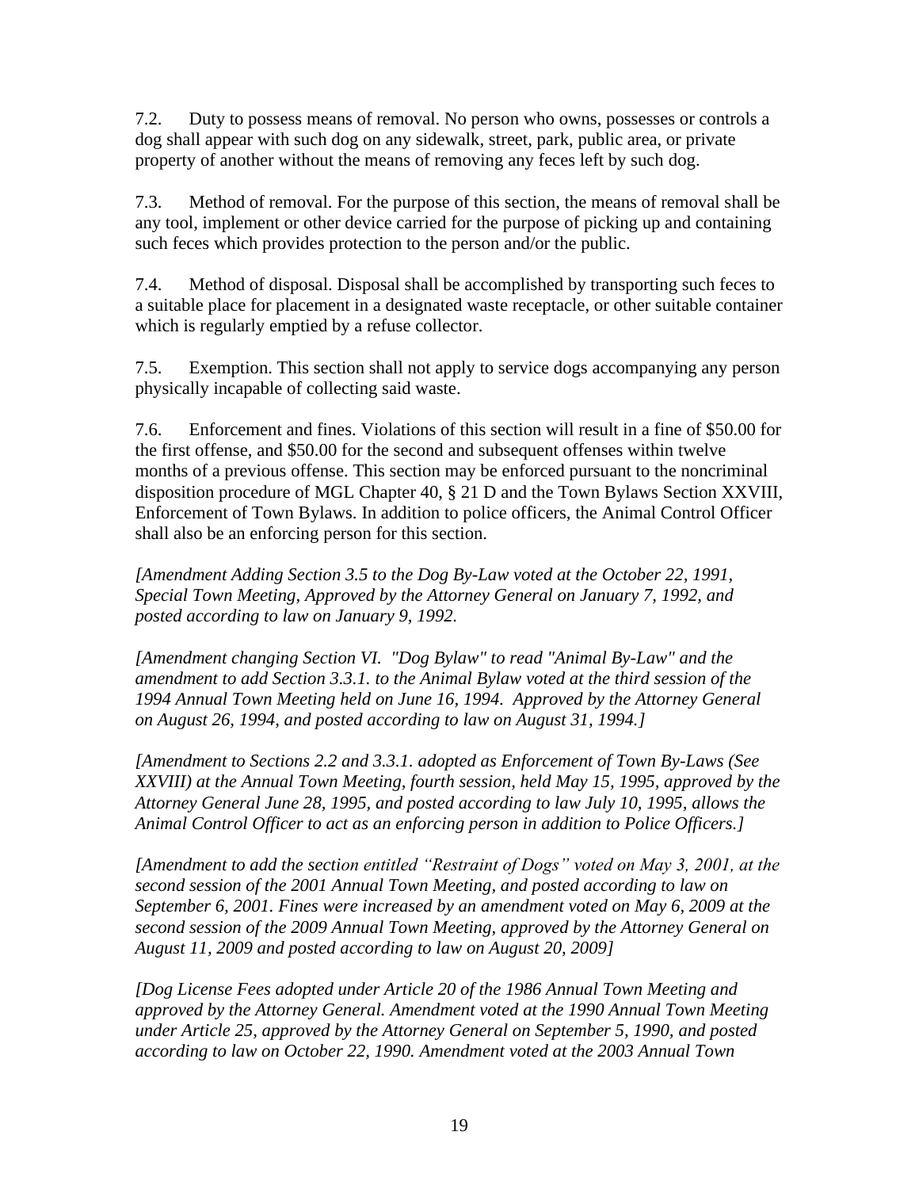7.2. Duty to possess means of removal. No person who owns, possesses or controls a dog shall appear with such dog on any sidewalk, street, park, public area, or private property of another without the means of removing any feces left by such dog.

7.3. Method of removal. For the purpose of this section, the means of removal shall be any tool, implement or other device carried for the purpose of picking up and containing such feces which provides protection to the person and/or the public.

7.4. Method of disposal. Disposal shall be accomplished by transporting such feces to a suitable place for placement in a designated waste receptacle, or other suitable container which is regularly emptied by a refuse collector.

7.5. Exemption. This section shall not apply to service dogs accompanying any person physically incapable of collecting said waste.

7.6. Enforcement and fines. Violations of this section will result in a fine of $50.00 for the first offense, and $50.00 for the second and subsequent offenses within twelve months of a previous offense. This section may be enforced pursuant to the noncriminal disposition procedure of MGL Chapter 40, § 21 D and the Town Bylaws Section XXVIII, Enforcement of Town Bylaws. In addition to police officers, the Animal Control Officer shall also be an enforcing person for this section.

*[Amendment Adding Section 3.5 to the Dog By-Law voted at the October 22, 1991, Special Town Meeting, Approved by the Attorney General on January 7, 1992, and posted according to law on January 9, 1992.*

*[Amendment changing Section VI. "Dog Bylaw" to read "Animal By-Law" and the amendment to add Section 3.3.1. to the Animal Bylaw voted at the third session of the 1994 Annual Town Meeting held on June 16, 1994. Approved by the Attorney General on August 26, 1994, and posted according to law on August 31, 1994.]*

*[Amendment to Sections 2.2 and 3.3.1. adopted as Enforcement of Town By-Laws (See XXVIII) at the Annual Town Meeting, fourth session, held May 15, 1995, approved by the Attorney General June 28, 1995, and posted according to law July 10, 1995, allows the Animal Control Officer to act as an enforcing person in addition to Police Officers.]*

*[Amendment to add the section entitled "Restraint of Dogs" voted on May 3, 2001, at the second session of the 2001 Annual Town Meeting, and posted according to law on September 6, 2001. Fines were increased by an amendment voted on May 6, 2009 at the second session of the 2009 Annual Town Meeting, approved by the Attorney General on August 11, 2009 and posted according to law on August 20, 2009]*

*[Dog License Fees adopted under Article 20 of the 1986 Annual Town Meeting and approved by the Attorney General. Amendment voted at the 1990 Annual Town Meeting under Article 25, approved by the Attorney General on September 5, 1990, and posted according to law on October 22, 1990. Amendment voted at the 2003 Annual Town*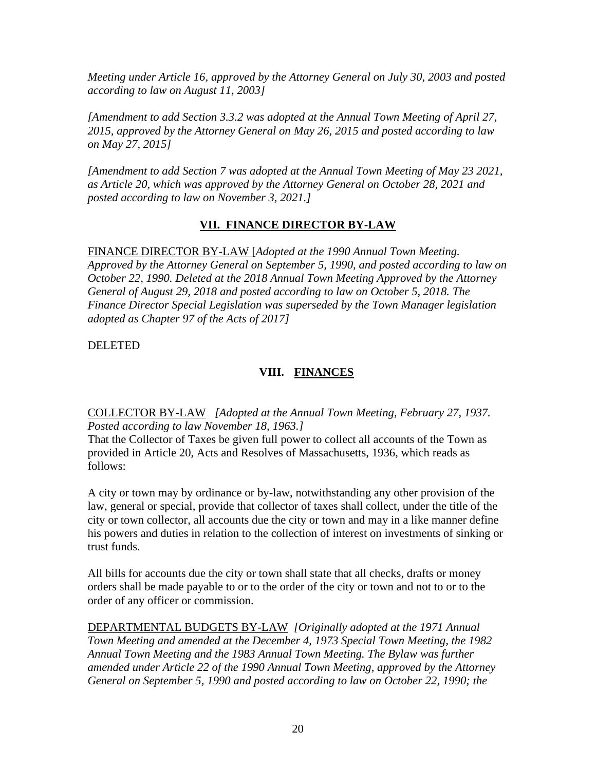*Meeting under Article 16, approved by the Attorney General on July 30, 2003 and posted according to law on August 11, 2003]*

*[Amendment to add Section 3.3.2 was adopted at the Annual Town Meeting of April 27, 2015, approved by the Attorney General on May 26, 2015 and posted according to law on May 27, 2015]*

*[Amendment to add Section 7 was adopted at the Annual Town Meeting of May 23 2021, as Article 20, which was approved by the Attorney General on October 28, 2021 and posted according to law on November 3, 2021.]*

## VII. FINANCE DIRECTOR BY-LAW

FINANCE DIRECTOR BY-LAW [*Adopted at the 1990 Annual Town Meeting. Approved by the Attorney General on September 5, 1990, and posted according to law on October 22, 1990. Deleted at the 2018 Annual Town Meeting Approved by the Attorney General of August 29, 2018 and posted according to law on October 5, 2018. The Finance Director Special Legislation was superseded by the Town Manager legislation adopted as Chapter 97 of the Acts of 2017]*

DELETED

## VIII. FINANCES

COLLECTOR BY-LAW *[Adopted at the Annual Town Meeting, February 27, 1937. Posted according to law November 18, 1963.]*
That the Collector of Taxes be given full power to collect all accounts of the Town as provided in Article 20, Acts and Resolves of Massachusetts, 1936, which reads as follows:

A city or town may by ordinance or by-law, notwithstanding any other provision of the law, general or special, provide that collector of taxes shall collect, under the title of the city or town collector, all accounts due the city or town and may in a like manner define his powers and duties in relation to the collection of interest on investments of sinking or trust funds.

All bills for accounts due the city or town shall state that all checks, drafts or money orders shall be made payable to or to the order of the city or town and not to or to the order of any officer or commission.

DEPARTMENTAL BUDGETS BY-LAW *[Originally adopted at the 1971 Annual Town Meeting and amended at the December 4, 1973 Special Town Meeting, the 1982 Annual Town Meeting and the 1983 Annual Town Meeting. The Bylaw was further amended under Article 22 of the 1990 Annual Town Meeting, approved by the Attorney General on September 5, 1990 and posted according to law on October 22, 1990; the*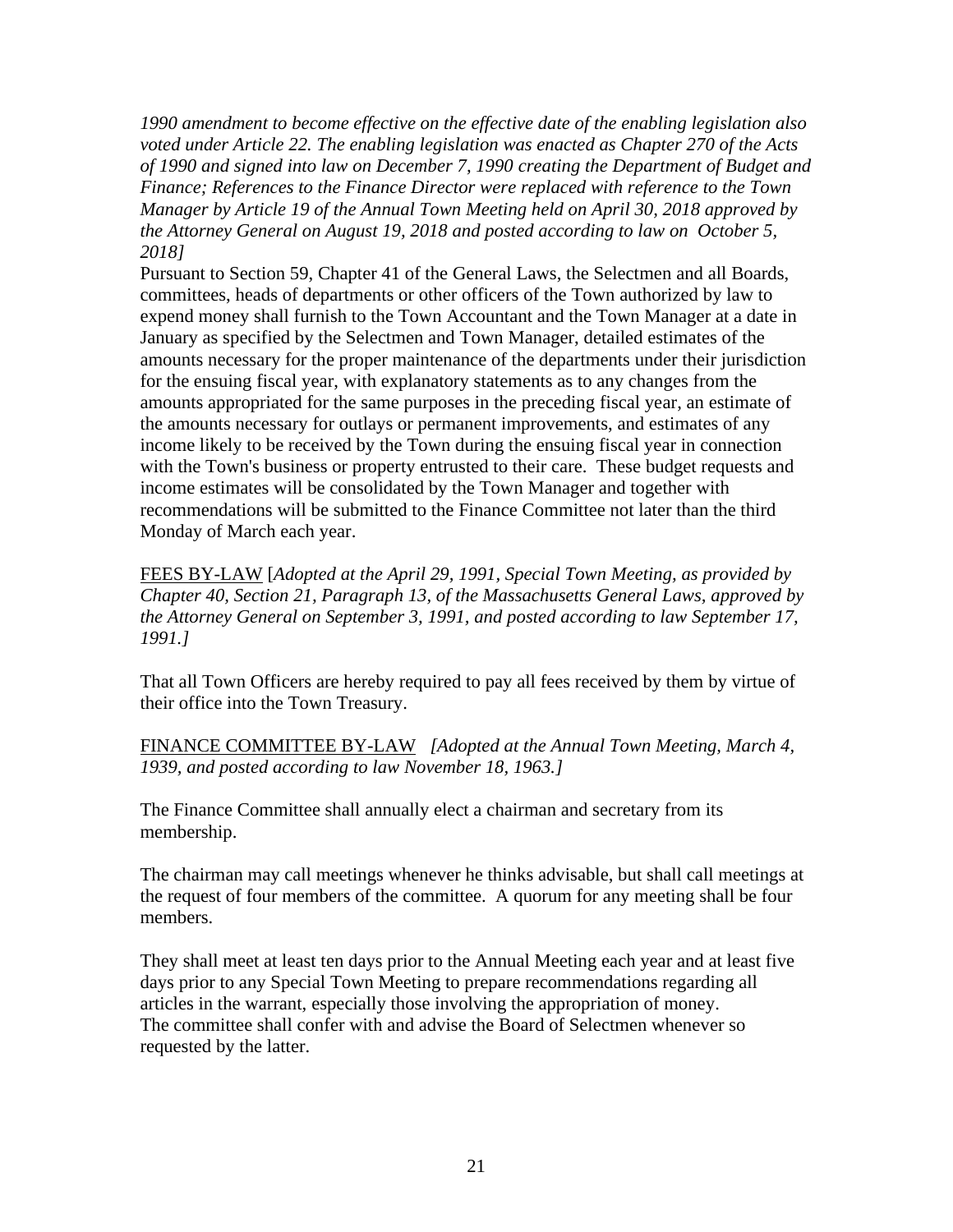*1990 amendment to become effective on the effective date of the enabling legislation also voted under Article 22. The enabling legislation was enacted as Chapter 270 of the Acts of 1990 and signed into law on December 7, 1990 creating the Department of Budget and Finance; References to the Finance Director were replaced with reference to the Town Manager by Article 19 of the Annual Town Meeting held on April 30, 2018 approved by the Attorney General on August 19, 2018 and posted according to law on October 5, 2018]*

Pursuant to Section 59, Chapter 41 of the General Laws, the Selectmen and all Boards, committees, heads of departments or other officers of the Town authorized by law to expend money shall furnish to the Town Accountant and the Town Manager at a date in January as specified by the Selectmen and Town Manager, detailed estimates of the amounts necessary for the proper maintenance of the departments under their jurisdiction for the ensuing fiscal year, with explanatory statements as to any changes from the amounts appropriated for the same purposes in the preceding fiscal year, an estimate of the amounts necessary for outlays or permanent improvements, and estimates of any income likely to be received by the Town during the ensuing fiscal year in connection with the Town's business or property entrusted to their care. These budget requests and income estimates will be consolidated by the Town Manager and together with recommendations will be submitted to the Finance Committee not later than the third Monday of March each year.

<u>FEES BY-LAW</u> [*Adopted at the April 29, 1991, Special Town Meeting, as provided by Chapter 40, Section 21, Paragraph 13, of the Massachusetts General Laws, approved by the Attorney General on September 3, 1991, and posted according to law September 17, 1991.]*

That all Town Officers are hereby required to pay all fees received by them by virtue of their office into the Town Treasury.

<u>FINANCE COMMITTEE BY-LAW</u> *[Adopted at the Annual Town Meeting, March 4, 1939, and posted according to law November 18, 1963.]*

The Finance Committee shall annually elect a chairman and secretary from its membership.

The chairman may call meetings whenever he thinks advisable, but shall call meetings at the request of four members of the committee. A quorum for any meeting shall be four members.

They shall meet at least ten days prior to the Annual Meeting each year and at least five days prior to any Special Town Meeting to prepare recommendations regarding all articles in the warrant, especially those involving the appropriation of money.
The committee shall confer with and advise the Board of Selectmen whenever so requested by the latter.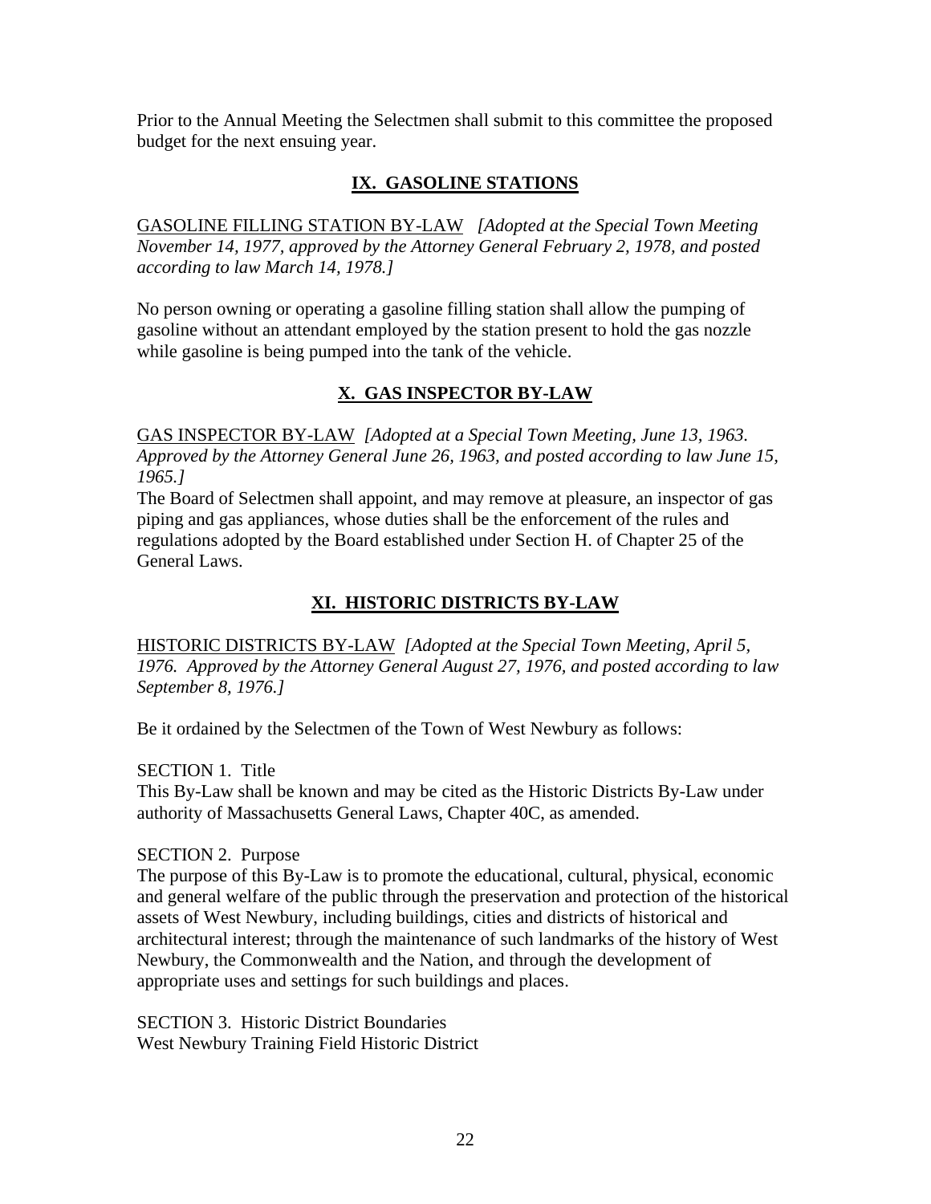Prior to the Annual Meeting the Selectmen shall submit to this committee the proposed budget for the next ensuing year.

## **IX. GASOLINE STATIONS**

GASOLINE FILLING STATION BY-LAW *[Adopted at the Special Town Meeting November 14, 1977, approved by the Attorney General February 2, 1978, and posted according to law March 14, 1978.]*

No person owning or operating a gasoline filling station shall allow the pumping of gasoline without an attendant employed by the station present to hold the gas nozzle while gasoline is being pumped into the tank of the vehicle.

## **X. GAS INSPECTOR BY-LAW**

GAS INSPECTOR BY-LAW *[Adopted at a Special Town Meeting, June 13, 1963. Approved by the Attorney General June 26, 1963, and posted according to law June 15, 1965.]*

The Board of Selectmen shall appoint, and may remove at pleasure, an inspector of gas piping and gas appliances, whose duties shall be the enforcement of the rules and regulations adopted by the Board established under Section H. of Chapter 25 of the General Laws.

## **XI. HISTORIC DISTRICTS BY-LAW**

HISTORIC DISTRICTS BY-LAW *[Adopted at the Special Town Meeting, April 5, 1976. Approved by the Attorney General August 27, 1976, and posted according to law September 8, 1976.]*

Be it ordained by the Selectmen of the Town of West Newbury as follows:

SECTION 1. Title

This By-Law shall be known and may be cited as the Historic Districts By-Law under authority of Massachusetts General Laws, Chapter 40C, as amended.

SECTION 2. Purpose

The purpose of this By-Law is to promote the educational, cultural, physical, economic and general welfare of the public through the preservation and protection of the historical assets of West Newbury, including buildings, cities and districts of historical and architectural interest; through the maintenance of such landmarks of the history of West Newbury, the Commonwealth and the Nation, and through the development of appropriate uses and settings for such buildings and places.

SECTION 3. Historic District Boundaries

West Newbury Training Field Historic District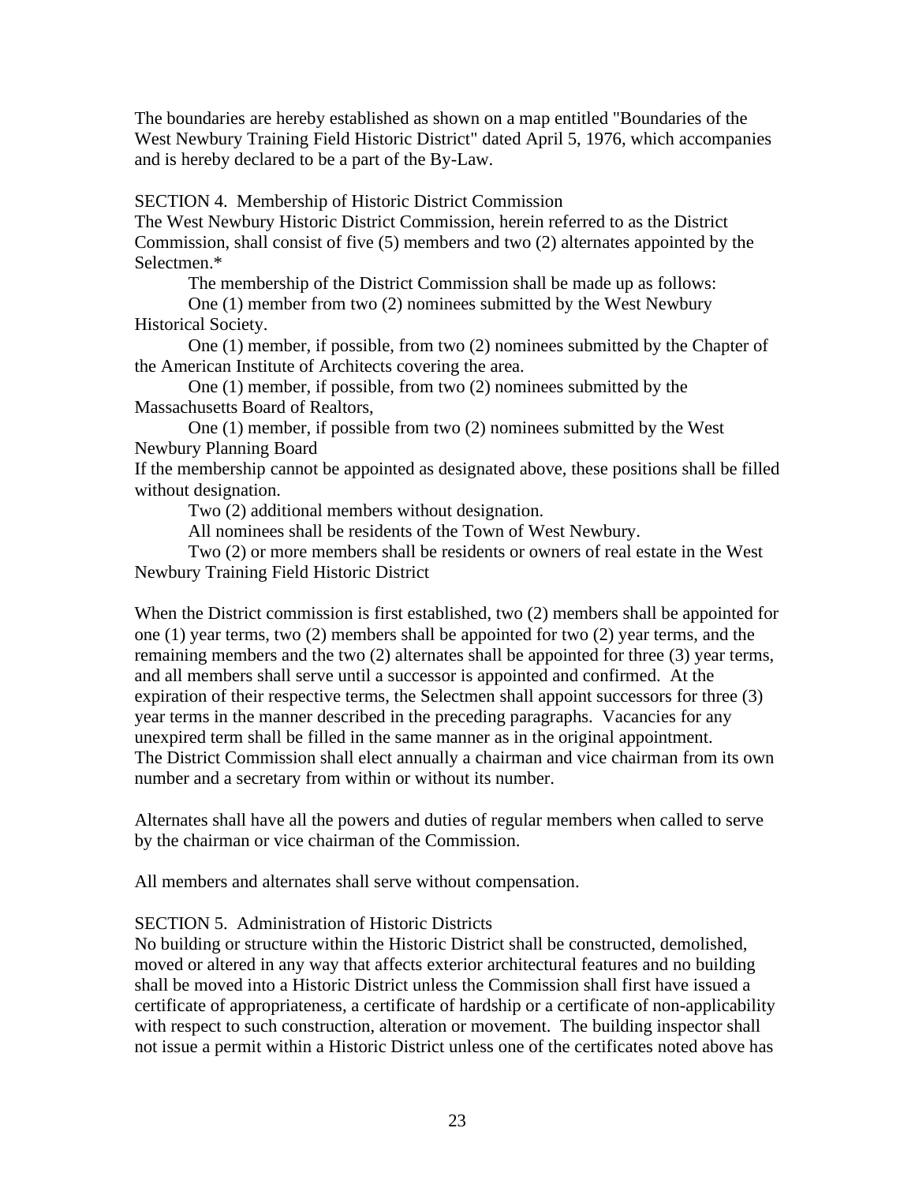The boundaries are hereby established as shown on a map entitled "Boundaries of the West Newbury Training Field Historic District" dated April 5, 1976, which accompanies and is hereby declared to be a part of the By-Law.

SECTION 4. Membership of Historic District Commission

The West Newbury Historic District Commission, herein referred to as the District Commission, shall consist of five (5) members and two (2) alternates appointed by the Selectmen.*

The membership of the District Commission shall be made up as follows:

One (1) member from two (2) nominees submitted by the West Newbury Historical Society.

One (1) member, if possible, from two (2) nominees submitted by the Chapter of the American Institute of Architects covering the area.

One (1) member, if possible, from two (2) nominees submitted by the Massachusetts Board of Realtors,

One (1) member, if possible from two (2) nominees submitted by the West Newbury Planning Board

If the membership cannot be appointed as designated above, these positions shall be filled without designation.

Two (2) additional members without designation.

All nominees shall be residents of the Town of West Newbury.

Two (2) or more members shall be residents or owners of real estate in the West Newbury Training Field Historic District

When the District commission is first established, two (2) members shall be appointed for one (1) year terms, two (2) members shall be appointed for two (2) year terms, and the remaining members and the two (2) alternates shall be appointed for three (3) year terms, and all members shall serve until a successor is appointed and confirmed. At the expiration of their respective terms, the Selectmen shall appoint successors for three (3) year terms in the manner described in the preceding paragraphs. Vacancies for any unexpired term shall be filled in the same manner as in the original appointment. The District Commission shall elect annually a chairman and vice chairman from its own number and a secretary from within or without its number.

Alternates shall have all the powers and duties of regular members when called to serve by the chairman or vice chairman of the Commission.

All members and alternates shall serve without compensation.

SECTION 5. Administration of Historic Districts

No building or structure within the Historic District shall be constructed, demolished, moved or altered in any way that affects exterior architectural features and no building shall be moved into a Historic District unless the Commission shall first have issued a certificate of appropriateness, a certificate of hardship or a certificate of non-applicability with respect to such construction, alteration or movement. The building inspector shall not issue a permit within a Historic District unless one of the certificates noted above has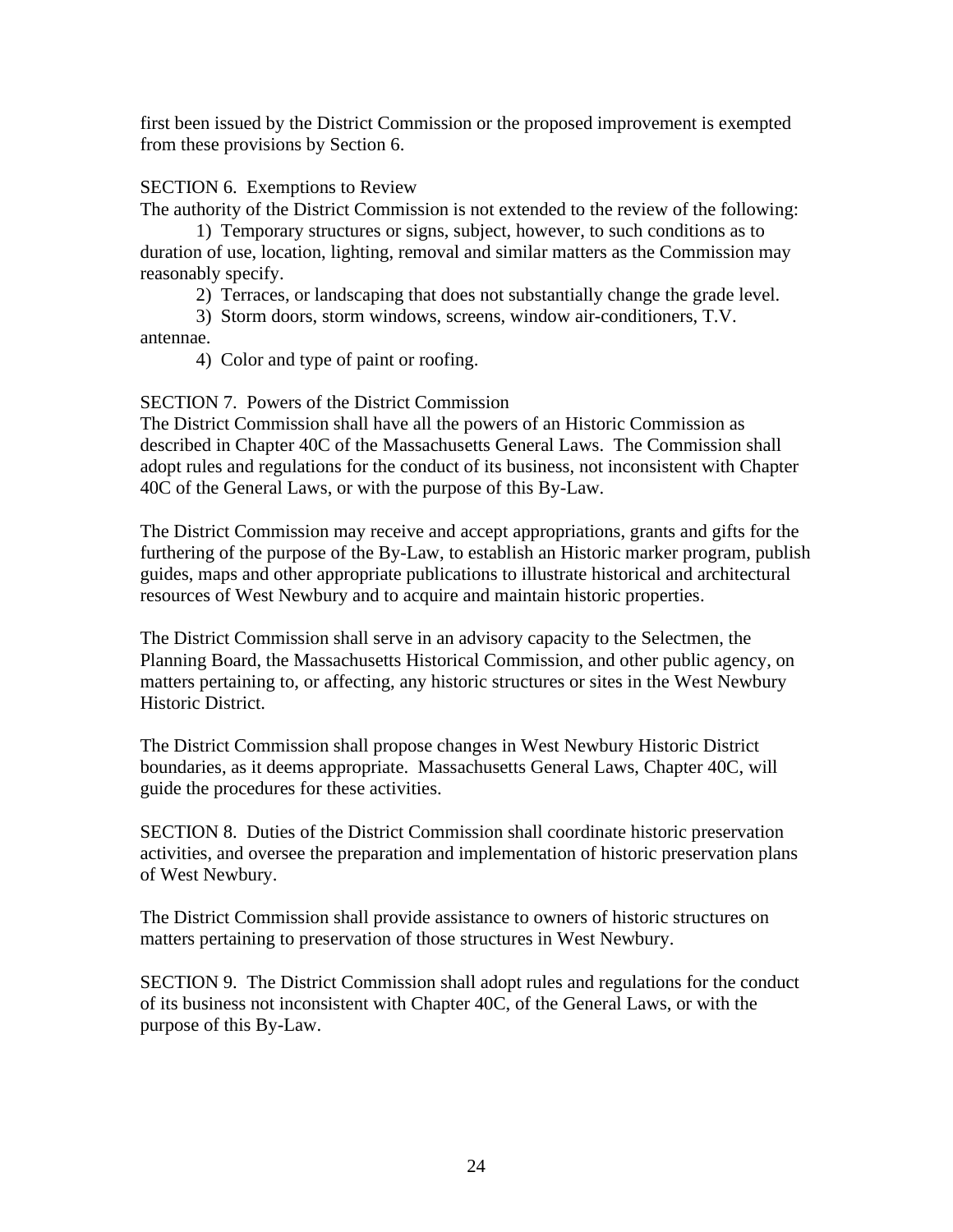first been issued by the District Commission or the proposed improvement is exempted from these provisions by Section 6.

SECTION 6. Exemptions to Review

The authority of the District Commission is not extended to the review of the following:

1) Temporary structures or signs, subject, however, to such conditions as to duration of use, location, lighting, removal and similar matters as the Commission may reasonably specify.

2) Terraces, or landscaping that does not substantially change the grade level.

3) Storm doors, storm windows, screens, window air-conditioners, T.V. antennae.

4) Color and type of paint or roofing.

SECTION 7. Powers of the District Commission

The District Commission shall have all the powers of an Historic Commission as described in Chapter 40C of the Massachusetts General Laws. The Commission shall adopt rules and regulations for the conduct of its business, not inconsistent with Chapter 40C of the General Laws, or with the purpose of this By-Law.

The District Commission may receive and accept appropriations, grants and gifts for the furthering of the purpose of the By-Law, to establish an Historic marker program, publish guides, maps and other appropriate publications to illustrate historical and architectural resources of West Newbury and to acquire and maintain historic properties.

The District Commission shall serve in an advisory capacity to the Selectmen, the Planning Board, the Massachusetts Historical Commission, and other public agency, on matters pertaining to, or affecting, any historic structures or sites in the West Newbury Historic District.

The District Commission shall propose changes in West Newbury Historic District boundaries, as it deems appropriate. Massachusetts General Laws, Chapter 40C, will guide the procedures for these activities.

SECTION 8. Duties of the District Commission shall coordinate historic preservation activities, and oversee the preparation and implementation of historic preservation plans of West Newbury.

The District Commission shall provide assistance to owners of historic structures on matters pertaining to preservation of those structures in West Newbury.

SECTION 9. The District Commission shall adopt rules and regulations for the conduct of its business not inconsistent with Chapter 40C, of the General Laws, or with the purpose of this By-Law.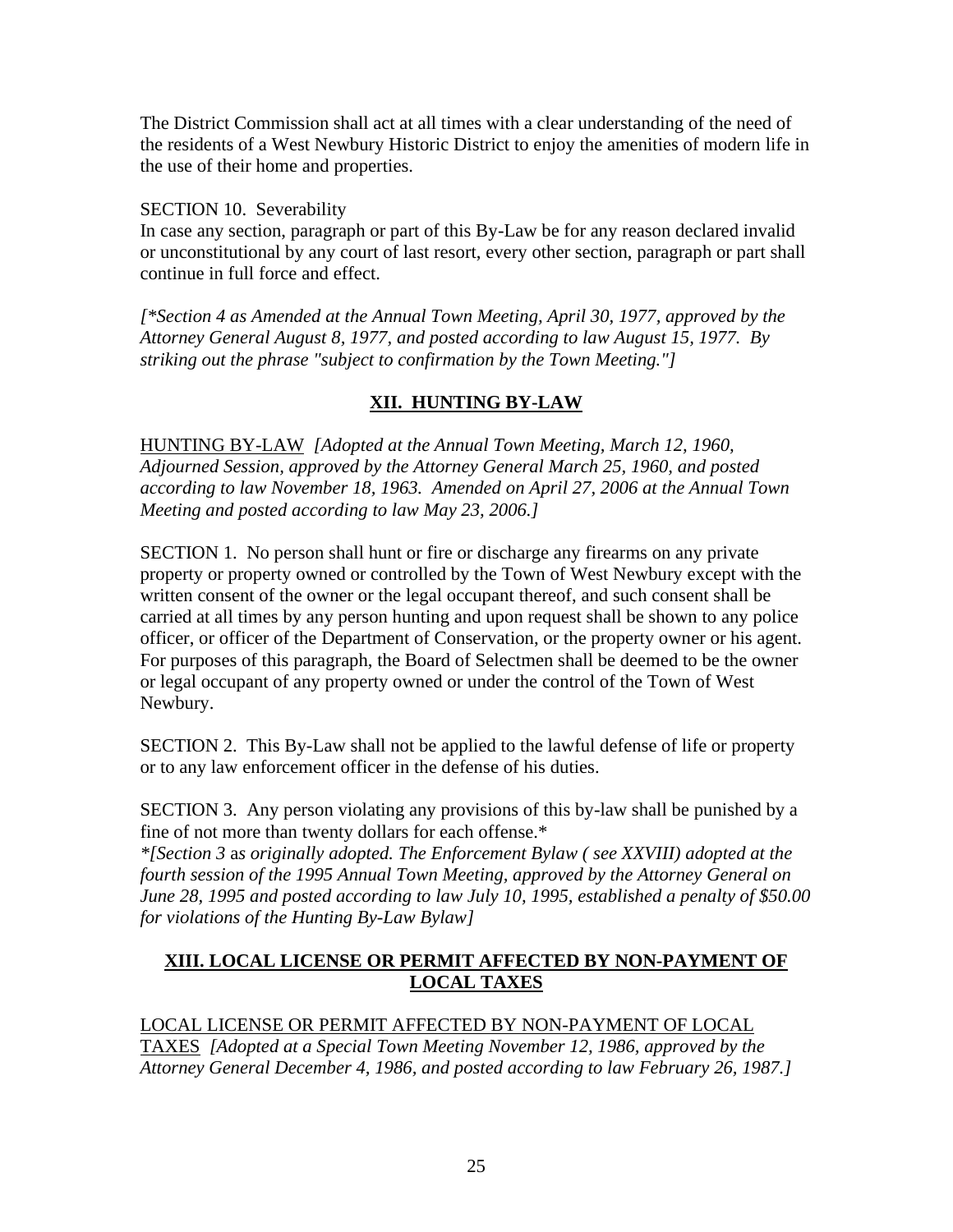The District Commission shall act at all times with a clear understanding of the need of the residents of a West Newbury Historic District to enjoy the amenities of modern life in the use of their home and properties.

SECTION 10. Severability
In case any section, paragraph or part of this By-Law be for any reason declared invalid or unconstitutional by any court of last resort, every other section, paragraph or part shall continue in full force and effect.

*[\*Section 4 as Amended at the Annual Town Meeting, April 30, 1977, approved by the Attorney General August 8, 1977, and posted according to law August 15, 1977. By striking out the phrase "subject to confirmation by the Town Meeting."]*

## XII. HUNTING BY-LAW

<u>HUNTING BY-LAW</u> *[Adopted at the Annual Town Meeting, March 12, 1960, Adjourned Session, approved by the Attorney General March 25, 1960, and posted according to law November 18, 1963. Amended on April 27, 2006 at the Annual Town Meeting and posted according to law May 23, 2006.]*

SECTION 1. No person shall hunt or fire or discharge any firearms on any private property or property owned or controlled by the Town of West Newbury except with the written consent of the owner or the legal occupant thereof, and such consent shall be carried at all times by any person hunting and upon request shall be shown to any police officer, or officer of the Department of Conservation, or the property owner or his agent. For purposes of this paragraph, the Board of Selectmen shall be deemed to be the owner or legal occupant of any property owned or under the control of the Town of West Newbury.

SECTION 2. This By-Law shall not be applied to the lawful defense of life or property or to any law enforcement officer in the defense of his duties.

SECTION 3. Any person violating any provisions of this by-law shall be punished by a fine of not more than twenty dollars for each offense.*
*\*[Section 3* as *originally adopted. The Enforcement Bylaw ( see XXVIII) adopted at the fourth session of the 1995 Annual Town Meeting, approved by the Attorney General on June 28, 1995 and posted according to law July 10, 1995, established a penalty of $50.00 for violations of the Hunting By-Law Bylaw]*

## XIII. LOCAL LICENSE OR PERMIT AFFECTED BY NON-PAYMENT OF LOCAL TAXES

<u>LOCAL LICENSE OR PERMIT AFFECTED BY NON-PAYMENT OF LOCAL TAXES</u> *[Adopted at a Special Town Meeting November 12, 1986, approved by the Attorney General December 4, 1986, and posted according to law February 26, 1987.]*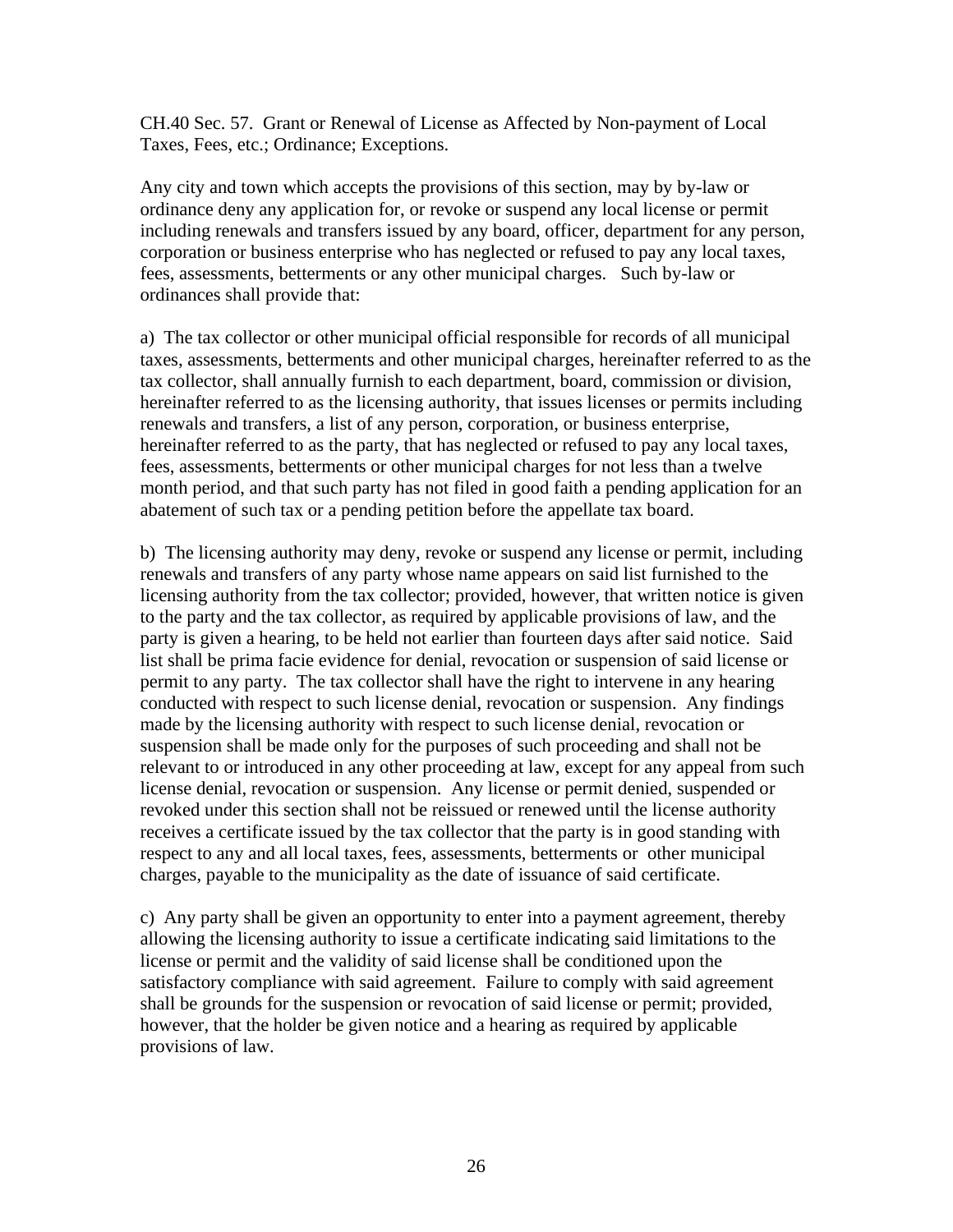CH.40 Sec. 57. Grant or Renewal of License as Affected by Non-payment of Local Taxes, Fees, etc.; Ordinance; Exceptions.

Any city and town which accepts the provisions of this section, may by by-law or ordinance deny any application for, or revoke or suspend any local license or permit including renewals and transfers issued by any board, officer, department for any person, corporation or business enterprise who has neglected or refused to pay any local taxes, fees, assessments, betterments or any other municipal charges. Such by-law or ordinances shall provide that:

a) The tax collector or other municipal official responsible for records of all municipal taxes, assessments, betterments and other municipal charges, hereinafter referred to as the tax collector, shall annually furnish to each department, board, commission or division, hereinafter referred to as the licensing authority, that issues licenses or permits including renewals and transfers, a list of any person, corporation, or business enterprise, hereinafter referred to as the party, that has neglected or refused to pay any local taxes, fees, assessments, betterments or other municipal charges for not less than a twelve month period, and that such party has not filed in good faith a pending application for an abatement of such tax or a pending petition before the appellate tax board.

b) The licensing authority may deny, revoke or suspend any license or permit, including renewals and transfers of any party whose name appears on said list furnished to the licensing authority from the tax collector; provided, however, that written notice is given to the party and the tax collector, as required by applicable provisions of law, and the party is given a hearing, to be held not earlier than fourteen days after said notice. Said list shall be prima facie evidence for denial, revocation or suspension of said license or permit to any party. The tax collector shall have the right to intervene in any hearing conducted with respect to such license denial, revocation or suspension. Any findings made by the licensing authority with respect to such license denial, revocation or suspension shall be made only for the purposes of such proceeding and shall not be relevant to or introduced in any other proceeding at law, except for any appeal from such license denial, revocation or suspension. Any license or permit denied, suspended or revoked under this section shall not be reissued or renewed until the license authority receives a certificate issued by the tax collector that the party is in good standing with respect to any and all local taxes, fees, assessments, betterments or other municipal charges, payable to the municipality as the date of issuance of said certificate.

c) Any party shall be given an opportunity to enter into a payment agreement, thereby allowing the licensing authority to issue a certificate indicating said limitations to the license or permit and the validity of said license shall be conditioned upon the satisfactory compliance with said agreement. Failure to comply with said agreement shall be grounds for the suspension or revocation of said license or permit; provided, however, that the holder be given notice and a hearing as required by applicable provisions of law.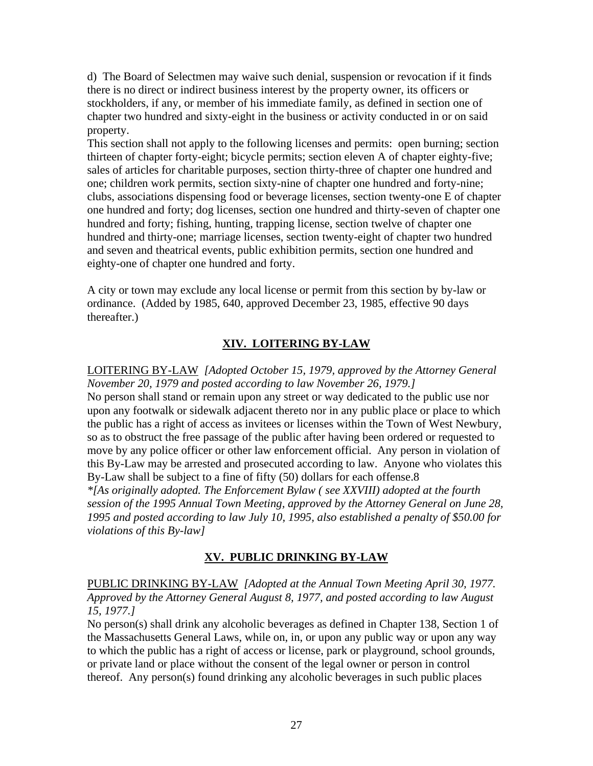d) The Board of Selectmen may waive such denial, suspension or revocation if it finds there is no direct or indirect business interest by the property owner, its officers or stockholders, if any, or member of his immediate family, as defined in section one of chapter two hundred and sixty-eight in the business or activity conducted in or on said property.

This section shall not apply to the following licenses and permits: open burning; section thirteen of chapter forty-eight; bicycle permits; section eleven A of chapter eighty-five; sales of articles for charitable purposes, section thirty-three of chapter one hundred and one; children work permits, section sixty-nine of chapter one hundred and forty-nine; clubs, associations dispensing food or beverage licenses, section twenty-one E of chapter one hundred and forty; dog licenses, section one hundred and thirty-seven of chapter one hundred and forty; fishing, hunting, trapping license, section twelve of chapter one hundred and thirty-one; marriage licenses, section twenty-eight of chapter two hundred and seven and theatrical events, public exhibition permits, section one hundred and eighty-one of chapter one hundred and forty.

A city or town may exclude any local license or permit from this section by by-law or ordinance. (Added by 1985, 640, approved December 23, 1985, effective 90 days thereafter.)

## XIV. LOITERING BY-LAW

LOITERING BY-LAW *[Adopted October 15, 1979, approved by the Attorney General November 20, 1979 and posted according to law November 26, 1979.]*

No person shall stand or remain upon any street or way dedicated to the public use nor upon any footwalk or sidewalk adjacent thereto nor in any public place or place to which the public has a right of access as invitees or licenses within the Town of West Newbury, so as to obstruct the free passage of the public after having been ordered or requested to move by any police officer or other law enforcement official. Any person in violation of this By-Law may be arrested and prosecuted according to law. Anyone who violates this By-Law shall be subject to a fine of fifty (50) dollars for each offense.8

*\*[As originally adopted. The Enforcement Bylaw ( see XXVIII) adopted at the fourth session of the 1995 Annual Town Meeting, approved by the Attorney General on June 28, 1995 and posted according to law July 10, 1995, also established a penalty of $50.00 for violations of this By-law]*

## XV. PUBLIC DRINKING BY-LAW

PUBLIC DRINKING BY-LAW *[Adopted at the Annual Town Meeting April 30, 1977. Approved by the Attorney General August 8, 1977, and posted according to law August 15, 1977.]*

No person(s) shall drink any alcoholic beverages as defined in Chapter 138, Section 1 of the Massachusetts General Laws, while on, in, or upon any public way or upon any way to which the public has a right of access or license, park or playground, school grounds, or private land or place without the consent of the legal owner or person in control thereof. Any person(s) found drinking any alcoholic beverages in such public places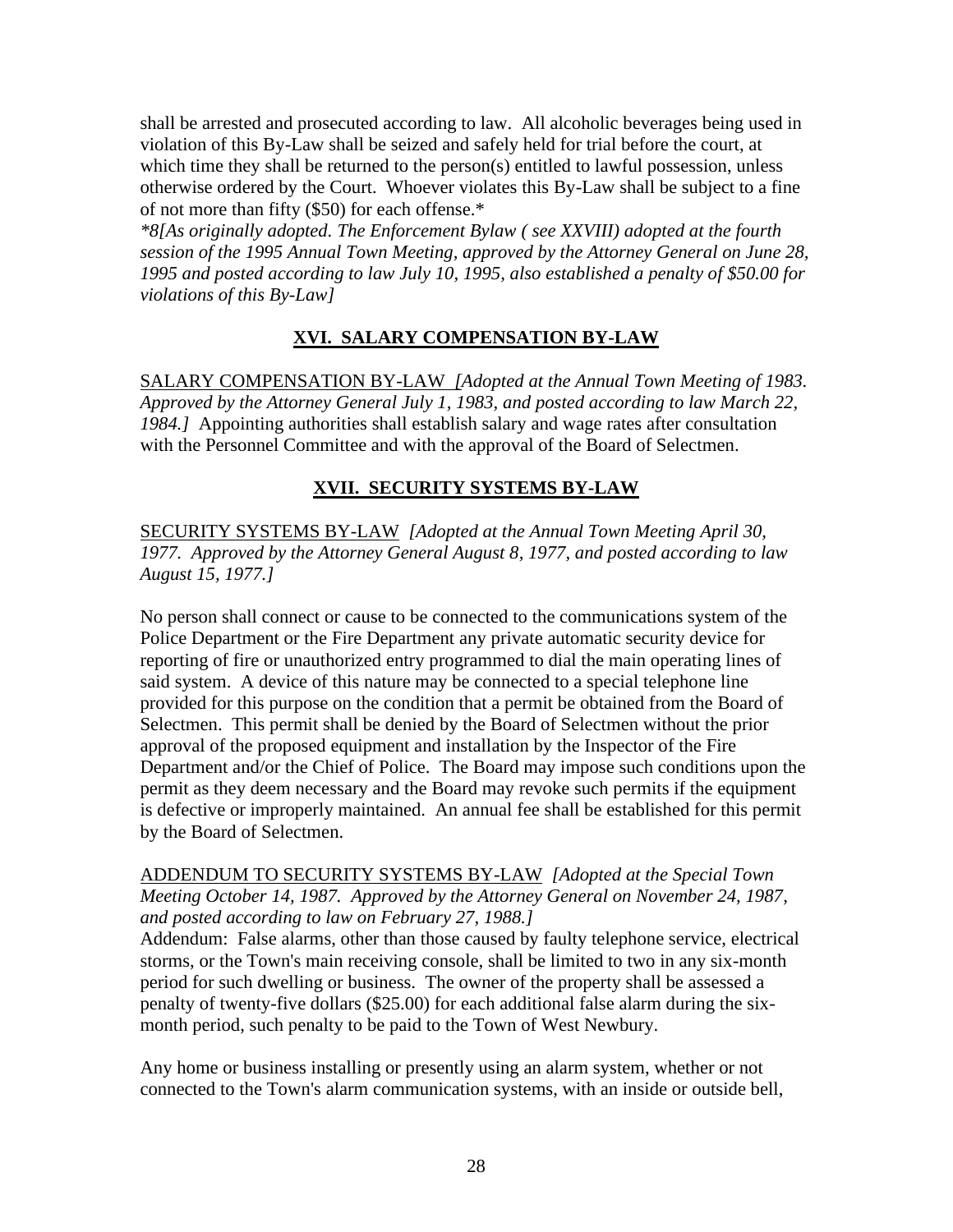shall be arrested and prosecuted according to law. All alcoholic beverages being used in violation of this By-Law shall be seized and safely held for trial before the court, at which time they shall be returned to the person(s) entitled to lawful possession, unless otherwise ordered by the Court. Whoever violates this By-Law shall be subject to a fine of not more than fifty ($50) for each offense.*

*\*8[As originally adopted. The Enforcement Bylaw ( see XXVIII) adopted at the fourth session of the 1995 Annual Town Meeting, approved by the Attorney General on June 28, 1995 and posted according to law July 10, 1995, also established a penalty of $50.00 for violations of this By-Law]*

## XVI. SALARY COMPENSATION BY-LAW

SALARY COMPENSATION BY-LAW *[Adopted at the Annual Town Meeting of 1983. Approved by the Attorney General July 1, 1983, and posted according to law March 22, 1984.]* Appointing authorities shall establish salary and wage rates after consultation with the Personnel Committee and with the approval of the Board of Selectmen.

## XVII. SECURITY SYSTEMS BY-LAW

SECURITY SYSTEMS BY-LAW *[Adopted at the Annual Town Meeting April 30, 1977. Approved by the Attorney General August 8, 1977, and posted according to law August 15, 1977.]*

No person shall connect or cause to be connected to the communications system of the Police Department or the Fire Department any private automatic security device for reporting of fire or unauthorized entry programmed to dial the main operating lines of said system. A device of this nature may be connected to a special telephone line provided for this purpose on the condition that a permit be obtained from the Board of Selectmen. This permit shall be denied by the Board of Selectmen without the prior approval of the proposed equipment and installation by the Inspector of the Fire Department and/or the Chief of Police. The Board may impose such conditions upon the permit as they deem necessary and the Board may revoke such permits if the equipment is defective or improperly maintained. An annual fee shall be established for this permit by the Board of Selectmen.

ADDENDUM TO SECURITY SYSTEMS BY-LAW *[Adopted at the Special Town Meeting October 14, 1987. Approved by the Attorney General on November 24, 1987, and posted according to law on February 27, 1988.]*
Addendum: False alarms, other than those caused by faulty telephone service, electrical storms, or the Town's main receiving console, shall be limited to two in any six-month period for such dwelling or business. The owner of the property shall be assessed a penalty of twenty-five dollars ($25.00) for each additional false alarm during the six-month period, such penalty to be paid to the Town of West Newbury.

Any home or business installing or presently using an alarm system, whether or not connected to the Town's alarm communication systems, with an inside or outside bell,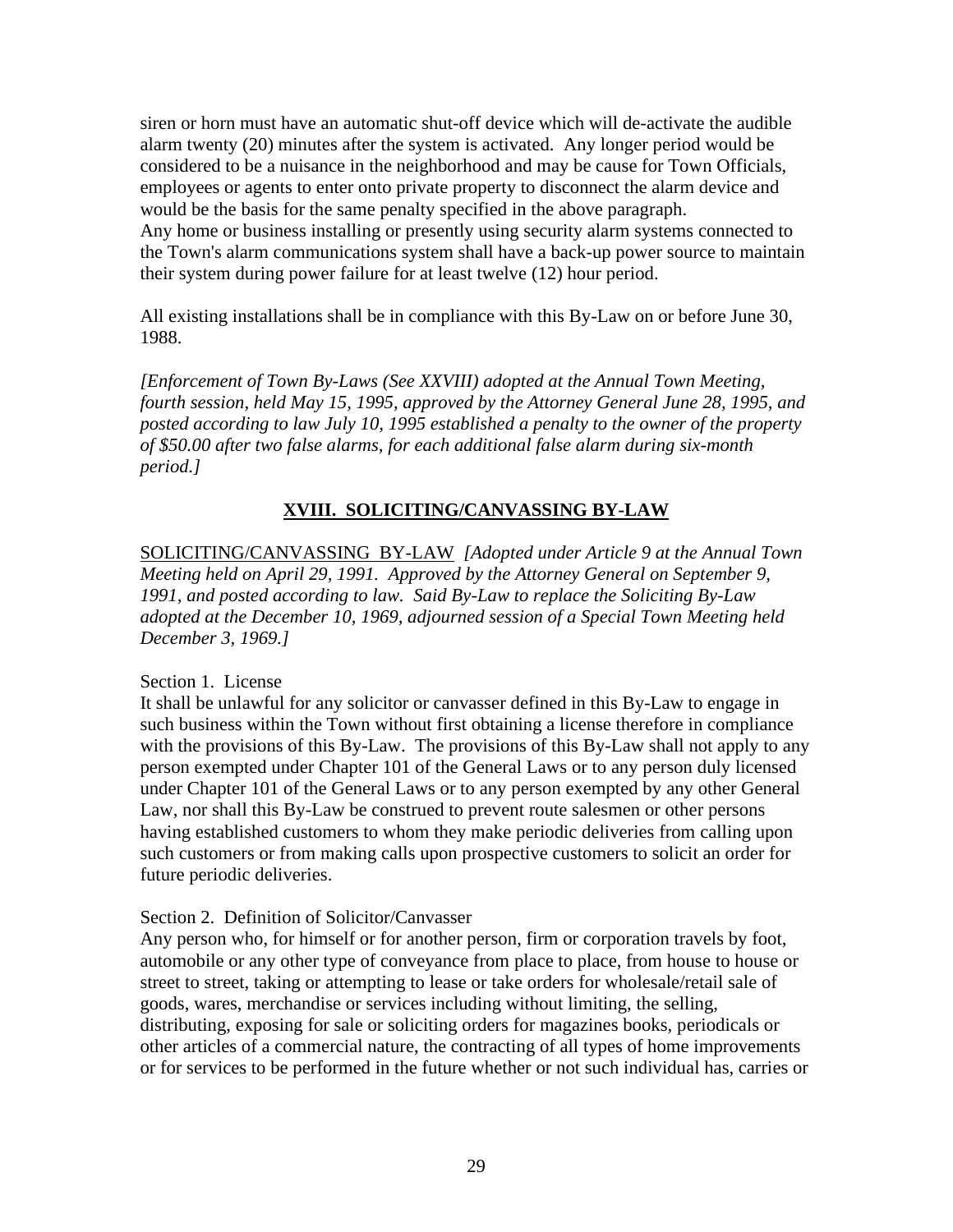siren or horn must have an automatic shut-off device which will de-activate the audible alarm twenty (20) minutes after the system is activated. Any longer period would be considered to be a nuisance in the neighborhood and may be cause for Town Officials, employees or agents to enter onto private property to disconnect the alarm device and would be the basis for the same penalty specified in the above paragraph.
Any home or business installing or presently using security alarm systems connected to the Town's alarm communications system shall have a back-up power source to maintain their system during power failure for at least twelve (12) hour period.

All existing installations shall be in compliance with this By-Law on or before June 30, 1988.

*[Enforcement of Town By-Laws (See XXVIII) adopted at the Annual Town Meeting, fourth session, held May 15, 1995, approved by the Attorney General June 28, 1995, and posted according to law July 10, 1995 established a penalty to the owner of the property of $50.00 after two false alarms, for each additional false alarm during six-month period.]*

## XVIII. SOLICITING/CANVASSING BY-LAW

SOLICITING/CANVASSING BY-LAW *[Adopted under Article 9 at the Annual Town Meeting held on April 29, 1991. Approved by the Attorney General on September 9, 1991, and posted according to law. Said By-Law to replace the Soliciting By-Law adopted at the December 10, 1969, adjourned session of a Special Town Meeting held December 3, 1969.]*

Section 1. License
It shall be unlawful for any solicitor or canvasser defined in this By-Law to engage in such business within the Town without first obtaining a license therefore in compliance with the provisions of this By-Law. The provisions of this By-Law shall not apply to any person exempted under Chapter 101 of the General Laws or to any person duly licensed under Chapter 101 of the General Laws or to any person exempted by any other General Law, nor shall this By-Law be construed to prevent route salesmen or other persons having established customers to whom they make periodic deliveries from calling upon such customers or from making calls upon prospective customers to solicit an order for future periodic deliveries.

Section 2. Definition of Solicitor/Canvasser
Any person who, for himself or for another person, firm or corporation travels by foot, automobile or any other type of conveyance from place to place, from house to house or street to street, taking or attempting to lease or take orders for wholesale/retail sale of goods, wares, merchandise or services including without limiting, the selling, distributing, exposing for sale or soliciting orders for magazines books, periodicals or other articles of a commercial nature, the contracting of all types of home improvements or for services to be performed in the future whether or not such individual has, carries or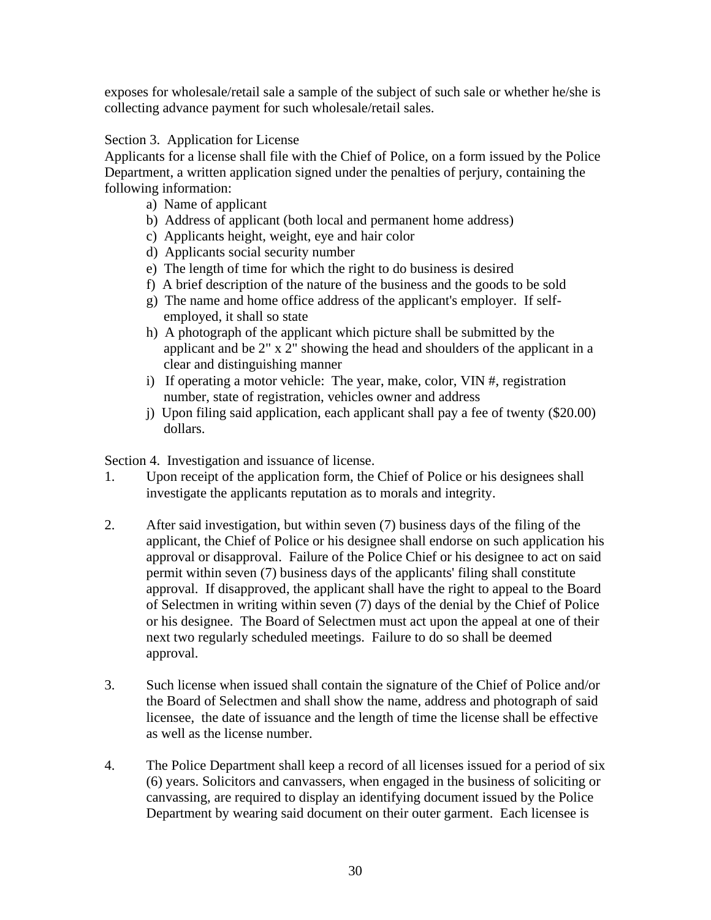exposes for wholesale/retail sale a sample of the subject of such sale or whether he/she is collecting advance payment for such wholesale/retail sales.

Section 3. Application for License

Applicants for a license shall file with the Chief of Police, on a form issued by the Police Department, a written application signed under the penalties of perjury, containing the following information:

a) Name of applicant
b) Address of applicant (both local and permanent home address)
c) Applicants height, weight, eye and hair color
d) Applicants social security number
e) The length of time for which the right to do business is desired
f) A brief description of the nature of the business and the goods to be sold
g) The name and home office address of the applicant's employer. If self-employed, it shall so state
h) A photograph of the applicant which picture shall be submitted by the applicant and be 2" x 2" showing the head and shoulders of the applicant in a clear and distinguishing manner
i) If operating a motor vehicle: The year, make, color, VIN #, registration number, state of registration, vehicles owner and address
j) Upon filing said application, each applicant shall pay a fee of twenty ($20.00) dollars.

Section 4. Investigation and issuance of license.

1. Upon receipt of the application form, the Chief of Police or his designees shall investigate the applicants reputation as to morals and integrity.

2. After said investigation, but within seven (7) business days of the filing of the applicant, the Chief of Police or his designee shall endorse on such application his approval or disapproval. Failure of the Police Chief or his designee to act on said permit within seven (7) business days of the applicants' filing shall constitute approval. If disapproved, the applicant shall have the right to appeal to the Board of Selectmen in writing within seven (7) days of the denial by the Chief of Police or his designee. The Board of Selectmen must act upon the appeal at one of their next two regularly scheduled meetings. Failure to do so shall be deemed approval.

3. Such license when issued shall contain the signature of the Chief of Police and/or the Board of Selectmen and shall show the name, address and photograph of said licensee, the date of issuance and the length of time the license shall be effective as well as the license number.

4. The Police Department shall keep a record of all licenses issued for a period of six (6) years. Solicitors and canvassers, when engaged in the business of soliciting or canvassing, are required to display an identifying document issued by the Police Department by wearing said document on their outer garment. Each licensee is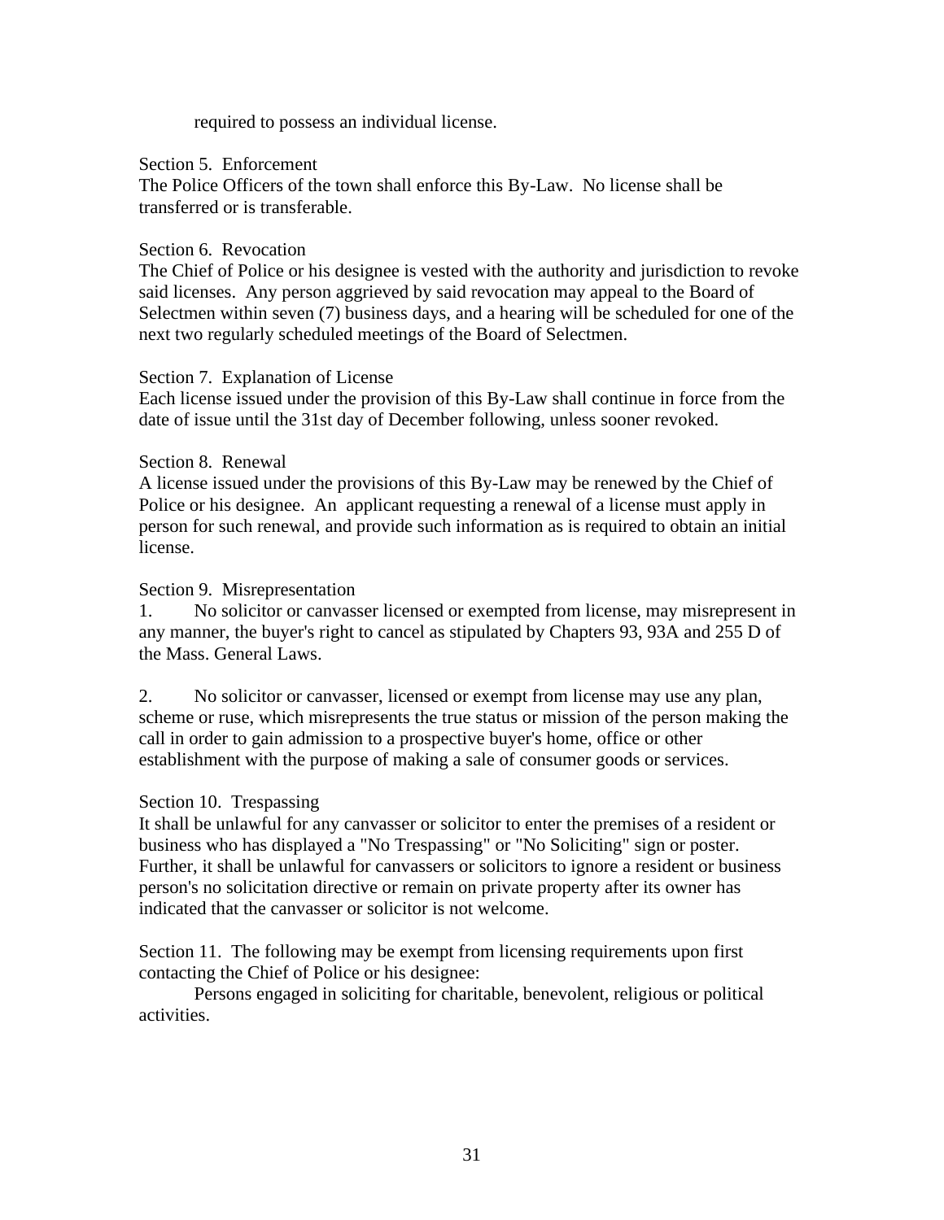required to possess an individual license.

Section 5. Enforcement
The Police Officers of the town shall enforce this By-Law. No license shall be transferred or is transferable.

Section 6. Revocation
The Chief of Police or his designee is vested with the authority and jurisdiction to revoke said licenses. Any person aggrieved by said revocation may appeal to the Board of Selectmen within seven (7) business days, and a hearing will be scheduled for one of the next two regularly scheduled meetings of the Board of Selectmen.

Section 7. Explanation of License
Each license issued under the provision of this By-Law shall continue in force from the date of issue until the 31st day of December following, unless sooner revoked.

Section 8. Renewal
A license issued under the provisions of this By-Law may be renewed by the Chief of Police or his designee. An applicant requesting a renewal of a license must apply in person for such renewal, and provide such information as is required to obtain an initial license.

Section 9. Misrepresentation

1. No solicitor or canvasser licensed or exempted from license, may misrepresent in any manner, the buyer's right to cancel as stipulated by Chapters 93, 93A and 255 D of the Mass. General Laws.

2. No solicitor or canvasser, licensed or exempt from license may use any plan, scheme or ruse, which misrepresents the true status or mission of the person making the call in order to gain admission to a prospective buyer's home, office or other establishment with the purpose of making a sale of consumer goods or services.

Section 10. Trespassing
It shall be unlawful for any canvasser or solicitor to enter the premises of a resident or business who has displayed a "No Trespassing" or "No Soliciting" sign or poster. Further, it shall be unlawful for canvassers or solicitors to ignore a resident or business person's no solicitation directive or remain on private property after its owner has indicated that the canvasser or solicitor is not welcome.

Section 11. The following may be exempt from licensing requirements upon first contacting the Chief of Police or his designee:
Persons engaged in soliciting for charitable, benevolent, religious or political activities.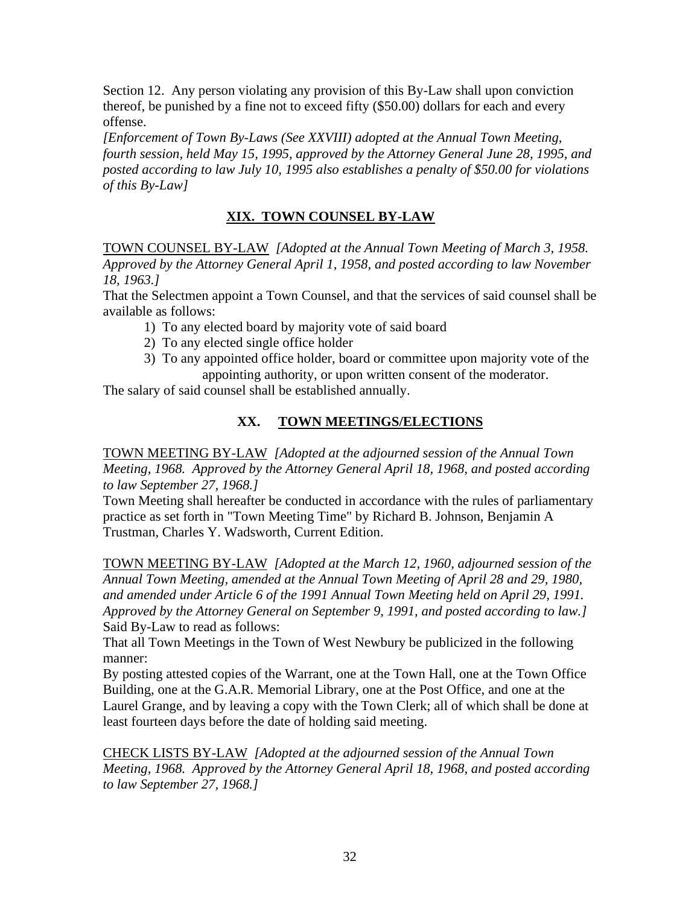Section 12. Any person violating any provision of this By-Law shall upon conviction thereof, be punished by a fine not to exceed fifty ($50.00) dollars for each and every offense.

*[Enforcement of Town By-Laws (See XXVIII) adopted at the Annual Town Meeting, fourth session, held May 15, 1995, approved by the Attorney General June 28, 1995, and posted according to law July 10, 1995 also establishes a penalty of $50.00 for violations of this By-Law]*

## XIX. TOWN COUNSEL BY-LAW

TOWN COUNSEL BY-LAW *[Adopted at the Annual Town Meeting of March 3, 1958. Approved by the Attorney General April 1, 1958, and posted according to law November 18, 1963.]*

That the Selectmen appoint a Town Counsel, and that the services of said counsel shall be available as follows:

1) To any elected board by majority vote of said board
2) To any elected single office holder
3) To any appointed office holder, board or committee upon majority vote of the appointing authority, or upon written consent of the moderator.

The salary of said counsel shall be established annually.

## XX. TOWN MEETINGS/ELECTIONS

TOWN MEETING BY-LAW *[Adopted at the adjourned session of the Annual Town Meeting, 1968. Approved by the Attorney General April 18, 1968, and posted according to law September 27, 1968.]*

Town Meeting shall hereafter be conducted in accordance with the rules of parliamentary practice as set forth in "Town Meeting Time" by Richard B. Johnson, Benjamin A Trustman, Charles Y. Wadsworth, Current Edition.

TOWN MEETING BY-LAW *[Adopted at the March 12, 1960, adjourned session of the Annual Town Meeting, amended at the Annual Town Meeting of April 28 and 29, 1980, and amended under Article 6 of the 1991 Annual Town Meeting held on April 29, 1991. Approved by the Attorney General on September 9, 1991, and posted according to law.]*

Said By-Law to read as follows:

That all Town Meetings in the Town of West Newbury be publicized in the following manner:

By posting attested copies of the Warrant, one at the Town Hall, one at the Town Office Building, one at the G.A.R. Memorial Library, one at the Post Office, and one at the Laurel Grange, and by leaving a copy with the Town Clerk; all of which shall be done at least fourteen days before the date of holding said meeting.

CHECK LISTS BY-LAW *[Adopted at the adjourned session of the Annual Town Meeting, 1968. Approved by the Attorney General April 18, 1968, and posted according to law September 27, 1968.]*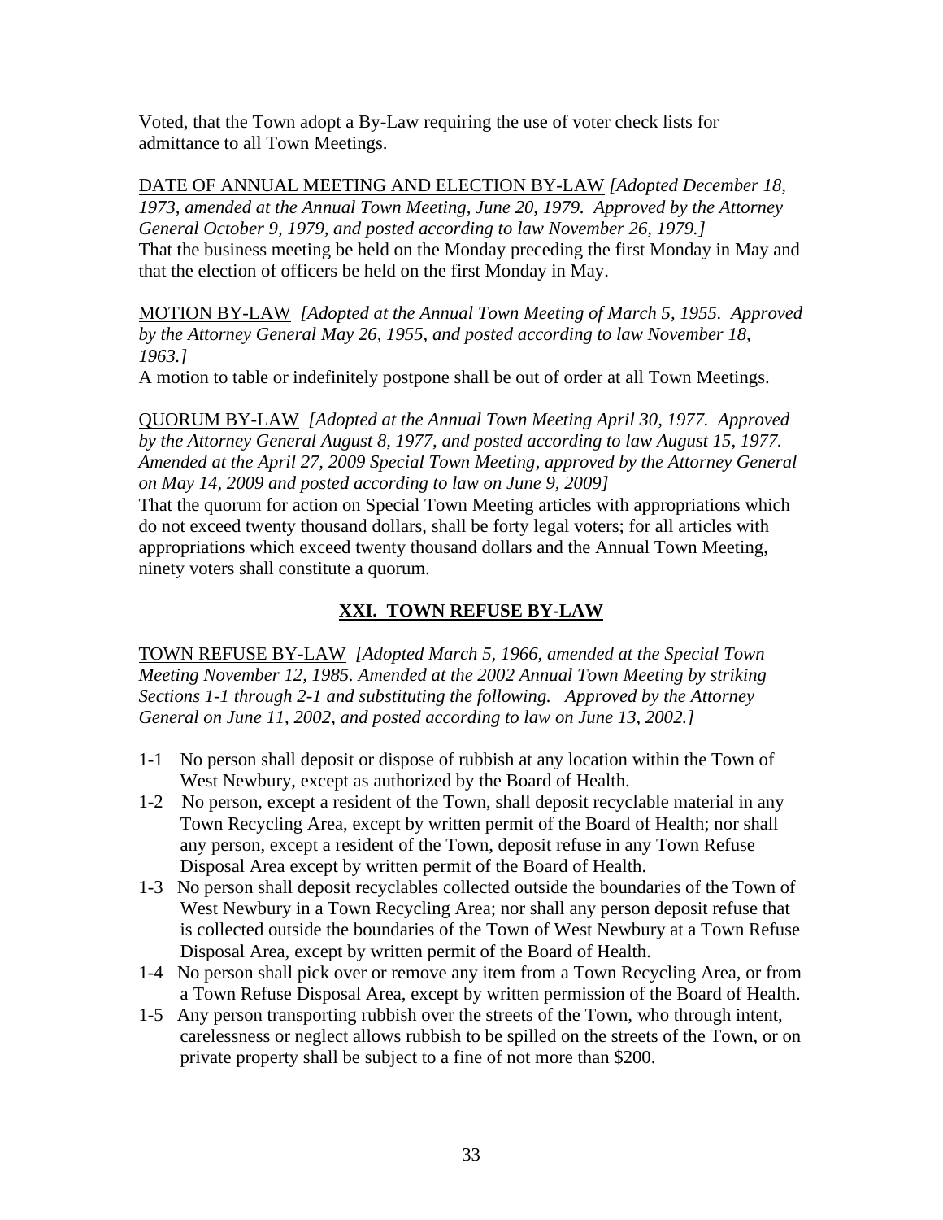Voted, that the Town adopt a By-Law requiring the use of voter check lists for admittance to all Town Meetings.

DATE OF ANNUAL MEETING AND ELECTION BY-LAW *[Adopted December 18, 1973, amended at the Annual Town Meeting, June 20, 1979. Approved by the Attorney General October 9, 1979, and posted according to law November 26, 1979.]*
That the business meeting be held on the Monday preceding the first Monday in May and that the election of officers be held on the first Monday in May.

MOTION BY-LAW *[Adopted at the Annual Town Meeting of March 5, 1955. Approved by the Attorney General May 26, 1955, and posted according to law November 18, 1963.]*
A motion to table or indefinitely postpone shall be out of order at all Town Meetings.

QUORUM BY-LAW *[Adopted at the Annual Town Meeting April 30, 1977. Approved by the Attorney General August 8, 1977, and posted according to law August 15, 1977. Amended at the April 27, 2009 Special Town Meeting, approved by the Attorney General on May 14, 2009 and posted according to law on June 9, 2009]*
That the quorum for action on Special Town Meeting articles with appropriations which do not exceed twenty thousand dollars, shall be forty legal voters; for all articles with appropriations which exceed twenty thousand dollars and the Annual Town Meeting, ninety voters shall constitute a quorum.

## XXI. TOWN REFUSE BY-LAW

TOWN REFUSE BY-LAW *[Adopted March 5, 1966, amended at the Special Town Meeting November 12, 1985. Amended at the 2002 Annual Town Meeting by striking Sections 1-1 through 2-1 and substituting the following. Approved by the Attorney General on June 11, 2002, and posted according to law on June 13, 2002.]*

1-1 No person shall deposit or dispose of rubbish at any location within the Town of West Newbury, except as authorized by the Board of Health.
1-2 No person, except a resident of the Town, shall deposit recyclable material in any Town Recycling Area, except by written permit of the Board of Health; nor shall any person, except a resident of the Town, deposit refuse in any Town Refuse Disposal Area except by written permit of the Board of Health.
1-3 No person shall deposit recyclables collected outside the boundaries of the Town of West Newbury in a Town Recycling Area; nor shall any person deposit refuse that is collected outside the boundaries of the Town of West Newbury at a Town Refuse Disposal Area, except by written permit of the Board of Health.
1-4 No person shall pick over or remove any item from a Town Recycling Area, or from a Town Refuse Disposal Area, except by written permission of the Board of Health.
1-5 Any person transporting rubbish over the streets of the Town, who through intent, carelessness or neglect allows rubbish to be spilled on the streets of the Town, or on private property shall be subject to a fine of not more than $200.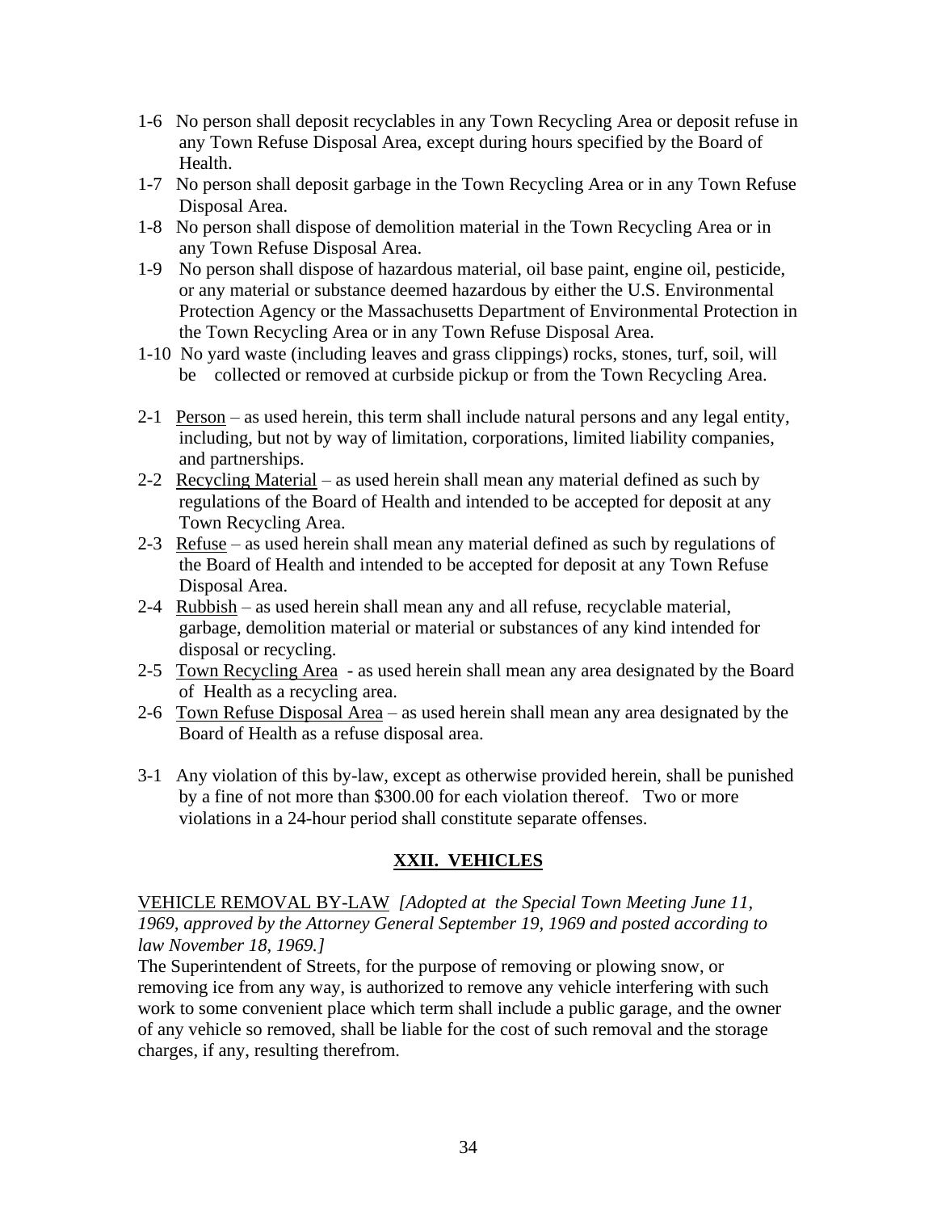1-6 No person shall deposit recyclables in any Town Recycling Area or deposit refuse in any Town Refuse Disposal Area, except during hours specified by the Board of Health.

1-7 No person shall deposit garbage in the Town Recycling Area or in any Town Refuse Disposal Area.

1-8 No person shall dispose of demolition material in the Town Recycling Area or in any Town Refuse Disposal Area.

1-9 No person shall dispose of hazardous material, oil base paint, engine oil, pesticide, or any material or substance deemed hazardous by either the U.S. Environmental Protection Agency or the Massachusetts Department of Environmental Protection in the Town Recycling Area or in any Town Refuse Disposal Area.

1-10 No yard waste (including leaves and grass clippings) rocks, stones, turf, soil, will be collected or removed at curbside pickup or from the Town Recycling Area.

2-1 Person – as used herein, this term shall include natural persons and any legal entity, including, but not by way of limitation, corporations, limited liability companies, and partnerships.

2-2 Recycling Material – as used herein shall mean any material defined as such by regulations of the Board of Health and intended to be accepted for deposit at any Town Recycling Area.

2-3 Refuse – as used herein shall mean any material defined as such by regulations of the Board of Health and intended to be accepted for deposit at any Town Refuse Disposal Area.

2-4 Rubbish – as used herein shall mean any and all refuse, recyclable material, garbage, demolition material or material or substances of any kind intended for disposal or recycling.

2-5 Town Recycling Area - as used herein shall mean any area designated by the Board of Health as a recycling area.

2-6 Town Refuse Disposal Area – as used herein shall mean any area designated by the Board of Health as a refuse disposal area.

3-1 Any violation of this by-law, except as otherwise provided herein, shall be punished by a fine of not more than $300.00 for each violation thereof. Two or more violations in a 24-hour period shall constitute separate offenses.

## XXII. VEHICLES

VEHICLE REMOVAL BY-LAW *[Adopted at the Special Town Meeting June 11, 1969, approved by the Attorney General September 19, 1969 and posted according to law November 18, 1969.]*

The Superintendent of Streets, for the purpose of removing or plowing snow, or removing ice from any way, is authorized to remove any vehicle interfering with such work to some convenient place which term shall include a public garage, and the owner of any vehicle so removed, shall be liable for the cost of such removal and the storage charges, if any, resulting therefrom.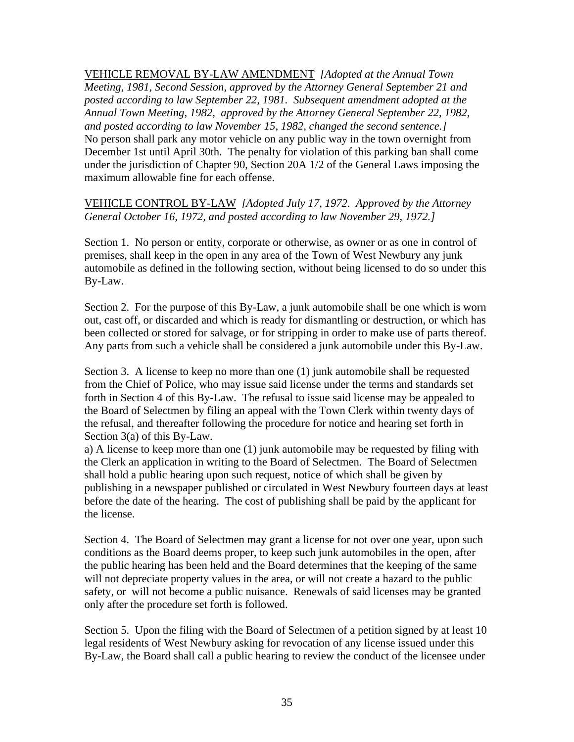<u>VEHICLE REMOVAL BY-LAW AMENDMENT</u> *[Adopted at the Annual Town Meeting, 1981, Second Session, approved by the Attorney General September 21 and posted according to law September 22, 1981. Subsequent amendment adopted at the Annual Town Meeting, 1982, approved by the Attorney General September 22, 1982, and posted according to law November 15, 1982, changed the second sentence.]*
No person shall park any motor vehicle on any public way in the town overnight from December 1st until April 30th. The penalty for violation of this parking ban shall come under the jurisdiction of Chapter 90, Section 20A 1/2 of the General Laws imposing the maximum allowable fine for each offense.

<u>VEHICLE CONTROL BY-LAW</u> *[Adopted July 17, 1972. Approved by the Attorney General October 16, 1972, and posted according to law November 29, 1972.]*

Section 1. No person or entity, corporate or otherwise, as owner or as one in control of premises, shall keep in the open in any area of the Town of West Newbury any junk automobile as defined in the following section, without being licensed to do so under this By-Law.

Section 2. For the purpose of this By-Law, a junk automobile shall be one which is worn out, cast off, or discarded and which is ready for dismantling or destruction, or which has been collected or stored for salvage, or for stripping in order to make use of parts thereof. Any parts from such a vehicle shall be considered a junk automobile under this By-Law.

Section 3. A license to keep no more than one (1) junk automobile shall be requested from the Chief of Police, who may issue said license under the terms and standards set forth in Section 4 of this By-Law. The refusal to issue said license may be appealed to the Board of Selectmen by filing an appeal with the Town Clerk within twenty days of the refusal, and thereafter following the procedure for notice and hearing set forth in Section 3(a) of this By-Law.
a) A license to keep more than one (1) junk automobile may be requested by filing with the Clerk an application in writing to the Board of Selectmen. The Board of Selectmen shall hold a public hearing upon such request, notice of which shall be given by publishing in a newspaper published or circulated in West Newbury fourteen days at least before the date of the hearing. The cost of publishing shall be paid by the applicant for the license.

Section 4. The Board of Selectmen may grant a license for not over one year, upon such conditions as the Board deems proper, to keep such junk automobiles in the open, after the public hearing has been held and the Board determines that the keeping of the same will not depreciate property values in the area, or will not create a hazard to the public safety, or will not become a public nuisance. Renewals of said licenses may be granted only after the procedure set forth is followed.

Section 5. Upon the filing with the Board of Selectmen of a petition signed by at least 10 legal residents of West Newbury asking for revocation of any license issued under this By-Law, the Board shall call a public hearing to review the conduct of the licensee under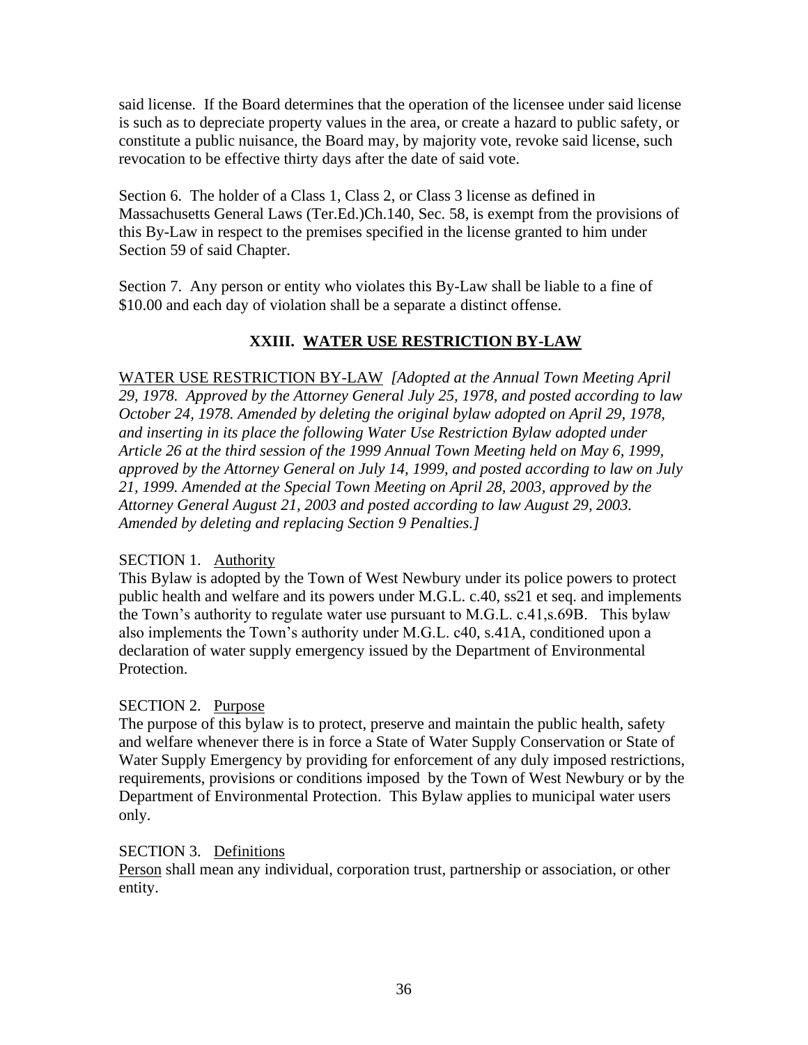said license. If the Board determines that the operation of the licensee under said license is such as to depreciate property values in the area, or create a hazard to public safety, or constitute a public nuisance, the Board may, by majority vote, revoke said license, such revocation to be effective thirty days after the date of said vote.

Section 6. The holder of a Class 1, Class 2, or Class 3 license as defined in Massachusetts General Laws (Ter.Ed.)Ch.140, Sec. 58, is exempt from the provisions of this By-Law in respect to the premises specified in the license granted to him under Section 59 of said Chapter.

Section 7. Any person or entity who violates this By-Law shall be liable to a fine of $10.00 and each day of violation shall be a separate a distinct offense.

## XXIII. WATER USE RESTRICTION BY-LAW

WATER USE RESTRICTION BY-LAW *[Adopted at the Annual Town Meeting April 29, 1978. Approved by the Attorney General July 25, 1978, and posted according to law October 24, 1978. Amended by deleting the original bylaw adopted on April 29, 1978, and inserting in its place the following Water Use Restriction Bylaw adopted under Article 26 at the third session of the 1999 Annual Town Meeting held on May 6, 1999, approved by the Attorney General on July 14, 1999, and posted according to law on July 21, 1999. Amended at the Special Town Meeting on April 28, 2003, approved by the Attorney General August 21, 2003 and posted according to law August 29, 2003. Amended by deleting and replacing Section 9 Penalties.]*

SECTION 1. Authority

This Bylaw is adopted by the Town of West Newbury under its police powers to protect public health and welfare and its powers under M.G.L. c.40, ss21 et seq. and implements the Town's authority to regulate water use pursuant to M.G.L. c.41,s.69B. This bylaw also implements the Town's authority under M.G.L. c40, s.41A, conditioned upon a declaration of water supply emergency issued by the Department of Environmental Protection.

SECTION 2. Purpose

The purpose of this bylaw is to protect, preserve and maintain the public health, safety and welfare whenever there is in force a State of Water Supply Conservation or State of Water Supply Emergency by providing for enforcement of any duly imposed restrictions, requirements, provisions or conditions imposed by the Town of West Newbury or by the Department of Environmental Protection. This Bylaw applies to municipal water users only.

SECTION 3. Definitions

Person shall mean any individual, corporation trust, partnership or association, or other entity.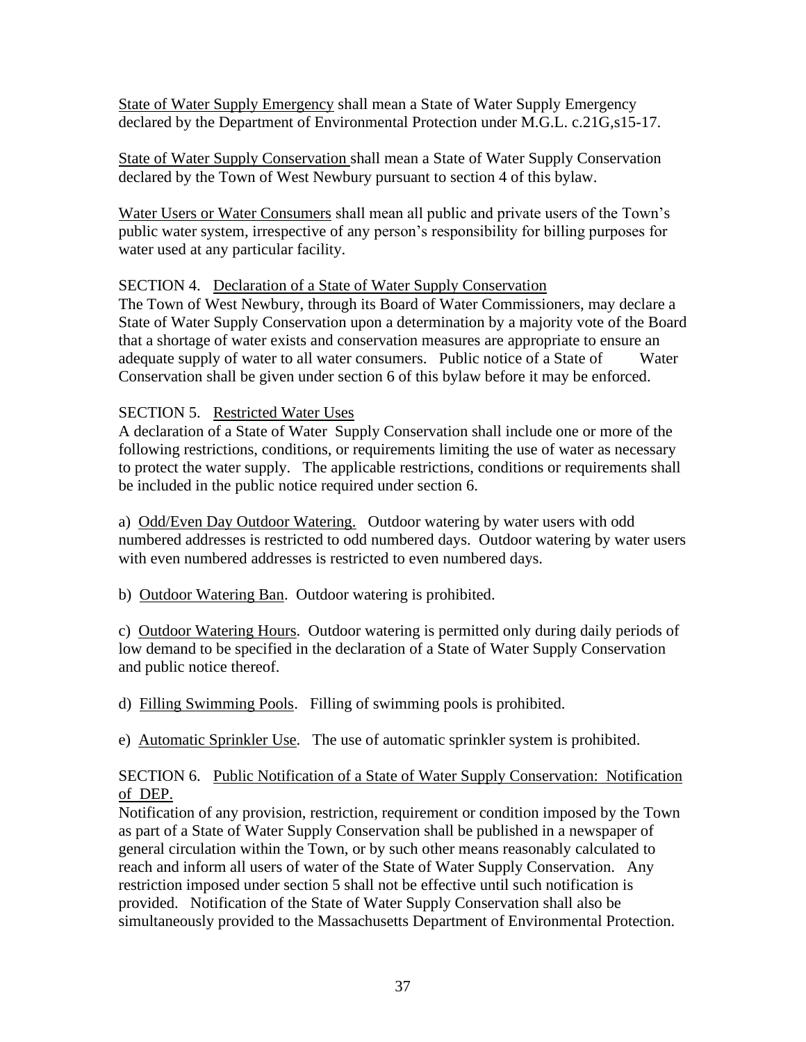State of Water Supply Emergency shall mean a State of Water Supply Emergency declared by the Department of Environmental Protection under M.G.L. c.21G,s15-17.

State of Water Supply Conservation shall mean a State of Water Supply Conservation declared by the Town of West Newbury pursuant to section 4 of this bylaw.

Water Users or Water Consumers shall mean all public and private users of the Town's public water system, irrespective of any person's responsibility for billing purposes for water used at any particular facility.

SECTION 4. Declaration of a State of Water Supply Conservation

The Town of West Newbury, through its Board of Water Commissioners, may declare a State of Water Supply Conservation upon a determination by a majority vote of the Board that a shortage of water exists and conservation measures are appropriate to ensure an adequate supply of water to all water consumers. Public notice of a State of Water Conservation shall be given under section 6 of this bylaw before it may be enforced.

SECTION 5. Restricted Water Uses

A declaration of a State of Water Supply Conservation shall include one or more of the following restrictions, conditions, or requirements limiting the use of water as necessary to protect the water supply. The applicable restrictions, conditions or requirements shall be included in the public notice required under section 6.

a) Odd/Even Day Outdoor Watering. Outdoor watering by water users with odd numbered addresses is restricted to odd numbered days. Outdoor watering by water users with even numbered addresses is restricted to even numbered days.

b) Outdoor Watering Ban. Outdoor watering is prohibited.

c) Outdoor Watering Hours. Outdoor watering is permitted only during daily periods of low demand to be specified in the declaration of a State of Water Supply Conservation and public notice thereof.

d) Filling Swimming Pools. Filling of swimming pools is prohibited.

e) Automatic Sprinkler Use. The use of automatic sprinkler system is prohibited.

SECTION 6. Public Notification of a State of Water Supply Conservation: Notification of DEP.

Notification of any provision, restriction, requirement or condition imposed by the Town as part of a State of Water Supply Conservation shall be published in a newspaper of general circulation within the Town, or by such other means reasonably calculated to reach and inform all users of water of the State of Water Supply Conservation. Any restriction imposed under section 5 shall not be effective until such notification is provided. Notification of the State of Water Supply Conservation shall also be simultaneously provided to the Massachusetts Department of Environmental Protection.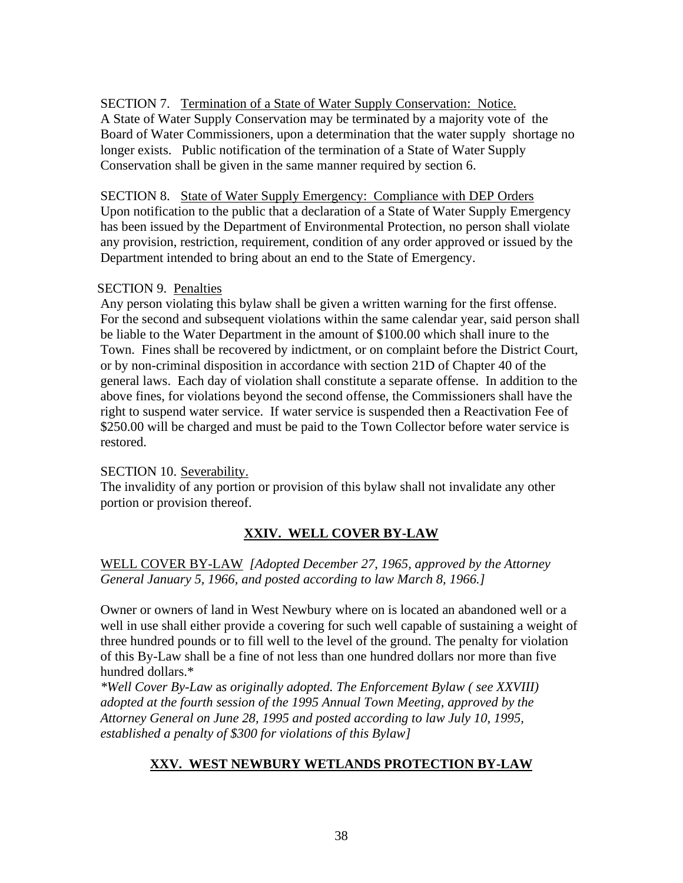SECTION 7. Termination of a State of Water Supply Conservation: Notice.
A State of Water Supply Conservation may be terminated by a majority vote of the Board of Water Commissioners, upon a determination that the water supply shortage no longer exists. Public notification of the termination of a State of Water Supply Conservation shall be given in the same manner required by section 6.

SECTION 8. State of Water Supply Emergency: Compliance with DEP Orders
Upon notification to the public that a declaration of a State of Water Supply Emergency has been issued by the Department of Environmental Protection, no person shall violate any provision, restriction, requirement, condition of any order approved or issued by the Department intended to bring about an end to the State of Emergency.

SECTION 9. Penalties
Any person violating this bylaw shall be given a written warning for the first offense. For the second and subsequent violations within the same calendar year, said person shall be liable to the Water Department in the amount of $100.00 which shall inure to the Town. Fines shall be recovered by indictment, or on complaint before the District Court, or by non-criminal disposition in accordance with section 21D of Chapter 40 of the general laws. Each day of violation shall constitute a separate offense. In addition to the above fines, for violations beyond the second offense, the Commissioners shall have the right to suspend water service. If water service is suspended then a Reactivation Fee of $250.00 will be charged and must be paid to the Town Collector before water service is restored.

SECTION 10. Severability.
The invalidity of any portion or provision of this bylaw shall not invalidate any other portion or provision thereof.

## XXIV. WELL COVER BY-LAW

WELL COVER BY-LAW *[Adopted December 27, 1965, approved by the Attorney General January 5, 1966, and posted according to law March 8, 1966.]*

Owner or owners of land in West Newbury where on is located an abandoned well or a well in use shall either provide a covering for such well capable of sustaining a weight of three hundred pounds or to fill well to the level of the ground. The penalty for violation of this By-Law shall be a fine of not less than one hundred dollars nor more than five hundred dollars.*

*\*Well Cover By-Law as originally adopted. The Enforcement Bylaw ( see XXVIII) adopted at the fourth session of the 1995 Annual Town Meeting, approved by the Attorney General on June 28, 1995 and posted according to law July 10, 1995, established a penalty of $300 for violations of this Bylaw]*

## XXV. WEST NEWBURY WETLANDS PROTECTION BY-LAW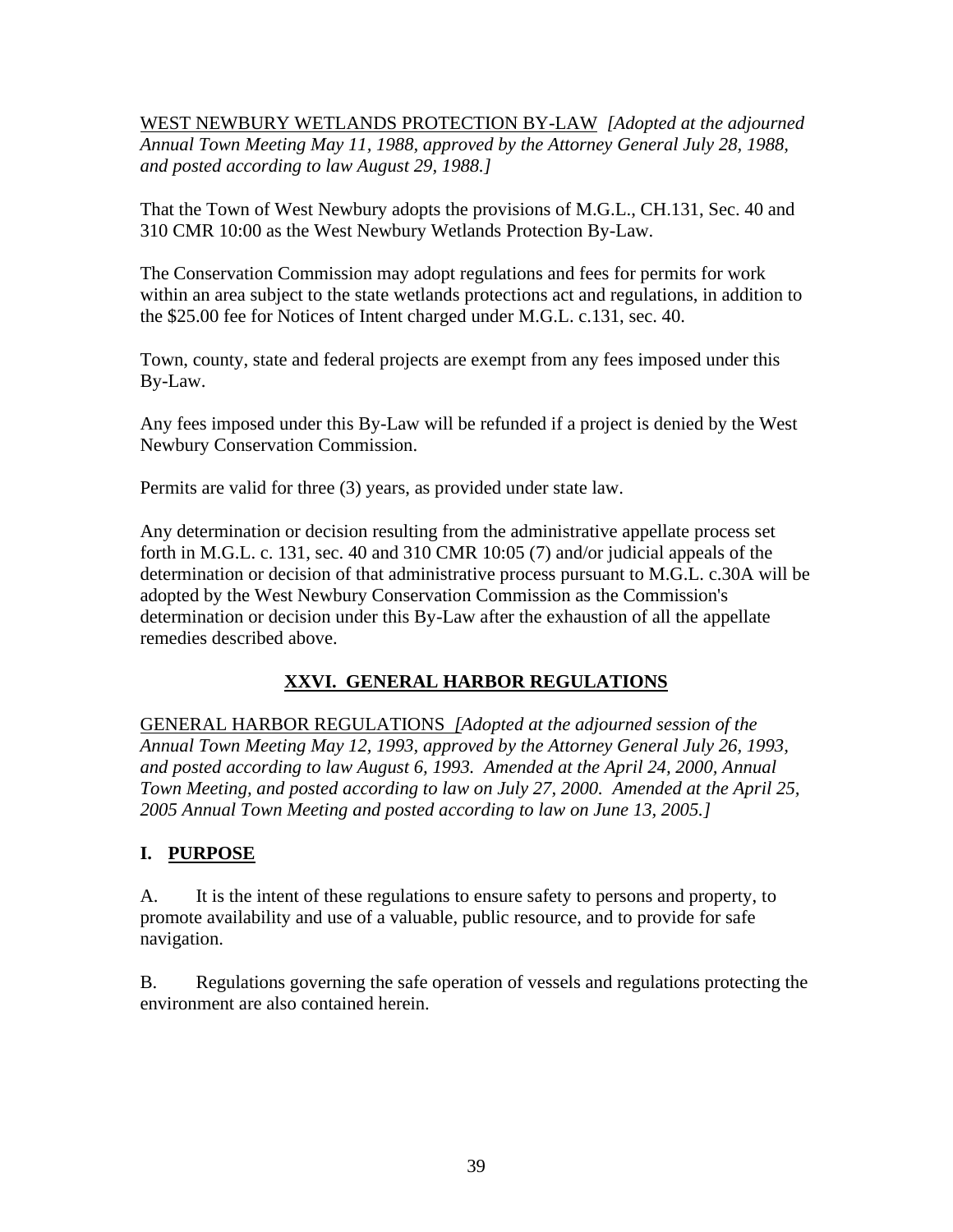WEST NEWBURY WETLANDS PROTECTION BY-LAW *[Adopted at the adjourned Annual Town Meeting May 11, 1988, approved by the Attorney General July 28, 1988, and posted according to law August 29, 1988.]*

That the Town of West Newbury adopts the provisions of M.G.L., CH.131, Sec. 40 and 310 CMR 10:00 as the West Newbury Wetlands Protection By-Law.

The Conservation Commission may adopt regulations and fees for permits for work within an area subject to the state wetlands protections act and regulations, in addition to the $25.00 fee for Notices of Intent charged under M.G.L. c.131, sec. 40.

Town, county, state and federal projects are exempt from any fees imposed under this By-Law.

Any fees imposed under this By-Law will be refunded if a project is denied by the West Newbury Conservation Commission.

Permits are valid for three (3) years, as provided under state law.

Any determination or decision resulting from the administrative appellate process set forth in M.G.L. c. 131, sec. 40 and 310 CMR 10:05 (7) and/or judicial appeals of the determination or decision of that administrative process pursuant to M.G.L. c.30A will be adopted by the West Newbury Conservation Commission as the Commission's determination or decision under this By-Law after the exhaustion of all the appellate remedies described above.

## XXVI. GENERAL HARBOR REGULATIONS

GENERAL HARBOR REGULATIONS *[Adopted at the adjourned session of the Annual Town Meeting May 12, 1993, approved by the Attorney General July 26, 1993, and posted according to law August 6, 1993. Amended at the April 24, 2000, Annual Town Meeting, and posted according to law on July 27, 2000. Amended at the April 25, 2005 Annual Town Meeting and posted according to law on June 13, 2005.]*

### I. PURPOSE

A. It is the intent of these regulations to ensure safety to persons and property, to promote availability and use of a valuable, public resource, and to provide for safe navigation.

B. Regulations governing the safe operation of vessels and regulations protecting the environment are also contained herein.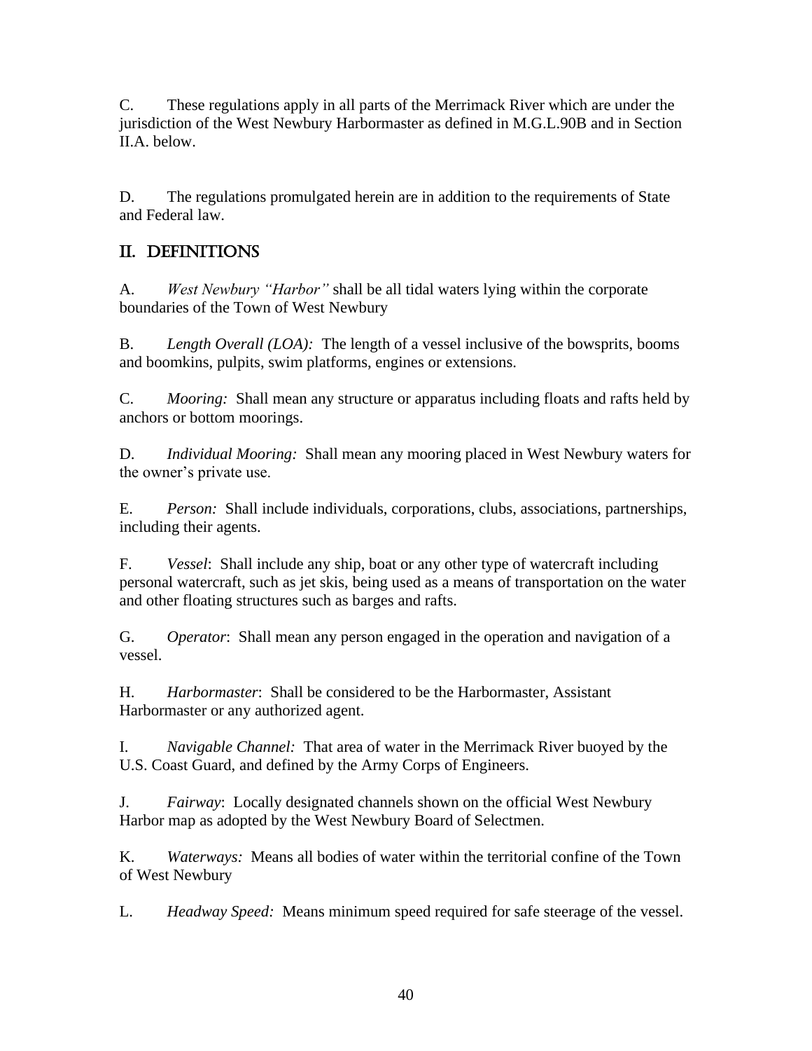C. These regulations apply in all parts of the Merrimack River which are under the jurisdiction of the West Newbury Harbormaster as defined in M.G.L.90B and in Section II.A. below.

D. The regulations promulgated herein are in addition to the requirements of State and Federal law.

## II. DEFINITIONS

A. *West Newbury "Harbor"* shall be all tidal waters lying within the corporate boundaries of the Town of West Newbury

B. *Length Overall (LOA):* The length of a vessel inclusive of the bowsprits, booms and boomkins, pulpits, swim platforms, engines or extensions.

C. *Mooring:* Shall mean any structure or apparatus including floats and rafts held by anchors or bottom moorings.

D. *Individual Mooring:* Shall mean any mooring placed in West Newbury waters for the owner's private use.

E. *Person:* Shall include individuals, corporations, clubs, associations, partnerships, including their agents.

F. *Vessel*: Shall include any ship, boat or any other type of watercraft including personal watercraft, such as jet skis, being used as a means of transportation on the water and other floating structures such as barges and rafts.

G. *Operator*: Shall mean any person engaged in the operation and navigation of a vessel.

H. *Harbormaster*: Shall be considered to be the Harbormaster, Assistant Harbormaster or any authorized agent.

I. *Navigable Channel:* That area of water in the Merrimack River buoyed by the U.S. Coast Guard, and defined by the Army Corps of Engineers.

J. *Fairway*: Locally designated channels shown on the official West Newbury Harbor map as adopted by the West Newbury Board of Selectmen.

K. *Waterways:* Means all bodies of water within the territorial confine of the Town of West Newbury

L. *Headway Speed:* Means minimum speed required for safe steerage of the vessel.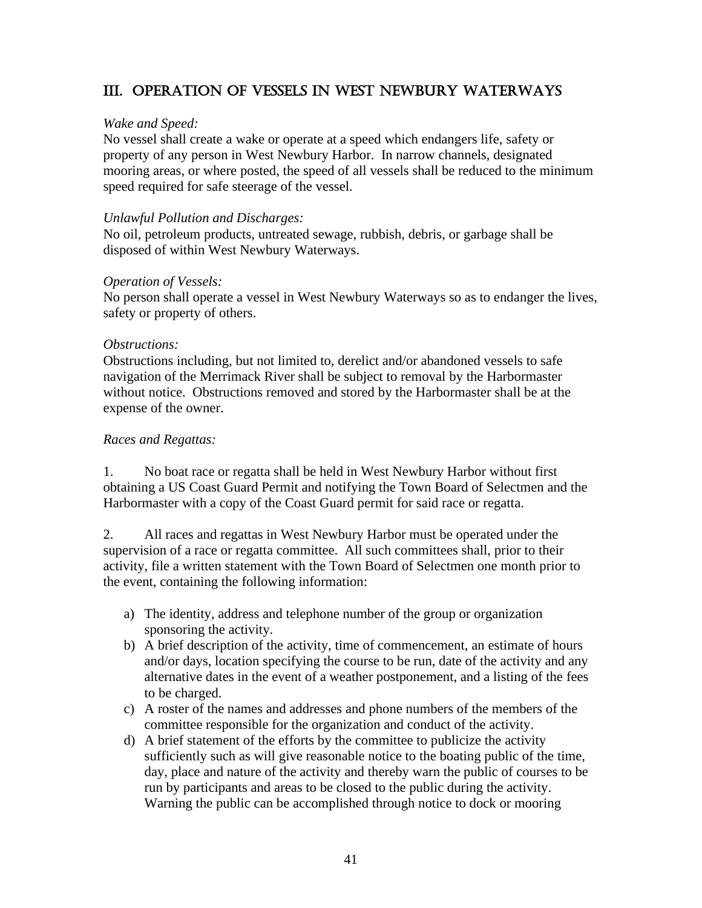## III. OPERATION OF VESSELS IN WEST NEWBURY WATERWAYS

*Wake and Speed:*
No vessel shall create a wake or operate at a speed which endangers life, safety or property of any person in West Newbury Harbor. In narrow channels, designated mooring areas, or where posted, the speed of all vessels shall be reduced to the minimum speed required for safe steerage of the vessel.

*Unlawful Pollution and Discharges:*
No oil, petroleum products, untreated sewage, rubbish, debris, or garbage shall be disposed of within West Newbury Waterways.

*Operation of Vessels:*
No person shall operate a vessel in West Newbury Waterways so as to endanger the lives, safety or property of others.

*Obstructions:*
Obstructions including, but not limited to, derelict and/or abandoned vessels to safe navigation of the Merrimack River shall be subject to removal by the Harbormaster without notice. Obstructions removed and stored by the Harbormaster shall be at the expense of the owner.

*Races and Regattas:*

1. No boat race or regatta shall be held in West Newbury Harbor without first obtaining a US Coast Guard Permit and notifying the Town Board of Selectmen and the Harbormaster with a copy of the Coast Guard permit for said race or regatta.

2. All races and regattas in West Newbury Harbor must be operated under the supervision of a race or regatta committee. All such committees shall, prior to their activity, file a written statement with the Town Board of Selectmen one month prior to the event, containing the following information:

   a) The identity, address and telephone number of the group or organization sponsoring the activity.
   b) A brief description of the activity, time of commencement, an estimate of hours and/or days, location specifying the course to be run, date of the activity and any alternative dates in the event of a weather postponement, and a listing of the fees to be charged.
   c) A roster of the names and addresses and phone numbers of the members of the committee responsible for the organization and conduct of the activity.
   d) A brief statement of the efforts by the committee to publicize the activity sufficiently such as will give reasonable notice to the boating public of the time, day, place and nature of the activity and thereby warn the public of courses to be run by participants and areas to be closed to the public during the activity. Warning the public can be accomplished through notice to dock or mooring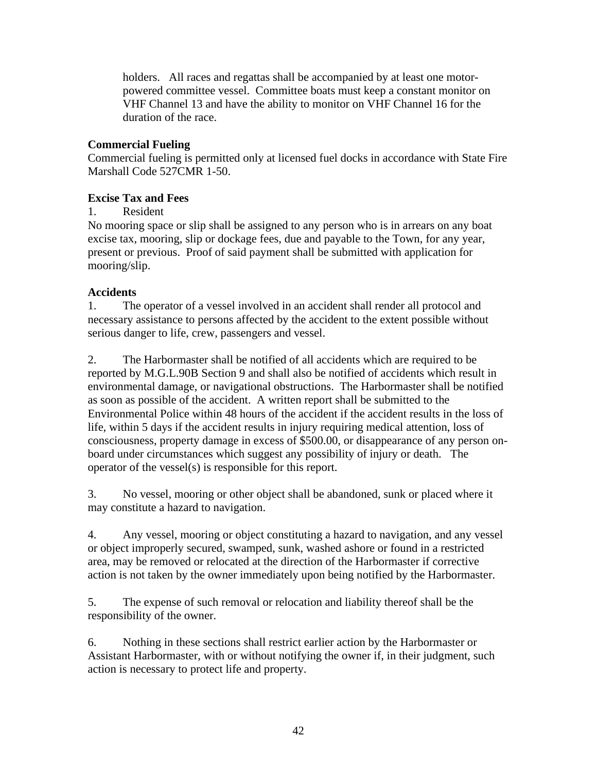holders. All races and regattas shall be accompanied by at least one motor-powered committee vessel. Committee boats must keep a constant monitor on VHF Channel 13 and have the ability to monitor on VHF Channel 16 for the duration of the race.

**Commercial Fueling**

Commercial fueling is permitted only at licensed fuel docks in accordance with State Fire Marshall Code 527CMR 1-50.

**Excise Tax and Fees**

1. Resident

No mooring space or slip shall be assigned to any person who is in arrears on any boat excise tax, mooring, slip or dockage fees, due and payable to the Town, for any year, present or previous. Proof of said payment shall be submitted with application for mooring/slip.

**Accidents**

1. The operator of a vessel involved in an accident shall render all protocol and necessary assistance to persons affected by the accident to the extent possible without serious danger to life, crew, passengers and vessel.

2. The Harbormaster shall be notified of all accidents which are required to be reported by M.G.L.90B Section 9 and shall also be notified of accidents which result in environmental damage, or navigational obstructions. The Harbormaster shall be notified as soon as possible of the accident. A written report shall be submitted to the Environmental Police within 48 hours of the accident if the accident results in the loss of life, within 5 days if the accident results in injury requiring medical attention, loss of consciousness, property damage in excess of $500.00, or disappearance of any person on-board under circumstances which suggest any possibility of injury or death. The operator of the vessel(s) is responsible for this report.

3. No vessel, mooring or other object shall be abandoned, sunk or placed where it may constitute a hazard to navigation.

4. Any vessel, mooring or object constituting a hazard to navigation, and any vessel or object improperly secured, swamped, sunk, washed ashore or found in a restricted area, may be removed or relocated at the direction of the Harbormaster if corrective action is not taken by the owner immediately upon being notified by the Harbormaster.

5. The expense of such removal or relocation and liability thereof shall be the responsibility of the owner.

6. Nothing in these sections shall restrict earlier action by the Harbormaster or Assistant Harbormaster, with or without notifying the owner if, in their judgment, such action is necessary to protect life and property.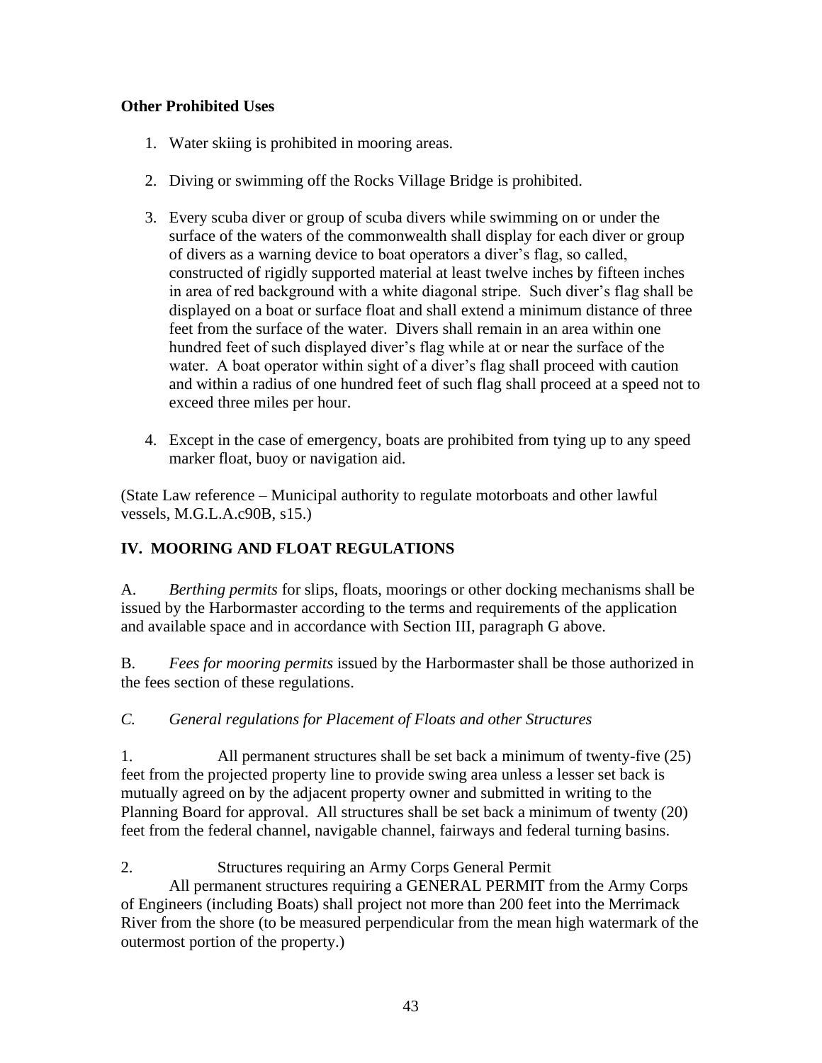**Other Prohibited Uses**

1. Water skiing is prohibited in mooring areas.

2. Diving or swimming off the Rocks Village Bridge is prohibited.

3. Every scuba diver or group of scuba divers while swimming on or under the surface of the waters of the commonwealth shall display for each diver or group of divers as a warning device to boat operators a diver's flag, so called, constructed of rigidly supported material at least twelve inches by fifteen inches in area of red background with a white diagonal stripe. Such diver's flag shall be displayed on a boat or surface float and shall extend a minimum distance of three feet from the surface of the water. Divers shall remain in an area within one hundred feet of such displayed diver's flag while at or near the surface of the water. A boat operator within sight of a diver's flag shall proceed with caution and within a radius of one hundred feet of such flag shall proceed at a speed not to exceed three miles per hour.

4. Except in the case of emergency, boats are prohibited from tying up to any speed marker float, buoy or navigation aid.

(State Law reference – Municipal authority to regulate motorboats and other lawful vessels, M.G.L.A.c90B, s15.)

## IV. MOORING AND FLOAT REGULATIONS

A. *Berthing permits* for slips, floats, moorings or other docking mechanisms shall be issued by the Harbormaster according to the terms and requirements of the application and available space and in accordance with Section III, paragraph G above.

B. *Fees for mooring permits* issued by the Harbormaster shall be those authorized in the fees section of these regulations.

*C. General regulations for Placement of Floats and other Structures*

1. All permanent structures shall be set back a minimum of twenty-five (25) feet from the projected property line to provide swing area unless a lesser set back is mutually agreed on by the adjacent property owner and submitted in writing to the Planning Board for approval. All structures shall be set back a minimum of twenty (20) feet from the federal channel, navigable channel, fairways and federal turning basins.

2. Structures requiring an Army Corps General Permit

All permanent structures requiring a GENERAL PERMIT from the Army Corps of Engineers (including Boats) shall project not more than 200 feet into the Merrimack River from the shore (to be measured perpendicular from the mean high watermark of the outermost portion of the property.)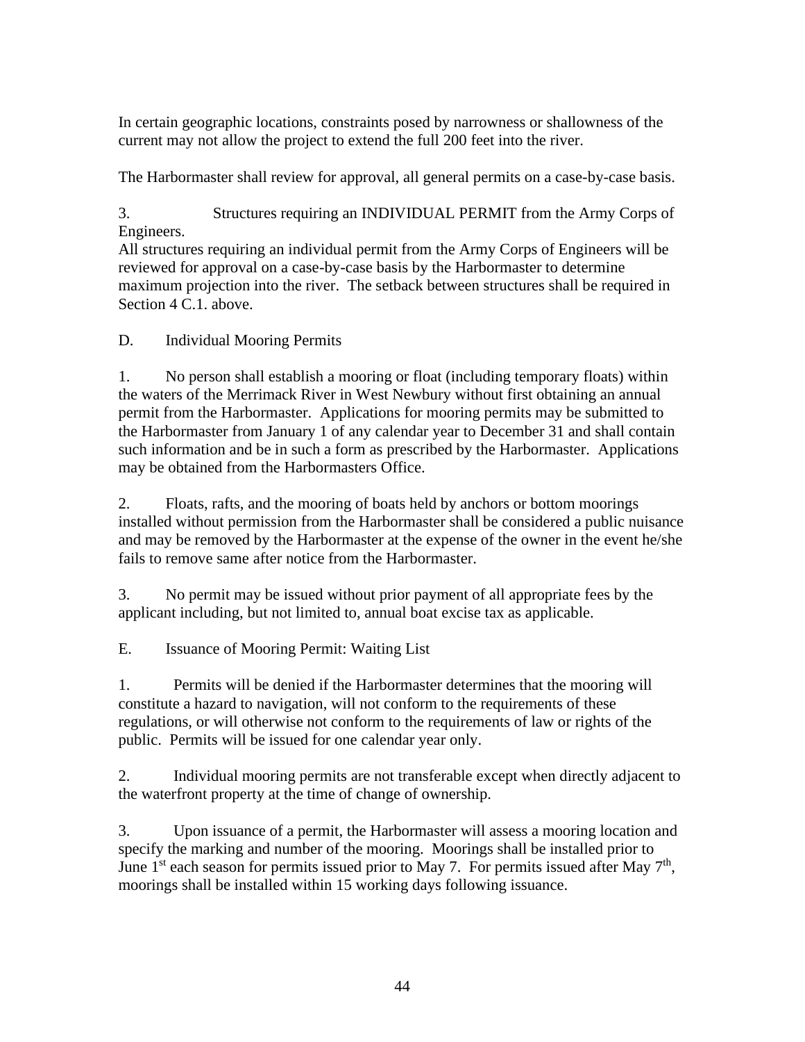In certain geographic locations, constraints posed by narrowness or shallowness of the current may not allow the project to extend the full 200 feet into the river.

The Harbormaster shall review for approval, all general permits on a case-by-case basis.

3. Structures requiring an INDIVIDUAL PERMIT from the Army Corps of Engineers.
All structures requiring an individual permit from the Army Corps of Engineers will be reviewed for approval on a case-by-case basis by the Harbormaster to determine maximum projection into the river. The setback between structures shall be required in Section 4 C.1. above.

D. Individual Mooring Permits

1. No person shall establish a mooring or float (including temporary floats) within the waters of the Merrimack River in West Newbury without first obtaining an annual permit from the Harbormaster. Applications for mooring permits may be submitted to the Harbormaster from January 1 of any calendar year to December 31 and shall contain such information and be in such a form as prescribed by the Harbormaster. Applications may be obtained from the Harbormasters Office.

2. Floats, rafts, and the mooring of boats held by anchors or bottom moorings installed without permission from the Harbormaster shall be considered a public nuisance and may be removed by the Harbormaster at the expense of the owner in the event he/she fails to remove same after notice from the Harbormaster.

3. No permit may be issued without prior payment of all appropriate fees by the applicant including, but not limited to, annual boat excise tax as applicable.

E. Issuance of Mooring Permit: Waiting List

1. Permits will be denied if the Harbormaster determines that the mooring will constitute a hazard to navigation, will not conform to the requirements of these regulations, or will otherwise not conform to the requirements of law or rights of the public. Permits will be issued for one calendar year only.

2. Individual mooring permits are not transferable except when directly adjacent to the waterfront property at the time of change of ownership.

3. Upon issuance of a permit, the Harbormaster will assess a mooring location and specify the marking and number of the mooring. Moorings shall be installed prior to June 1st each season for permits issued prior to May 7. For permits issued after May 7th, moorings shall be installed within 15 working days following issuance.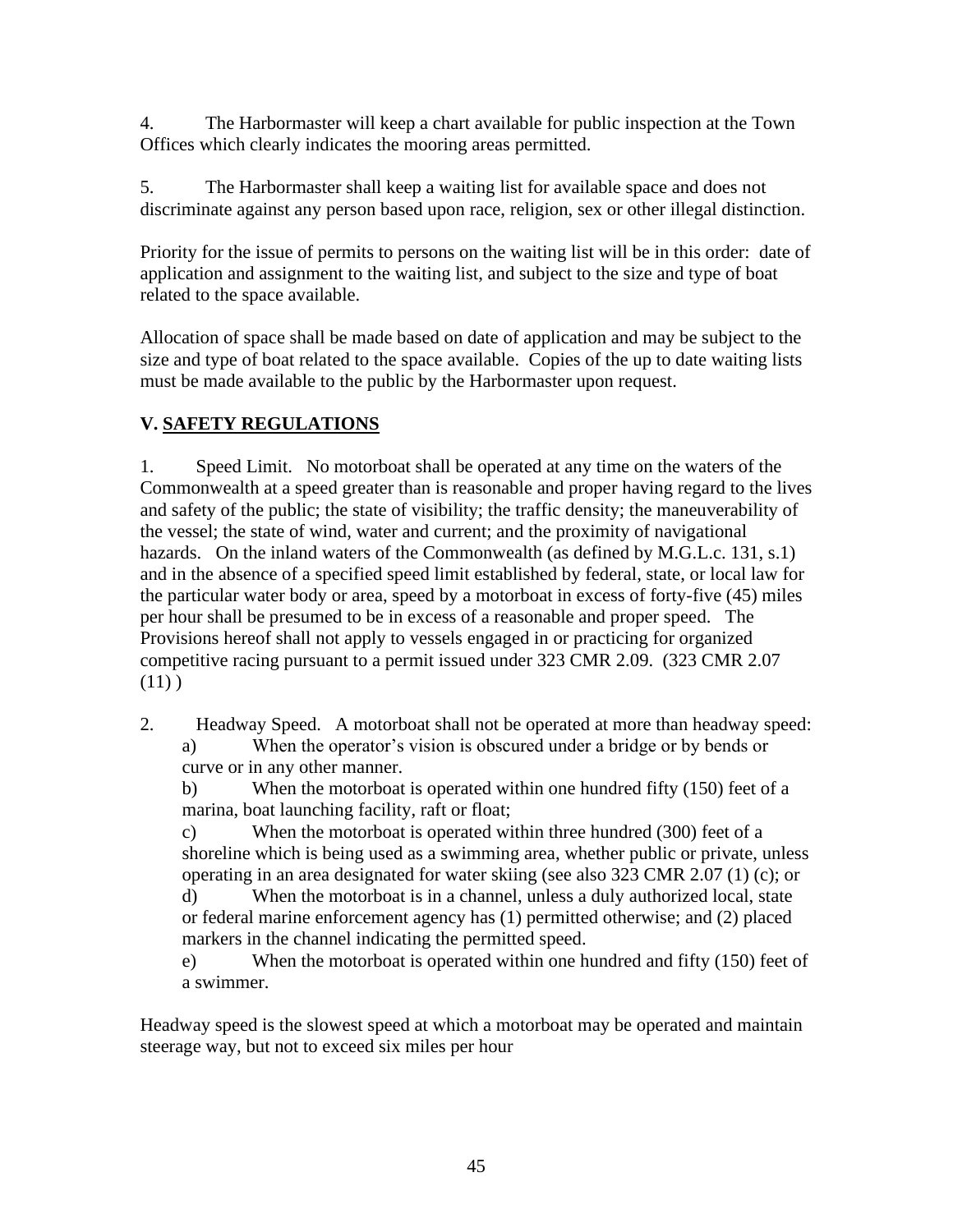4. The Harbormaster will keep a chart available for public inspection at the Town Offices which clearly indicates the mooring areas permitted.

5. The Harbormaster shall keep a waiting list for available space and does not discriminate against any person based upon race, religion, sex or other illegal distinction.

Priority for the issue of permits to persons on the waiting list will be in this order: date of application and assignment to the waiting list, and subject to the size and type of boat related to the space available.

Allocation of space shall be made based on date of application and may be subject to the size and type of boat related to the space available. Copies of the up to date waiting lists must be made available to the public by the Harbormaster upon request.

## V. <u>SAFETY REGULATIONS</u>

1. Speed Limit. No motorboat shall be operated at any time on the waters of the Commonwealth at a speed greater than is reasonable and proper having regard to the lives and safety of the public; the state of visibility; the traffic density; the maneuverability of the vessel; the state of wind, water and current; and the proximity of navigational hazards. On the inland waters of the Commonwealth (as defined by M.G.L.c. 131, s.1) and in the absence of a specified speed limit established by federal, state, or local law for the particular water body or area, speed by a motorboat in excess of forty-five (45) miles per hour shall be presumed to be in excess of a reasonable and proper speed. The Provisions hereof shall not apply to vessels engaged in or practicing for organized competitive racing pursuant to a permit issued under 323 CMR 2.09. (323 CMR 2.07 (11) )

2. Headway Speed. A motorboat shall not be operated at more than headway speed:
   a) When the operator's vision is obscured under a bridge or by bends or curve or in any other manner.
   b) When the motorboat is operated within one hundred fifty (150) feet of a marina, boat launching facility, raft or float;
   c) When the motorboat is operated within three hundred (300) feet of a shoreline which is being used as a swimming area, whether public or private, unless operating in an area designated for water skiing (see also 323 CMR 2.07 (1) (c); or
   d) When the motorboat is in a channel, unless a duly authorized local, state or federal marine enforcement agency has (1) permitted otherwise; and (2) placed markers in the channel indicating the permitted speed.
   e) When the motorboat is operated within one hundred and fifty (150) feet of a swimmer.

Headway speed is the slowest speed at which a motorboat may be operated and maintain steerage way, but not to exceed six miles per hour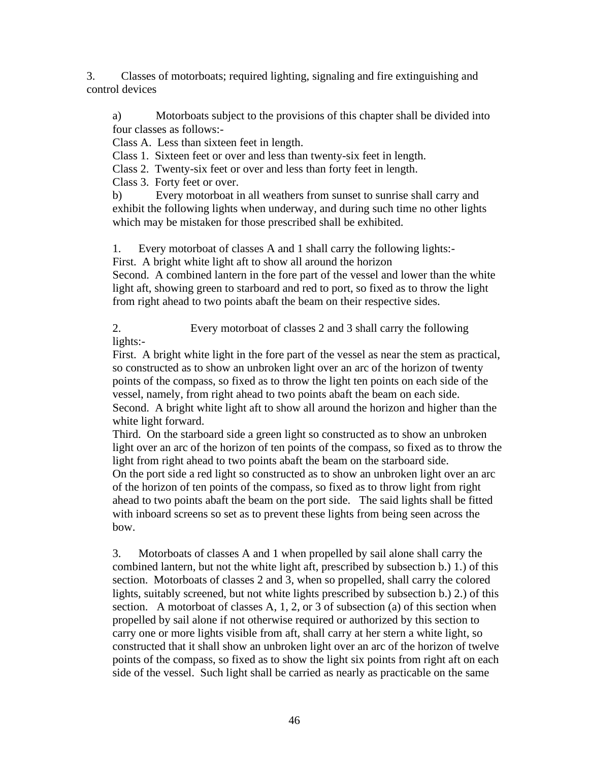3. Classes of motorboats; required lighting, signaling and fire extinguishing and control devices

a) Motorboats subject to the provisions of this chapter shall be divided into four classes as follows:-

Class A. Less than sixteen feet in length.

Class 1. Sixteen feet or over and less than twenty-six feet in length.

Class 2. Twenty-six feet or over and less than forty feet in length.

Class 3. Forty feet or over.

b) Every motorboat in all weathers from sunset to sunrise shall carry and exhibit the following lights when underway, and during such time no other lights which may be mistaken for those prescribed shall be exhibited.

1. Every motorboat of classes A and 1 shall carry the following lights:-

First. A bright white light aft to show all around the horizon

Second. A combined lantern in the fore part of the vessel and lower than the white light aft, showing green to starboard and red to port, so fixed as to throw the light from right ahead to two points abaft the beam on their respective sides.

2. Every motorboat of classes 2 and 3 shall carry the following lights:-

First. A bright white light in the fore part of the vessel as near the stem as practical, so constructed as to show an unbroken light over an arc of the horizon of twenty points of the compass, so fixed as to throw the light ten points on each side of the vessel, namely, from right ahead to two points abaft the beam on each side.

Second. A bright white light aft to show all around the horizon and higher than the white light forward.

Third. On the starboard side a green light so constructed as to show an unbroken light over an arc of the horizon of ten points of the compass, so fixed as to throw the light from right ahead to two points abaft the beam on the starboard side. On the port side a red light so constructed as to show an unbroken light over an arc of the horizon of ten points of the compass, so fixed as to throw light from right ahead to two points abaft the beam on the port side. The said lights shall be fitted with inboard screens so set as to prevent these lights from being seen across the bow.

3. Motorboats of classes A and 1 when propelled by sail alone shall carry the combined lantern, but not the white light aft, prescribed by subsection b.) 1.) of this section. Motorboats of classes 2 and 3, when so propelled, shall carry the colored lights, suitably screened, but not white lights prescribed by subsection b.) 2.) of this section. A motorboat of classes A, 1, 2, or 3 of subsection (a) of this section when propelled by sail alone if not otherwise required or authorized by this section to carry one or more lights visible from aft, shall carry at her stern a white light, so constructed that it shall show an unbroken light over an arc of the horizon of twelve points of the compass, so fixed as to show the light six points from right aft on each side of the vessel. Such light shall be carried as nearly as practicable on the same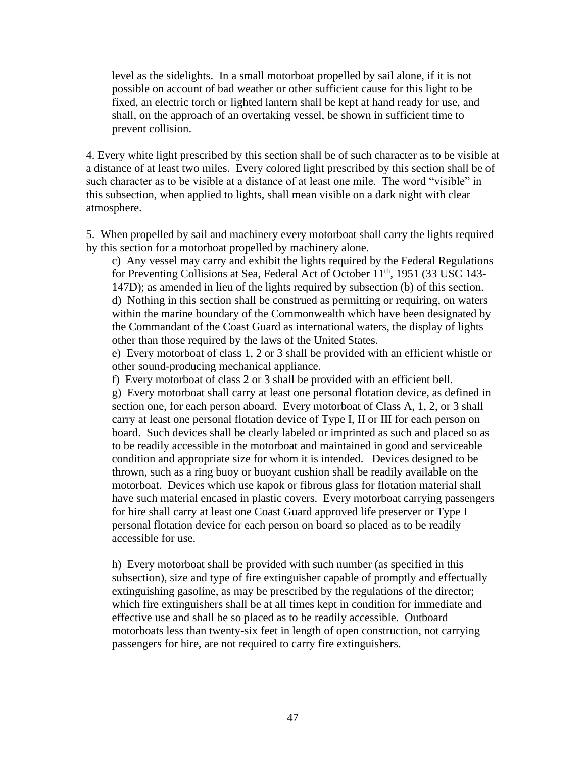level as the sidelights. In a small motorboat propelled by sail alone, if it is not possible on account of bad weather or other sufficient cause for this light to be fixed, an electric torch or lighted lantern shall be kept at hand ready for use, and shall, on the approach of an overtaking vessel, be shown in sufficient time to prevent collision.

4. Every white light prescribed by this section shall be of such character as to be visible at a distance of at least two miles. Every colored light prescribed by this section shall be of such character as to be visible at a distance of at least one mile. The word "visible" in this subsection, when applied to lights, shall mean visible on a dark night with clear atmosphere.

5. When propelled by sail and machinery every motorboat shall carry the lights required by this section for a motorboat propelled by machinery alone.

c) Any vessel may carry and exhibit the lights required by the Federal Regulations for Preventing Collisions at Sea, Federal Act of October 11th, 1951 (33 USC 143-147D); as amended in lieu of the lights required by subsection (b) of this section.

d) Nothing in this section shall be construed as permitting or requiring, on waters within the marine boundary of the Commonwealth which have been designated by the Commandant of the Coast Guard as international waters, the display of lights other than those required by the laws of the United States.

e) Every motorboat of class 1, 2 or 3 shall be provided with an efficient whistle or other sound-producing mechanical appliance.

f) Every motorboat of class 2 or 3 shall be provided with an efficient bell.

g) Every motorboat shall carry at least one personal flotation device, as defined in section one, for each person aboard. Every motorboat of Class A, 1, 2, or 3 shall carry at least one personal flotation device of Type I, II or III for each person on board. Such devices shall be clearly labeled or imprinted as such and placed so as to be readily accessible in the motorboat and maintained in good and serviceable condition and appropriate size for whom it is intended. Devices designed to be thrown, such as a ring buoy or buoyant cushion shall be readily available on the motorboat. Devices which use kapok or fibrous glass for flotation material shall have such material encased in plastic covers. Every motorboat carrying passengers for hire shall carry at least one Coast Guard approved life preserver or Type I personal flotation device for each person on board so placed as to be readily accessible for use.

h) Every motorboat shall be provided with such number (as specified in this subsection), size and type of fire extinguisher capable of promptly and effectually extinguishing gasoline, as may be prescribed by the regulations of the director; which fire extinguishers shall be at all times kept in condition for immediate and effective use and shall be so placed as to be readily accessible. Outboard motorboats less than twenty-six feet in length of open construction, not carrying passengers for hire, are not required to carry fire extinguishers.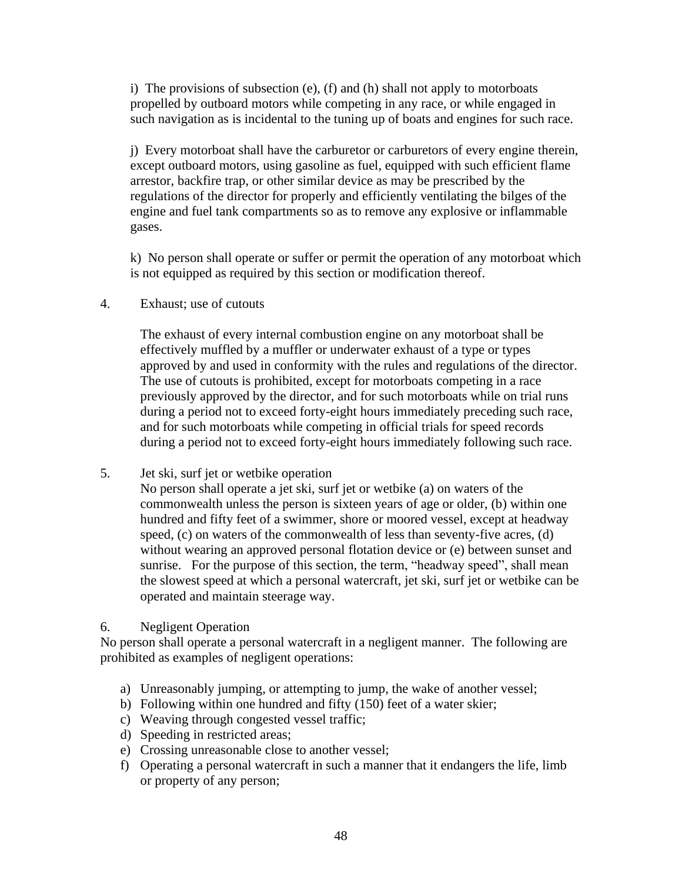i) The provisions of subsection (e), (f) and (h) shall not apply to motorboats propelled by outboard motors while competing in any race, or while engaged in such navigation as is incidental to the tuning up of boats and engines for such race.

j) Every motorboat shall have the carburetor or carburetors of every engine therein, except outboard motors, using gasoline as fuel, equipped with such efficient flame arrestor, backfire trap, or other similar device as may be prescribed by the regulations of the director for properly and efficiently ventilating the bilges of the engine and fuel tank compartments so as to remove any explosive or inflammable gases.

k) No person shall operate or suffer or permit the operation of any motorboat which is not equipped as required by this section or modification thereof.

4. Exhaust; use of cutouts

The exhaust of every internal combustion engine on any motorboat shall be effectively muffled by a muffler or underwater exhaust of a type or types approved by and used in conformity with the rules and regulations of the director. The use of cutouts is prohibited, except for motorboats competing in a race previously approved by the director, and for such motorboats while on trial runs during a period not to exceed forty-eight hours immediately preceding such race, and for such motorboats while competing in official trials for speed records during a period not to exceed forty-eight hours immediately following such race.

5. Jet ski, surf jet or wetbike operation

No person shall operate a jet ski, surf jet or wetbike (a) on waters of the commonwealth unless the person is sixteen years of age or older, (b) within one hundred and fifty feet of a swimmer, shore or moored vessel, except at headway speed, (c) on waters of the commonwealth of less than seventy-five acres, (d) without wearing an approved personal flotation device or (e) between sunset and sunrise. For the purpose of this section, the term, "headway speed", shall mean the slowest speed at which a personal watercraft, jet ski, surf jet or wetbike can be operated and maintain steerage way.

6. Negligent Operation

No person shall operate a personal watercraft in a negligent manner. The following are prohibited as examples of negligent operations:

a) Unreasonably jumping, or attempting to jump, the wake of another vessel;
b) Following within one hundred and fifty (150) feet of a water skier;
c) Weaving through congested vessel traffic;
d) Speeding in restricted areas;
e) Crossing unreasonable close to another vessel;
f) Operating a personal watercraft in such a manner that it endangers the life, limb or property of any person;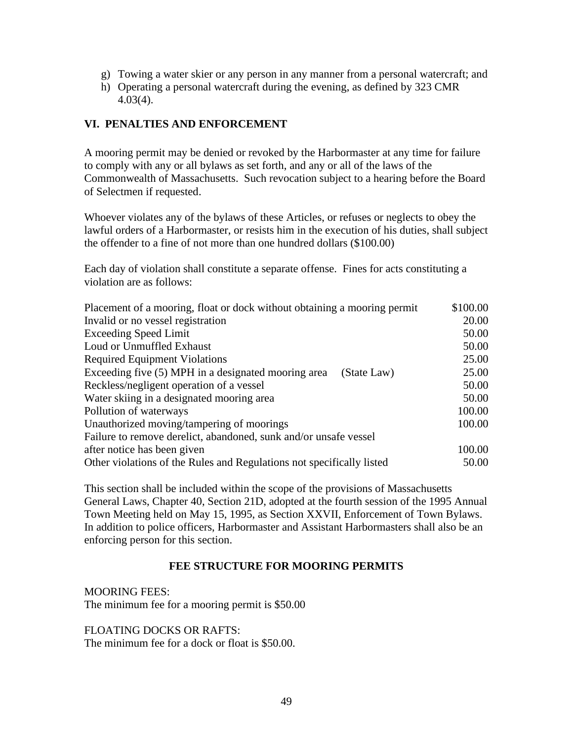g) Towing a water skier or any person in any manner from a personal watercraft; and
h) Operating a personal watercraft during the evening, as defined by 323 CMR 4.03(4).

## VI. PENALTIES AND ENFORCEMENT

A mooring permit may be denied or revoked by the Harbormaster at any time for failure to comply with any or all bylaws as set forth, and any or all of the laws of the Commonwealth of Massachusetts. Such revocation subject to a hearing before the Board of Selectmen if requested.

Whoever violates any of the bylaws of these Articles, or refuses or neglects to obey the lawful orders of a Harbormaster, or resists him in the execution of his duties, shall subject the offender to a fine of not more than one hundred dollars ($100.00)

Each day of violation shall constitute a separate offense. Fines for acts constituting a violation are as follows:

| Violation | Fine |
|---|---|
| Placement of a mooring, float or dock without obtaining a mooring permit | $100.00 |
| Invalid or no vessel registration | 20.00 |
| Exceeding Speed Limit | 50.00 |
| Loud or Unmuffled Exhaust | 50.00 |
| Required Equipment Violations | 25.00 |
| Exceeding five (5) MPH in a designated mooring area (State Law) | 25.00 |
| Reckless/negligent operation of a vessel | 50.00 |
| Water skiing in a designated mooring area | 50.00 |
| Pollution of waterways | 100.00 |
| Unauthorized moving/tampering of moorings | 100.00 |
| Failure to remove derelict, abandoned, sunk and/or unsafe vessel after notice has been given | 100.00 |
| Other violations of the Rules and Regulations not specifically listed | 50.00 |

This section shall be included within the scope of the provisions of Massachusetts General Laws, Chapter 40, Section 21D, adopted at the fourth session of the 1995 Annual Town Meeting held on May 15, 1995, as Section XXVII, Enforcement of Town Bylaws. In addition to police officers, Harbormaster and Assistant Harbormasters shall also be an enforcing person for this section.

## FEE STRUCTURE FOR MOORING PERMITS

MOORING FEES:
The minimum fee for a mooring permit is $50.00

FLOATING DOCKS OR RAFTS:
The minimum fee for a dock or float is $50.00.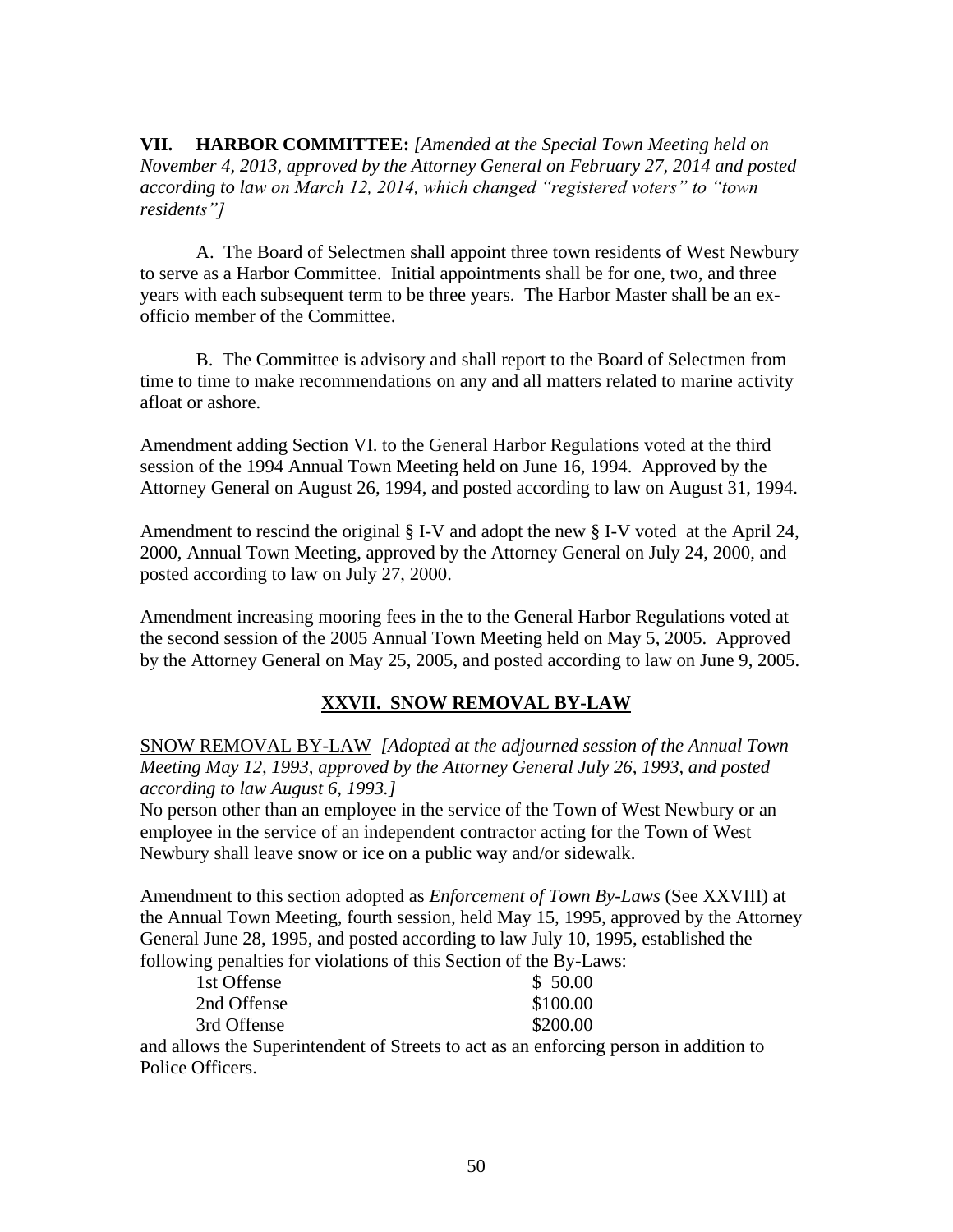**VII. HARBOR COMMITTEE:** *[Amended at the Special Town Meeting held on November 4, 2013, approved by the Attorney General on February 27, 2014 and posted according to law on March 12, 2014, which changed "registered voters" to "town residents"]*

A. The Board of Selectmen shall appoint three town residents of West Newbury to serve as a Harbor Committee. Initial appointments shall be for one, two, and three years with each subsequent term to be three years. The Harbor Master shall be an ex-officio member of the Committee.

B. The Committee is advisory and shall report to the Board of Selectmen from time to time to make recommendations on any and all matters related to marine activity afloat or ashore.

Amendment adding Section VI. to the General Harbor Regulations voted at the third session of the 1994 Annual Town Meeting held on June 16, 1994. Approved by the Attorney General on August 26, 1994, and posted according to law on August 31, 1994.

Amendment to rescind the original § I-V and adopt the new § I-V voted at the April 24, 2000, Annual Town Meeting, approved by the Attorney General on July 24, 2000, and posted according to law on July 27, 2000.

Amendment increasing mooring fees in the to the General Harbor Regulations voted at the second session of the 2005 Annual Town Meeting held on May 5, 2005. Approved by the Attorney General on May 25, 2005, and posted according to law on June 9, 2005.

## XXVII. SNOW REMOVAL BY-LAW

SNOW REMOVAL BY-LAW *[Adopted at the adjourned session of the Annual Town Meeting May 12, 1993, approved by the Attorney General July 26, 1993, and posted according to law August 6, 1993.]*
No person other than an employee in the service of the Town of West Newbury or an employee in the service of an independent contractor acting for the Town of West Newbury shall leave snow or ice on a public way and/or sidewalk.

Amendment to this section adopted as *Enforcement of Town By-Laws* (See XXVIII) at the Annual Town Meeting, fourth session, held May 15, 1995, approved by the Attorney General June 28, 1995, and posted according to law July 10, 1995, established the following penalties for violations of this Section of the By-Laws:

| | |
|---|---|
| 1st Offense | $ 50.00 |
| 2nd Offense | $100.00 |
| 3rd Offense | $200.00 |

and allows the Superintendent of Streets to act as an enforcing person in addition to Police Officers.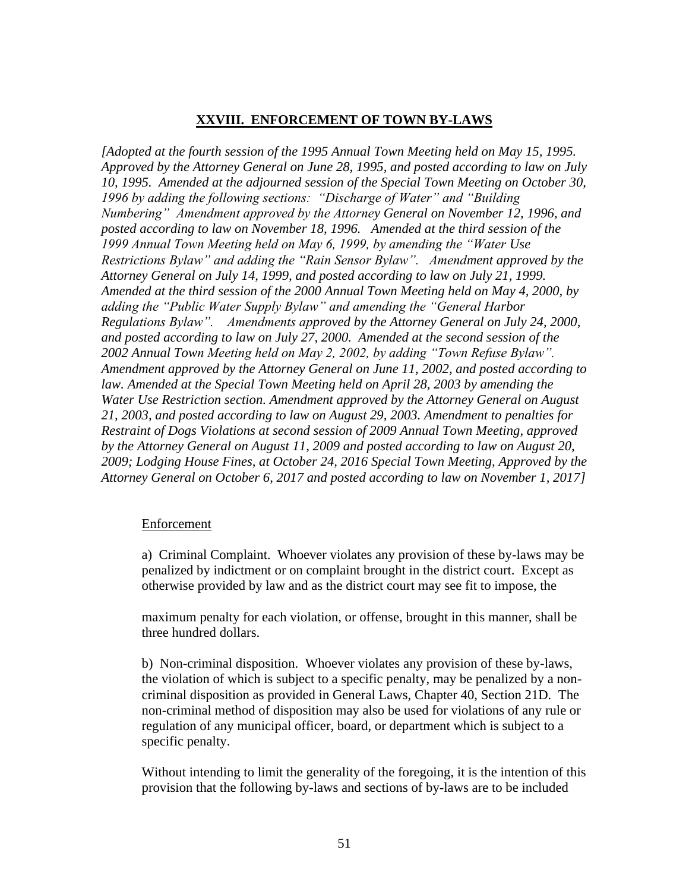## XXVIII. ENFORCEMENT OF TOWN BY-LAWS

*[Adopted at the fourth session of the 1995 Annual Town Meeting held on May 15, 1995. Approved by the Attorney General on June 28, 1995, and posted according to law on July 10, 1995. Amended at the adjourned session of the Special Town Meeting on October 30, 1996 by adding the following sections: "Discharge of Water" and "Building Numbering" Amendment approved by the Attorney General on November 12, 1996, and posted according to law on November 18, 1996. Amended at the third session of the 1999 Annual Town Meeting held on May 6, 1999, by amending the "Water Use Restrictions Bylaw" and adding the "Rain Sensor Bylaw". Amendment approved by the Attorney General on July 14, 1999, and posted according to law on July 21, 1999. Amended at the third session of the 2000 Annual Town Meeting held on May 4, 2000, by adding the "Public Water Supply Bylaw" and amending the "General Harbor Regulations Bylaw". Amendments approved by the Attorney General on July 24, 2000, and posted according to law on July 27, 2000. Amended at the second session of the 2002 Annual Town Meeting held on May 2, 2002, by adding "Town Refuse Bylaw". Amendment approved by the Attorney General on June 11, 2002, and posted according to law. Amended at the Special Town Meeting held on April 28, 2003 by amending the Water Use Restriction section. Amendment approved by the Attorney General on August 21, 2003, and posted according to law on August 29, 2003. Amendment to penalties for Restraint of Dogs Violations at second session of 2009 Annual Town Meeting, approved by the Attorney General on August 11, 2009 and posted according to law on August 20, 2009; Lodging House Fines, at October 24, 2016 Special Town Meeting, Approved by the Attorney General on October 6, 2017 and posted according to law on November 1, 2017]*

Enforcement

a) Criminal Complaint. Whoever violates any provision of these by-laws may be penalized by indictment or on complaint brought in the district court. Except as otherwise provided by law and as the district court may see fit to impose, the maximum penalty for each violation, or offense, brought in this manner, shall be three hundred dollars.

b) Non-criminal disposition. Whoever violates any provision of these by-laws, the violation of which is subject to a specific penalty, may be penalized by a non-criminal disposition as provided in General Laws, Chapter 40, Section 21D. The non-criminal method of disposition may also be used for violations of any rule or regulation of any municipal officer, board, or department which is subject to a specific penalty.

Without intending to limit the generality of the foregoing, it is the intention of this provision that the following by-laws and sections of by-laws are to be included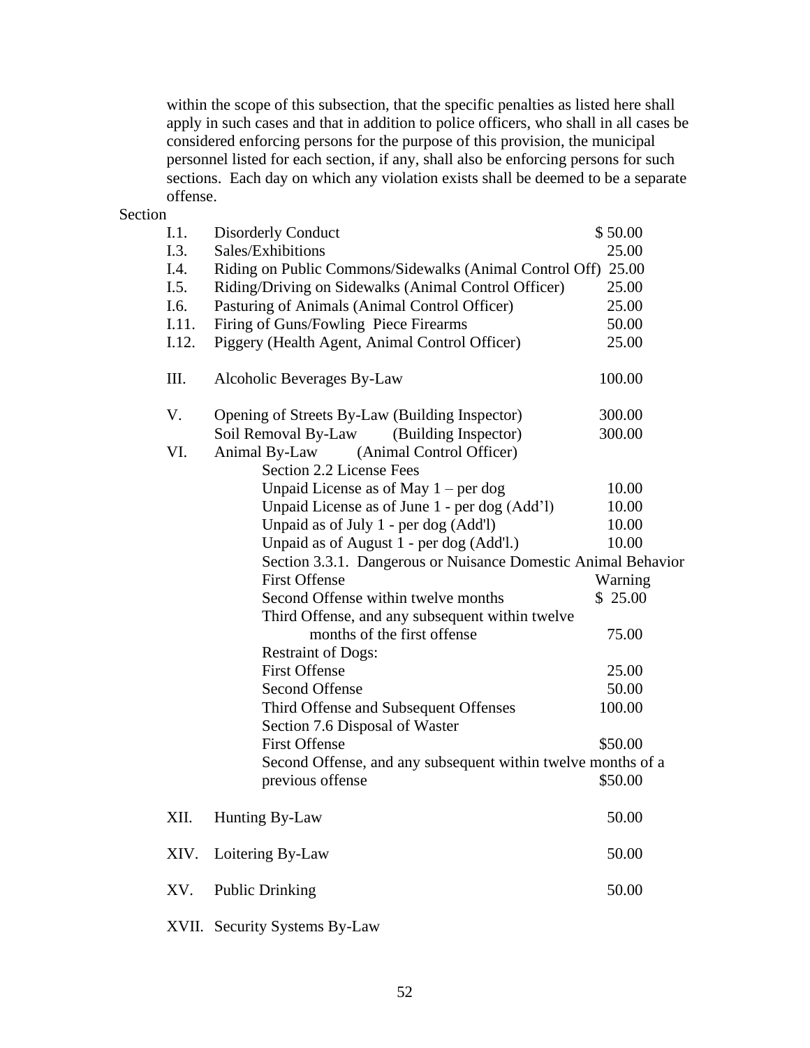within the scope of this subsection, that the specific penalties as listed here shall apply in such cases and that in addition to police officers, who shall in all cases be considered enforcing persons for the purpose of this provision, the municipal personnel listed for each section, if any, shall also be enforcing persons for such sections. Each day on which any violation exists shall be deemed to be a separate offense.

| Section | | |
|---|---|---|
| I.1. | Disorderly Conduct | $ 50.00 |
| I.3. | Sales/Exhibitions | 25.00 |
| I.4. | Riding on Public Commons/Sidewalks (Animal Control Off) | 25.00 |
| I.5. | Riding/Driving on Sidewalks (Animal Control Officer) | 25.00 |
| I.6. | Pasturing of Animals (Animal Control Officer) | 25.00 |
| I.11. | Firing of Guns/Fowling Piece Firearms | 50.00 |
| I.12. | Piggery (Health Agent, Animal Control Officer) | 25.00 |
| III. | Alcoholic Beverages By-Law | 100.00 |
| V. | Opening of Streets By-Law (Building Inspector) | 300.00 |
| | Soil Removal By-Law (Building Inspector) | 300.00 |
| VI. | Animal By-Law (Animal Control Officer) | |
| | Section 2.2 License Fees | |
| | Unpaid License as of May 1 – per dog | 10.00 |
| | Unpaid License as of June 1 - per dog (Add'l) | 10.00 |
| | Unpaid as of July 1 - per dog (Add'l) | 10.00 |
| | Unpaid as of August 1 - per dog (Add'l.) | 10.00 |
| | Section 3.3.1. Dangerous or Nuisance Domestic Animal Behavior | |
| | First Offense | Warning |
| | Second Offense within twelve months | $ 25.00 |
| | Third Offense, and any subsequent within twelve months of the first offense | 75.00 |
| | Restraint of Dogs: | |
| | First Offense | 25.00 |
| | Second Offense | 50.00 |
| | Third Offense and Subsequent Offenses | 100.00 |
| | Section 7.6 Disposal of Waster | |
| | First Offense | $50.00 |
| | Second Offense, and any subsequent within twelve months of a previous offense | $50.00 |
| XII. | Hunting By-Law | 50.00 |
| XIV. | Loitering By-Law | 50.00 |
| XV. | Public Drinking | 50.00 |
| XVII. | Security Systems By-Law | |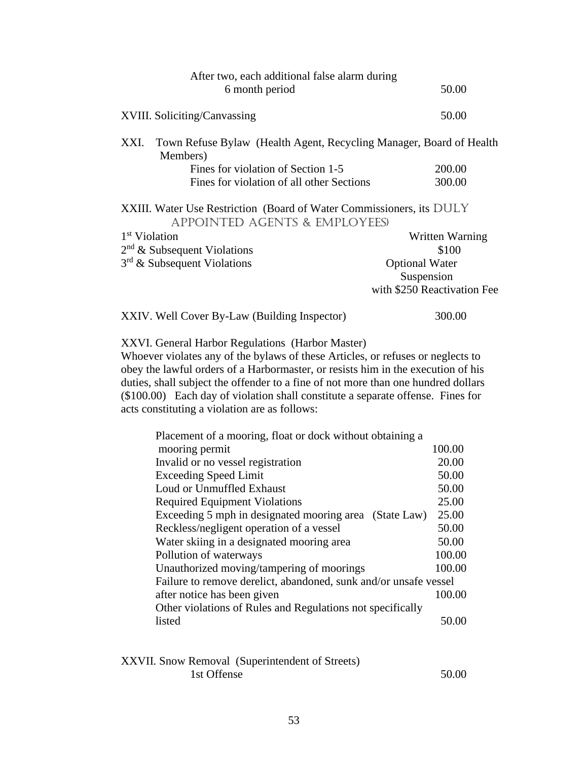| | |
|---|---|
| After two, each additional false alarm during 6 month period | 50.00 |

| | |
|---|---|
| XVIII. Soliciting/Canvassing | 50.00 |

XXI. Town Refuse Bylaw (Health Agent, Recycling Manager, Board of Health Members)

| | |
|---|---|
| Fines for violation of Section 1-5 | 200.00 |
| Fines for violation of all other Sections | 300.00 |

XXIII. Water Use Restriction (Board of Water Commissioners, its DULY APPOINTED AGENTS & EMPLOYEES)

| | |
|---|---|
| 1st Violation | Written Warning |
| 2nd & Subsequent Violations | $100 |
| 3rd & Subsequent Violations | Optional Water Suspension with $250 Reactivation Fee |

| | |
|---|---|
| XXIV. Well Cover By-Law (Building Inspector) | 300.00 |

XXVI. General Harbor Regulations (Harbor Master)
Whoever violates any of the bylaws of these Articles, or refuses or neglects to obey the lawful orders of a Harbormaster, or resists him in the execution of his duties, shall subject the offender to a fine of not more than one hundred dollars ($100.00) Each day of violation shall constitute a separate offense. Fines for acts constituting a violation are as follows:

| | |
|---|---|
| Placement of a mooring, float or dock without obtaining a mooring permit | 100.00 |
| Invalid or no vessel registration | 20.00 |
| Exceeding Speed Limit | 50.00 |
| Loud or Unmuffled Exhaust | 50.00 |
| Required Equipment Violations | 25.00 |
| Exceeding 5 mph in designated mooring area (State Law) | 25.00 |
| Reckless/negligent operation of a vessel | 50.00 |
| Water skiing in a designated mooring area | 50.00 |
| Pollution of waterways | 100.00 |
| Unauthorized moving/tampering of moorings | 100.00 |
| Failure to remove derelict, abandoned, sunk and/or unsafe vessel after notice has been given | 100.00 |
| Other violations of Rules and Regulations not specifically listed | 50.00 |

XXVII. Snow Removal (Superintendent of Streets)

| | |
|---|---|
| 1st Offense | 50.00 |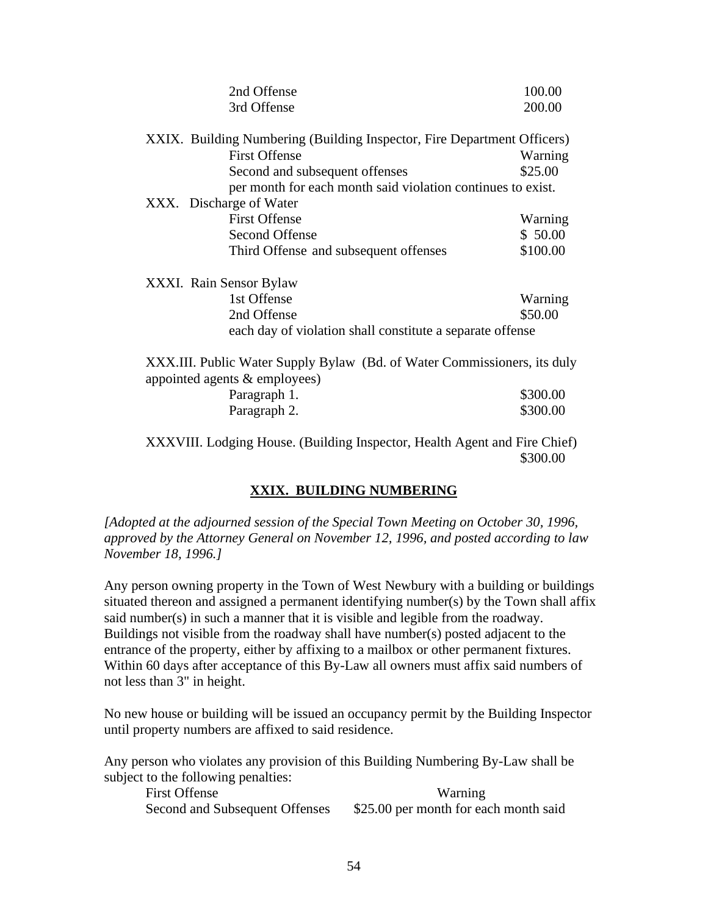| | |
|---|---|
| 2nd Offense | 100.00 |
| 3rd Offense | 200.00 |

XXIX. Building Numbering (Building Inspector, Fire Department Officers)

| | |
|---|---|
| First Offense | Warning |
| Second and subsequent offenses | $25.00 |

per month for each month said violation continues to exist.

XXX. Discharge of Water

| | |
|---|---|
| First Offense | Warning |
| Second Offense | $ 50.00 |
| Third Offense and subsequent offenses | $100.00 |

XXXI. Rain Sensor Bylaw

| | |
|---|---|
| 1st Offense | Warning |
| 2nd Offense | $50.00 |

each day of violation shall constitute a separate offense

XXX.III. Public Water Supply Bylaw (Bd. of Water Commissioners, its duly appointed agents & employees)

| | |
|---|---|
| Paragraph 1. | $300.00 |
| Paragraph 2. | $300.00 |

XXXVIII. Lodging House. (Building Inspector, Health Agent and Fire Chief) $300.00

## XXIX. BUILDING NUMBERING

*[Adopted at the adjourned session of the Special Town Meeting on October 30, 1996, approved by the Attorney General on November 12, 1996, and posted according to law November 18, 1996.]*

Any person owning property in the Town of West Newbury with a building or buildings situated thereon and assigned a permanent identifying number(s) by the Town shall affix said number(s) in such a manner that it is visible and legible from the roadway. Buildings not visible from the roadway shall have number(s) posted adjacent to the entrance of the property, either by affixing to a mailbox or other permanent fixtures. Within 60 days after acceptance of this By-Law all owners must affix said numbers of not less than 3" in height.

No new house or building will be issued an occupancy permit by the Building Inspector until property numbers are affixed to said residence.

Any person who violates any provision of this Building Numbering By-Law shall be subject to the following penalties:

| | |
|---|---|
| First Offense | Warning |
| Second and Subsequent Offenses | $25.00 per month for each month said |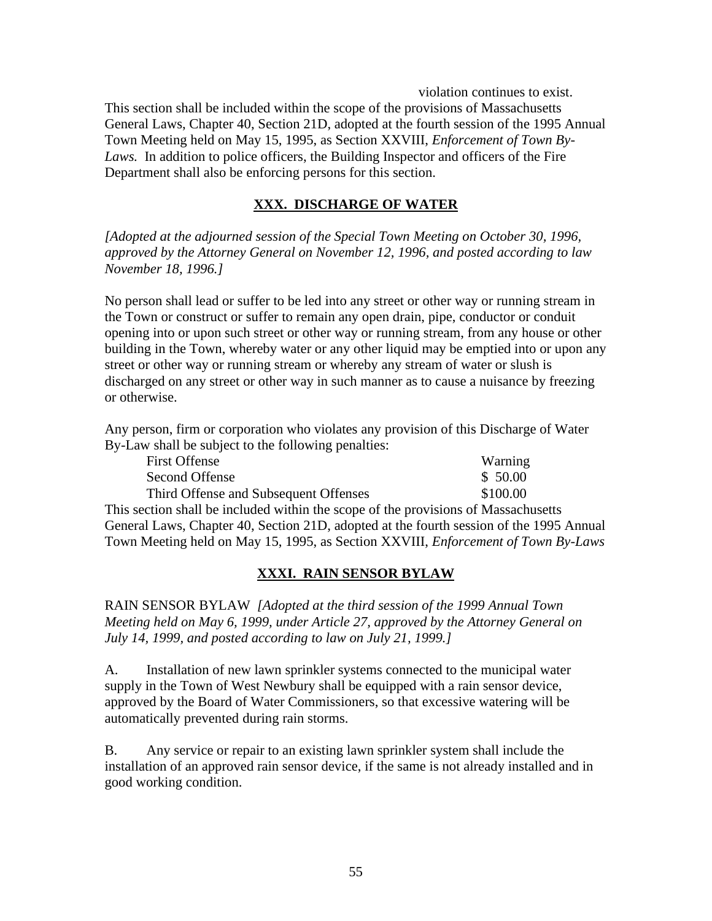violation continues to exist.

This section shall be included within the scope of the provisions of Massachusetts General Laws, Chapter 40, Section 21D, adopted at the fourth session of the 1995 Annual Town Meeting held on May 15, 1995, as Section XXVIII, *Enforcement of Town By-Laws.* In addition to police officers, the Building Inspector and officers of the Fire Department shall also be enforcing persons for this section.

## XXX. DISCHARGE OF WATER

*[Adopted at the adjourned session of the Special Town Meeting on October 30, 1996, approved by the Attorney General on November 12, 1996, and posted according to law November 18, 1996.]*

No person shall lead or suffer to be led into any street or other way or running stream in the Town or construct or suffer to remain any open drain, pipe, conductor or conduit opening into or upon such street or other way or running stream, from any house or other building in the Town, whereby water or any other liquid may be emptied into or upon any street or other way or running stream or whereby any stream of water or slush is discharged on any street or other way in such manner as to cause a nuisance by freezing or otherwise.

Any person, firm or corporation who violates any provision of this Discharge of Water By-Law shall be subject to the following penalties:

| | |
|---|---|
| First Offense | Warning |
| Second Offense | $ 50.00 |
| Third Offense and Subsequent Offenses | $100.00 |

This section shall be included within the scope of the provisions of Massachusetts General Laws, Chapter 40, Section 21D, adopted at the fourth session of the 1995 Annual Town Meeting held on May 15, 1995, as Section XXVIII, *Enforcement of Town By-Laws*

## XXXI. RAIN SENSOR BYLAW

RAIN SENSOR BYLAW *[Adopted at the third session of the 1999 Annual Town Meeting held on May 6, 1999, under Article 27, approved by the Attorney General on July 14, 1999, and posted according to law on July 21, 1999.]*

A. Installation of new lawn sprinkler systems connected to the municipal water supply in the Town of West Newbury shall be equipped with a rain sensor device, approved by the Board of Water Commissioners, so that excessive watering will be automatically prevented during rain storms.

B. Any service or repair to an existing lawn sprinkler system shall include the installation of an approved rain sensor device, if the same is not already installed and in good working condition.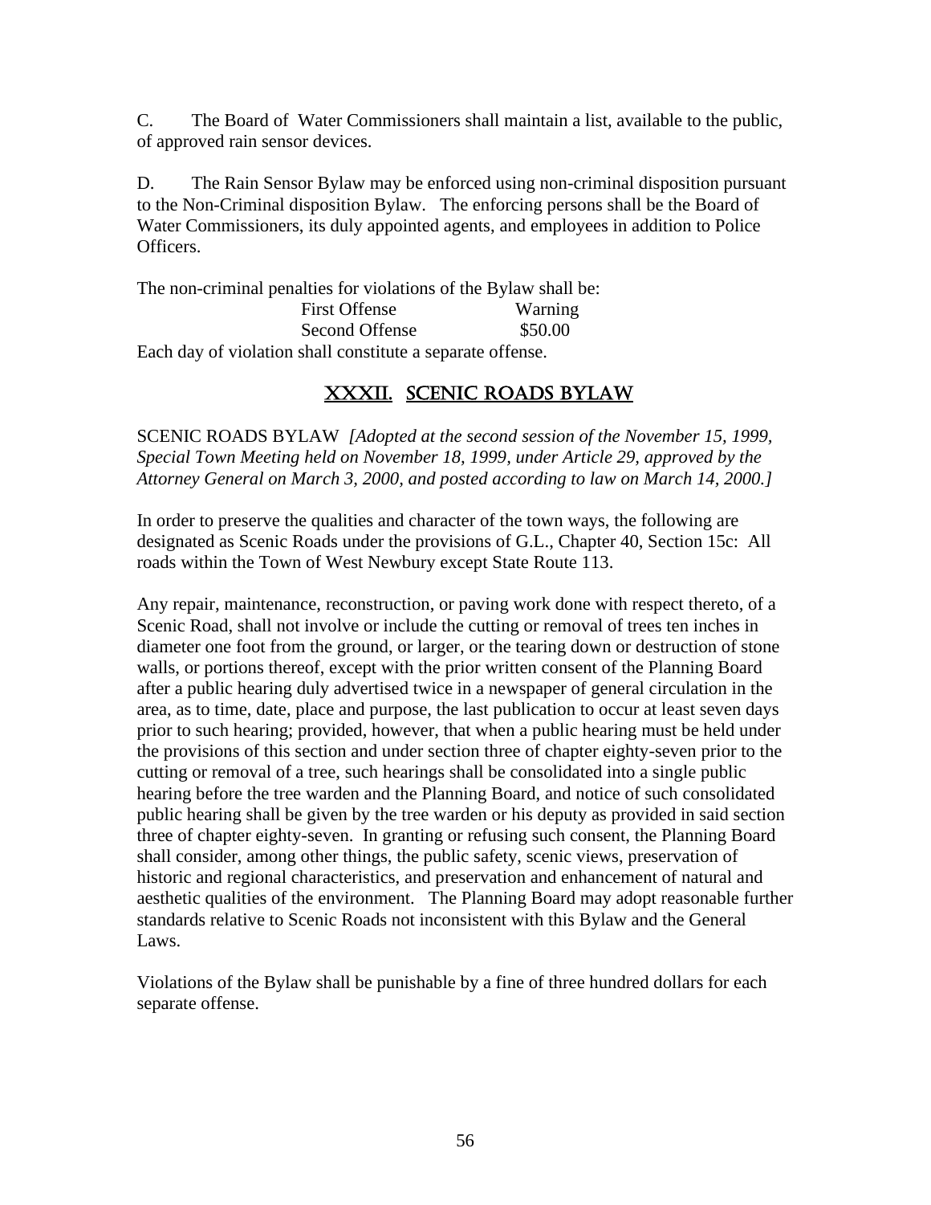C. The Board of Water Commissioners shall maintain a list, available to the public, of approved rain sensor devices.

D. The Rain Sensor Bylaw may be enforced using non-criminal disposition pursuant to the Non-Criminal disposition Bylaw. The enforcing persons shall be the Board of Water Commissioners, its duly appointed agents, and employees in addition to Police Officers.

The non-criminal penalties for violations of the Bylaw shall be:

| | |
|---|---|
| First Offense | Warning |
| Second Offense | $50.00 |

Each day of violation shall constitute a separate offense.

## XXXII. SCENIC ROADS BYLAW

SCENIC ROADS BYLAW *[Adopted at the second session of the November 15, 1999, Special Town Meeting held on November 18, 1999, under Article 29, approved by the Attorney General on March 3, 2000, and posted according to law on March 14, 2000.]*

In order to preserve the qualities and character of the town ways, the following are designated as Scenic Roads under the provisions of G.L., Chapter 40, Section 15c: All roads within the Town of West Newbury except State Route 113.

Any repair, maintenance, reconstruction, or paving work done with respect thereto, of a Scenic Road, shall not involve or include the cutting or removal of trees ten inches in diameter one foot from the ground, or larger, or the tearing down or destruction of stone walls, or portions thereof, except with the prior written consent of the Planning Board after a public hearing duly advertised twice in a newspaper of general circulation in the area, as to time, date, place and purpose, the last publication to occur at least seven days prior to such hearing; provided, however, that when a public hearing must be held under the provisions of this section and under section three of chapter eighty-seven prior to the cutting or removal of a tree, such hearings shall be consolidated into a single public hearing before the tree warden and the Planning Board, and notice of such consolidated public hearing shall be given by the tree warden or his deputy as provided in said section three of chapter eighty-seven. In granting or refusing such consent, the Planning Board shall consider, among other things, the public safety, scenic views, preservation of historic and regional characteristics, and preservation and enhancement of natural and aesthetic qualities of the environment. The Planning Board may adopt reasonable further standards relative to Scenic Roads not inconsistent with this Bylaw and the General Laws.

Violations of the Bylaw shall be punishable by a fine of three hundred dollars for each separate offense.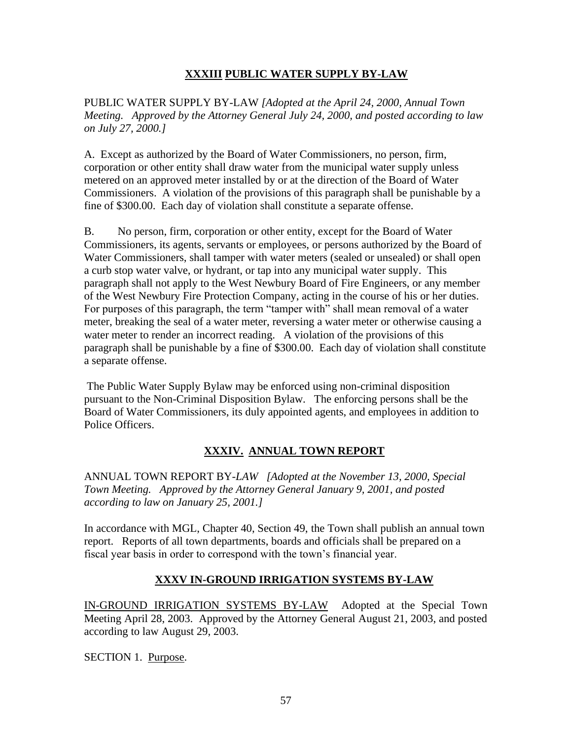## XXXIII PUBLIC WATER SUPPLY BY-LAW

PUBLIC WATER SUPPLY BY-LAW *[Adopted at the April 24, 2000, Annual Town Meeting. Approved by the Attorney General July 24, 2000, and posted according to law on July 27, 2000.]*

A. Except as authorized by the Board of Water Commissioners, no person, firm, corporation or other entity shall draw water from the municipal water supply unless metered on an approved meter installed by or at the direction of the Board of Water Commissioners. A violation of the provisions of this paragraph shall be punishable by a fine of $300.00. Each day of violation shall constitute a separate offense.

B. No person, firm, corporation or other entity, except for the Board of Water Commissioners, its agents, servants or employees, or persons authorized by the Board of Water Commissioners, shall tamper with water meters (sealed or unsealed) or shall open a curb stop water valve, or hydrant, or tap into any municipal water supply. This paragraph shall not apply to the West Newbury Board of Fire Engineers, or any member of the West Newbury Fire Protection Company, acting in the course of his or her duties. For purposes of this paragraph, the term "tamper with" shall mean removal of a water meter, breaking the seal of a water meter, reversing a water meter or otherwise causing a water meter to render an incorrect reading. A violation of the provisions of this paragraph shall be punishable by a fine of $300.00. Each day of violation shall constitute a separate offense.

The Public Water Supply Bylaw may be enforced using non-criminal disposition pursuant to the Non-Criminal Disposition Bylaw. The enforcing persons shall be the Board of Water Commissioners, its duly appointed agents, and employees in addition to Police Officers.

## XXXIV. ANNUAL TOWN REPORT

ANNUAL TOWN REPORT BY-*LAW [Adopted at the November 13, 2000, Special Town Meeting. Approved by the Attorney General January 9, 2001, and posted according to law on January 25, 2001.]*

In accordance with MGL, Chapter 40, Section 49, the Town shall publish an annual town report. Reports of all town departments, boards and officials shall be prepared on a fiscal year basis in order to correspond with the town's financial year.

## XXXV IN-GROUND IRRIGATION SYSTEMS BY-LAW

IN-GROUND IRRIGATION SYSTEMS BY-LAW Adopted at the Special Town Meeting April 28, 2003. Approved by the Attorney General August 21, 2003, and posted according to law August 29, 2003.

SECTION 1. Purpose.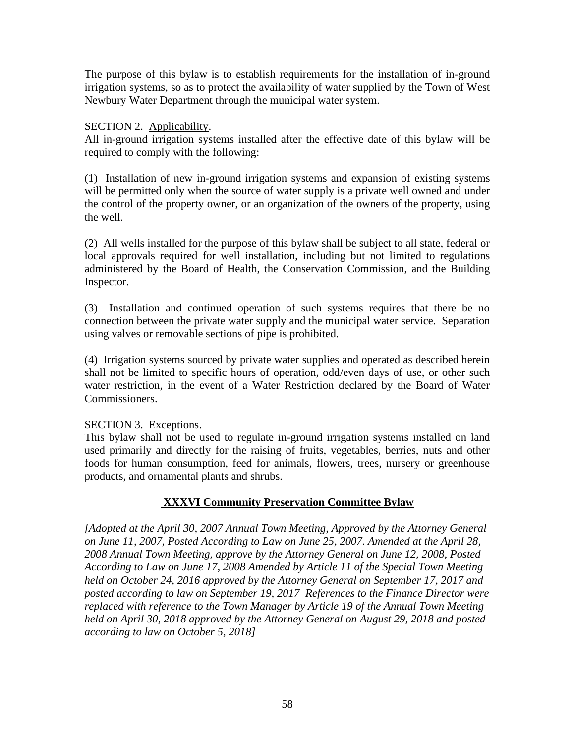The purpose of this bylaw is to establish requirements for the installation of in-ground irrigation systems, so as to protect the availability of water supplied by the Town of West Newbury Water Department through the municipal water system.

SECTION 2. Applicability.
All in-ground irrigation systems installed after the effective date of this bylaw will be required to comply with the following:

(1) Installation of new in-ground irrigation systems and expansion of existing systems will be permitted only when the source of water supply is a private well owned and under the control of the property owner, or an organization of the owners of the property, using the well.

(2) All wells installed for the purpose of this bylaw shall be subject to all state, federal or local approvals required for well installation, including but not limited to regulations administered by the Board of Health, the Conservation Commission, and the Building Inspector.

(3) Installation and continued operation of such systems requires that there be no connection between the private water supply and the municipal water service. Separation using valves or removable sections of pipe is prohibited.

(4) Irrigation systems sourced by private water supplies and operated as described herein shall not be limited to specific hours of operation, odd/even days of use, or other such water restriction, in the event of a Water Restriction declared by the Board of Water Commissioners.

SECTION 3. Exceptions.
This bylaw shall not be used to regulate in-ground irrigation systems installed on land used primarily and directly for the raising of fruits, vegetables, berries, nuts and other foods for human consumption, feed for animals, flowers, trees, nursery or greenhouse products, and ornamental plants and shrubs.

## XXXVI Community Preservation Committee Bylaw

*[Adopted at the April 30, 2007 Annual Town Meeting, Approved by the Attorney General on June 11, 2007, Posted According to Law on June 25, 2007. Amended at the April 28, 2008 Annual Town Meeting, approve by the Attorney General on June 12, 2008, Posted According to Law on June 17, 2008 Amended by Article 11 of the Special Town Meeting held on October 24, 2016 approved by the Attorney General on September 17, 2017 and posted according to law on September 19, 2017 References to the Finance Director were replaced with reference to the Town Manager by Article 19 of the Annual Town Meeting held on April 30, 2018 approved by the Attorney General on August 29, 2018 and posted according to law on October 5, 2018]*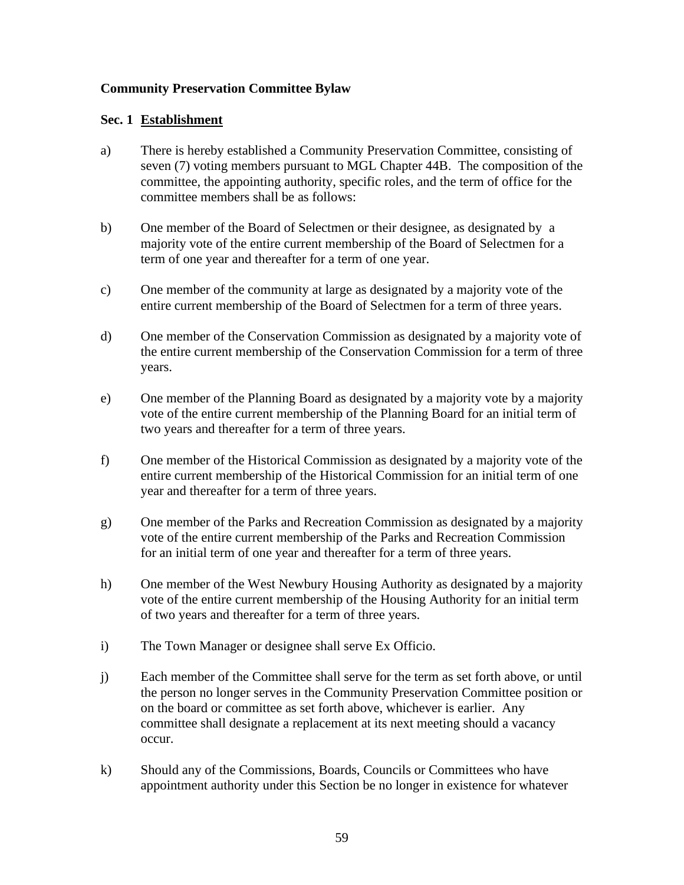**Community Preservation Committee Bylaw**

**Sec. 1 Establishment**

a) There is hereby established a Community Preservation Committee, consisting of seven (7) voting members pursuant to MGL Chapter 44B. The composition of the committee, the appointing authority, specific roles, and the term of office for the committee members shall be as follows:

b) One member of the Board of Selectmen or their designee, as designated by a majority vote of the entire current membership of the Board of Selectmen for a term of one year and thereafter for a term of one year.

c) One member of the community at large as designated by a majority vote of the entire current membership of the Board of Selectmen for a term of three years.

d) One member of the Conservation Commission as designated by a majority vote of the entire current membership of the Conservation Commission for a term of three years.

e) One member of the Planning Board as designated by a majority vote by a majority vote of the entire current membership of the Planning Board for an initial term of two years and thereafter for a term of three years.

f) One member of the Historical Commission as designated by a majority vote of the entire current membership of the Historical Commission for an initial term of one year and thereafter for a term of three years.

g) One member of the Parks and Recreation Commission as designated by a majority vote of the entire current membership of the Parks and Recreation Commission for an initial term of one year and thereafter for a term of three years.

h) One member of the West Newbury Housing Authority as designated by a majority vote of the entire current membership of the Housing Authority for an initial term of two years and thereafter for a term of three years.

i) The Town Manager or designee shall serve Ex Officio.

j) Each member of the Committee shall serve for the term as set forth above, or until the person no longer serves in the Community Preservation Committee position or on the board or committee as set forth above, whichever is earlier. Any committee shall designate a replacement at its next meeting should a vacancy occur.

k) Should any of the Commissions, Boards, Councils or Committees who have appointment authority under this Section be no longer in existence for whatever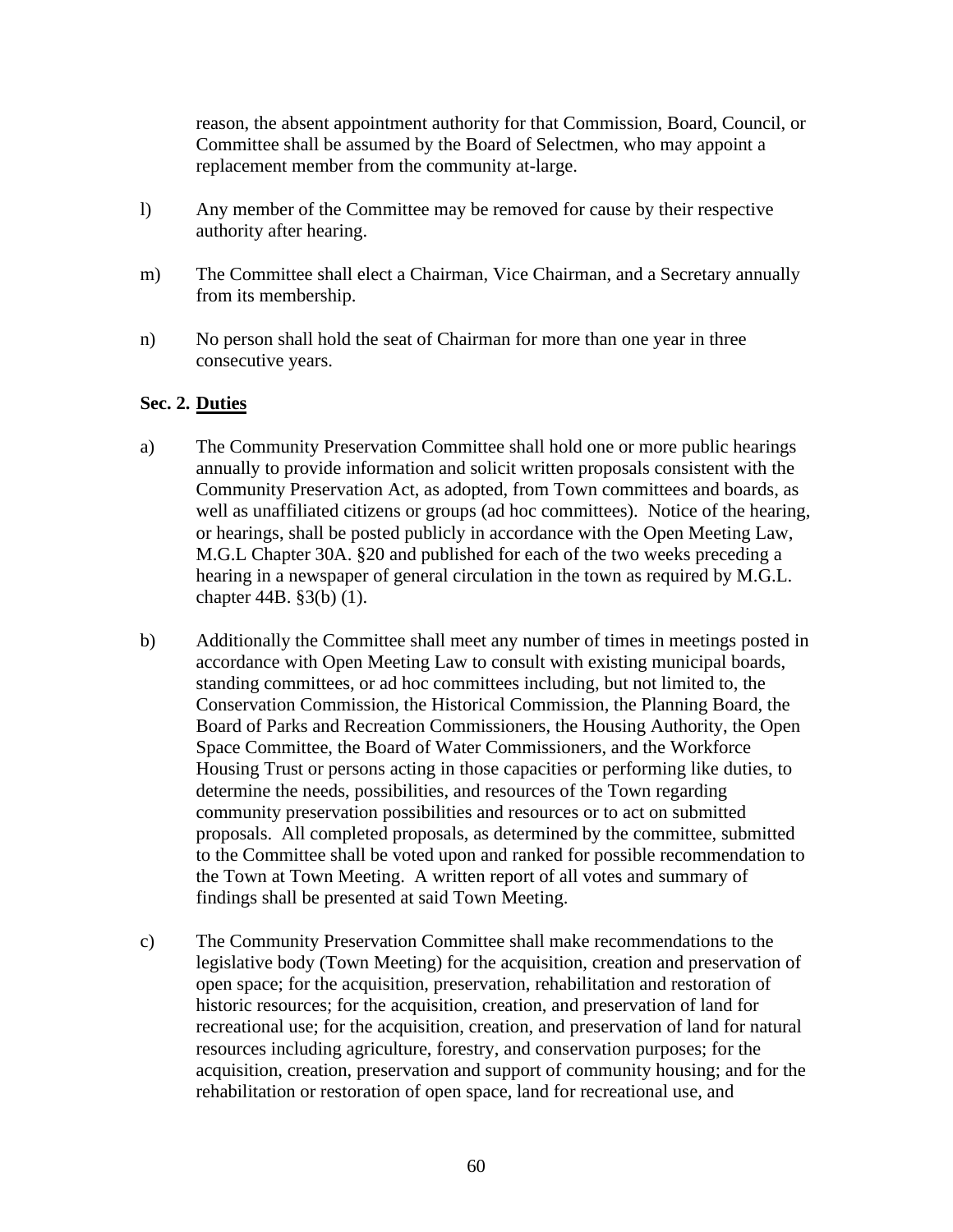reason, the absent appointment authority for that Commission, Board, Council, or Committee shall be assumed by the Board of Selectmen, who may appoint a replacement member from the community at-large.

l) Any member of the Committee may be removed for cause by their respective authority after hearing.

m) The Committee shall elect a Chairman, Vice Chairman, and a Secretary annually from its membership.

n) No person shall hold the seat of Chairman for more than one year in three consecutive years.

**Sec. 2. <u>Duties</u>**

a) The Community Preservation Committee shall hold one or more public hearings annually to provide information and solicit written proposals consistent with the Community Preservation Act, as adopted, from Town committees and boards, as well as unaffiliated citizens or groups (ad hoc committees). Notice of the hearing, or hearings, shall be posted publicly in accordance with the Open Meeting Law, M.G.L Chapter 30A. §20 and published for each of the two weeks preceding a hearing in a newspaper of general circulation in the town as required by M.G.L. chapter 44B. §3(b) (1).

b) Additionally the Committee shall meet any number of times in meetings posted in accordance with Open Meeting Law to consult with existing municipal boards, standing committees, or ad hoc committees including, but not limited to, the Conservation Commission, the Historical Commission, the Planning Board, the Board of Parks and Recreation Commissioners, the Housing Authority, the Open Space Committee, the Board of Water Commissioners, and the Workforce Housing Trust or persons acting in those capacities or performing like duties, to determine the needs, possibilities, and resources of the Town regarding community preservation possibilities and resources or to act on submitted proposals. All completed proposals, as determined by the committee, submitted to the Committee shall be voted upon and ranked for possible recommendation to the Town at Town Meeting. A written report of all votes and summary of findings shall be presented at said Town Meeting.

c) The Community Preservation Committee shall make recommendations to the legislative body (Town Meeting) for the acquisition, creation and preservation of open space; for the acquisition, preservation, rehabilitation and restoration of historic resources; for the acquisition, creation, and preservation of land for recreational use; for the acquisition, creation, and preservation of land for natural resources including agriculture, forestry, and conservation purposes; for the acquisition, creation, preservation and support of community housing; and for the rehabilitation or restoration of open space, land for recreational use, and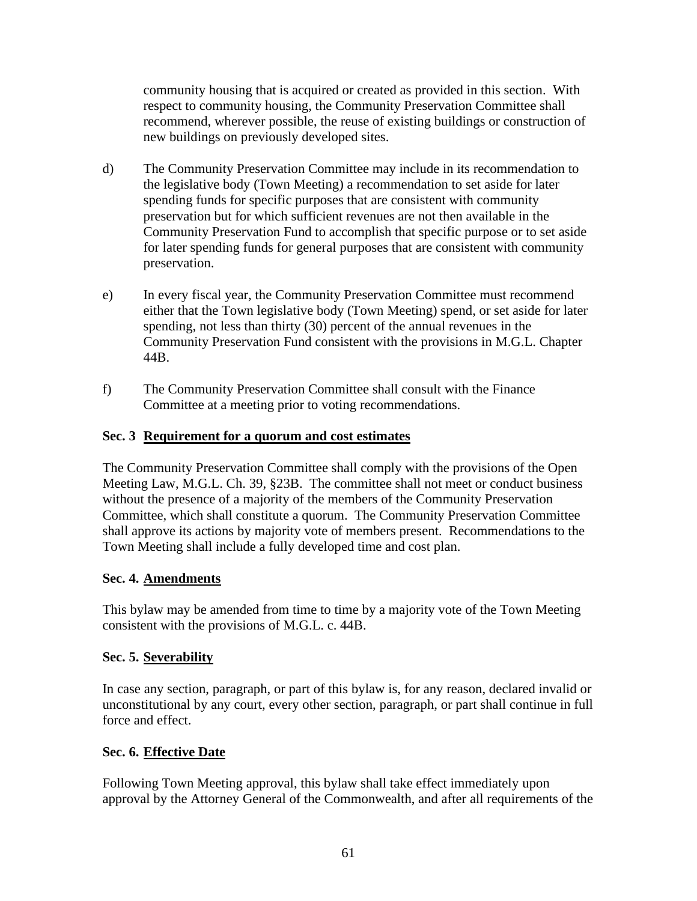community housing that is acquired or created as provided in this section. With respect to community housing, the Community Preservation Committee shall recommend, wherever possible, the reuse of existing buildings or construction of new buildings on previously developed sites.

d) The Community Preservation Committee may include in its recommendation to the legislative body (Town Meeting) a recommendation to set aside for later spending funds for specific purposes that are consistent with community preservation but for which sufficient revenues are not then available in the Community Preservation Fund to accomplish that specific purpose or to set aside for later spending funds for general purposes that are consistent with community preservation.

e) In every fiscal year, the Community Preservation Committee must recommend either that the Town legislative body (Town Meeting) spend, or set aside for later spending, not less than thirty (30) percent of the annual revenues in the Community Preservation Fund consistent with the provisions in M.G.L. Chapter 44B.

f) The Community Preservation Committee shall consult with the Finance Committee at a meeting prior to voting recommendations.

**Sec. 3 Requirement for a quorum and cost estimates**

The Community Preservation Committee shall comply with the provisions of the Open Meeting Law, M.G.L. Ch. 39, §23B. The committee shall not meet or conduct business without the presence of a majority of the members of the Community Preservation Committee, which shall constitute a quorum. The Community Preservation Committee shall approve its actions by majority vote of members present. Recommendations to the Town Meeting shall include a fully developed time and cost plan.

**Sec. 4. Amendments**

This bylaw may be amended from time to time by a majority vote of the Town Meeting consistent with the provisions of M.G.L. c. 44B.

**Sec. 5. Severability**

In case any section, paragraph, or part of this bylaw is, for any reason, declared invalid or unconstitutional by any court, every other section, paragraph, or part shall continue in full force and effect.

**Sec. 6. Effective Date**

Following Town Meeting approval, this bylaw shall take effect immediately upon approval by the Attorney General of the Commonwealth, and after all requirements of the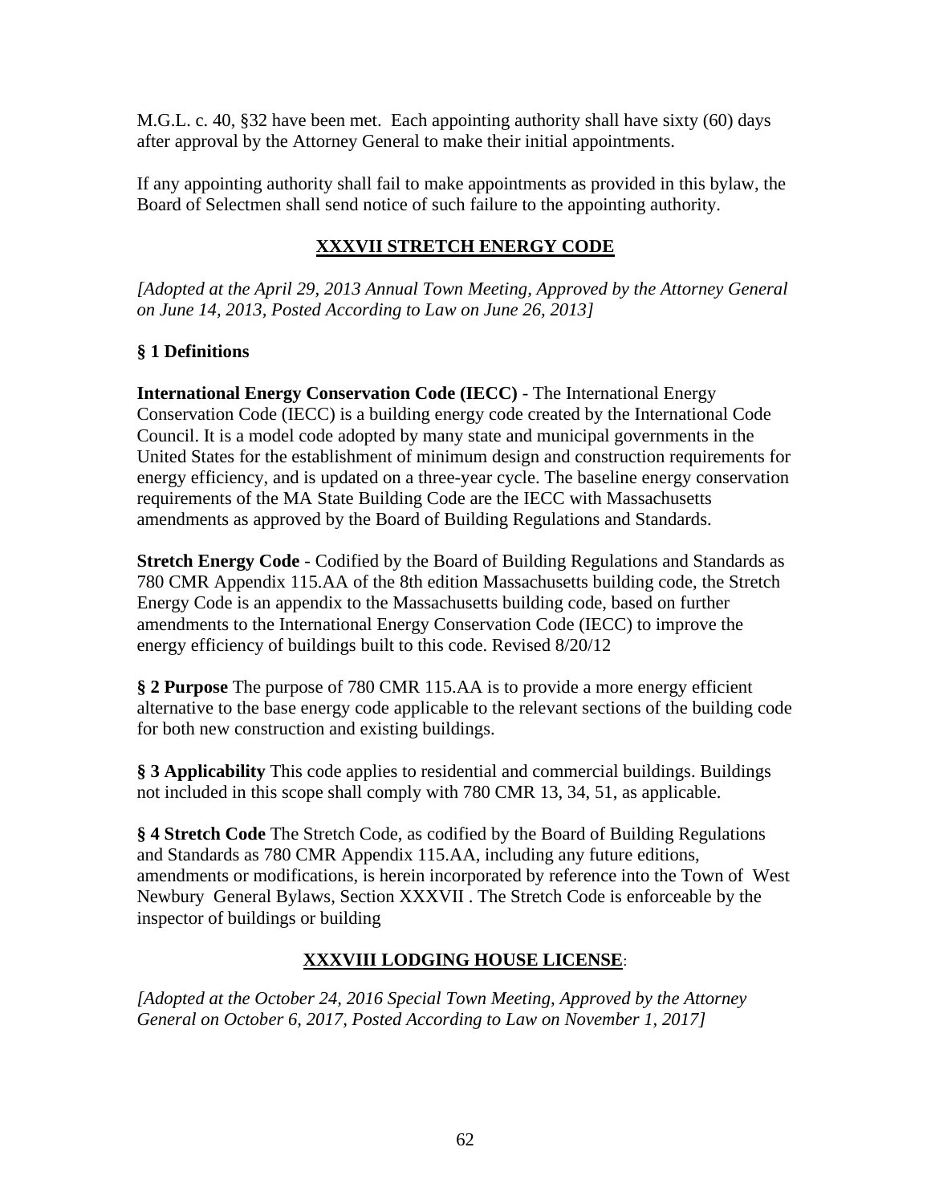M.G.L. c. 40, §32 have been met. Each appointing authority shall have sixty (60) days after approval by the Attorney General to make their initial appointments.

If any appointing authority shall fail to make appointments as provided in this bylaw, the Board of Selectmen shall send notice of such failure to the appointing authority.

## XXXVII STRETCH ENERGY CODE

*[Adopted at the April 29, 2013 Annual Town Meeting, Approved by the Attorney General on June 14, 2013, Posted According to Law on June 26, 2013]*

**§ 1 Definitions**

**International Energy Conservation Code (IECC)** - The International Energy Conservation Code (IECC) is a building energy code created by the International Code Council. It is a model code adopted by many state and municipal governments in the United States for the establishment of minimum design and construction requirements for energy efficiency, and is updated on a three-year cycle. The baseline energy conservation requirements of the MA State Building Code are the IECC with Massachusetts amendments as approved by the Board of Building Regulations and Standards.

**Stretch Energy Code** - Codified by the Board of Building Regulations and Standards as 780 CMR Appendix 115.AA of the 8th edition Massachusetts building code, the Stretch Energy Code is an appendix to the Massachusetts building code, based on further amendments to the International Energy Conservation Code (IECC) to improve the energy efficiency of buildings built to this code. Revised 8/20/12

**§ 2 Purpose** The purpose of 780 CMR 115.AA is to provide a more energy efficient alternative to the base energy code applicable to the relevant sections of the building code for both new construction and existing buildings.

**§ 3 Applicability** This code applies to residential and commercial buildings. Buildings not included in this scope shall comply with 780 CMR 13, 34, 51, as applicable.

**§ 4 Stretch Code** The Stretch Code, as codified by the Board of Building Regulations and Standards as 780 CMR Appendix 115.AA, including any future editions, amendments or modifications, is herein incorporated by reference into the Town of West Newbury General Bylaws, Section XXXVII . The Stretch Code is enforceable by the inspector of buildings or building

## XXXVIII LODGING HOUSE LICENSE:

*[Adopted at the October 24, 2016 Special Town Meeting, Approved by the Attorney General on October 6, 2017, Posted According to Law on November 1, 2017]*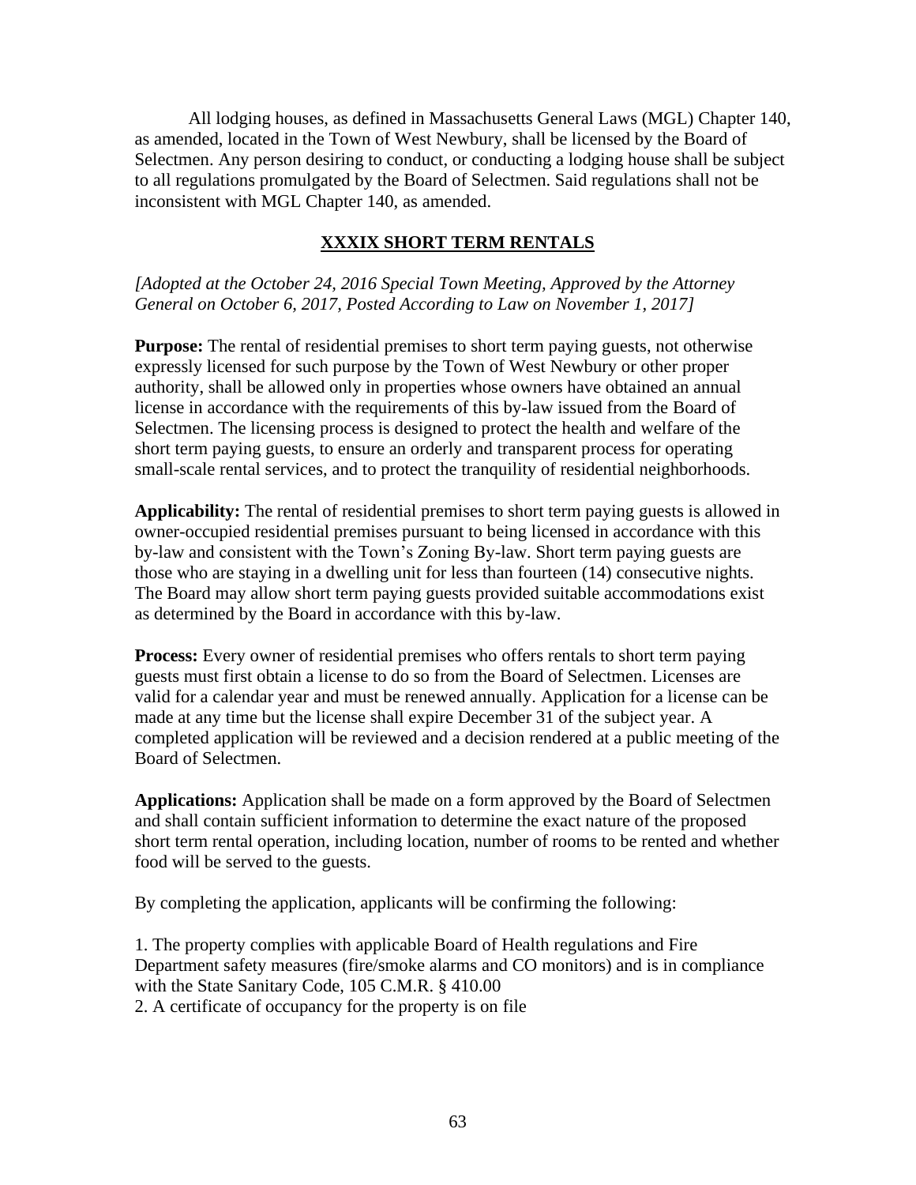All lodging houses, as defined in Massachusetts General Laws (MGL) Chapter 140, as amended, located in the Town of West Newbury, shall be licensed by the Board of Selectmen. Any person desiring to conduct, or conducting a lodging house shall be subject to all regulations promulgated by the Board of Selectmen. Said regulations shall not be inconsistent with MGL Chapter 140, as amended.

## XXXIX SHORT TERM RENTALS

*[Adopted at the October 24, 2016 Special Town Meeting, Approved by the Attorney General on October 6, 2017, Posted According to Law on November 1, 2017]*

**Purpose:** The rental of residential premises to short term paying guests, not otherwise expressly licensed for such purpose by the Town of West Newbury or other proper authority, shall be allowed only in properties whose owners have obtained an annual license in accordance with the requirements of this by-law issued from the Board of Selectmen. The licensing process is designed to protect the health and welfare of the short term paying guests, to ensure an orderly and transparent process for operating small-scale rental services, and to protect the tranquility of residential neighborhoods.

**Applicability:** The rental of residential premises to short term paying guests is allowed in owner-occupied residential premises pursuant to being licensed in accordance with this by-law and consistent with the Town's Zoning By-law. Short term paying guests are those who are staying in a dwelling unit for less than fourteen (14) consecutive nights. The Board may allow short term paying guests provided suitable accommodations exist as determined by the Board in accordance with this by-law.

**Process:** Every owner of residential premises who offers rentals to short term paying guests must first obtain a license to do so from the Board of Selectmen. Licenses are valid for a calendar year and must be renewed annually. Application for a license can be made at any time but the license shall expire December 31 of the subject year. A completed application will be reviewed and a decision rendered at a public meeting of the Board of Selectmen.

**Applications:** Application shall be made on a form approved by the Board of Selectmen and shall contain sufficient information to determine the exact nature of the proposed short term rental operation, including location, number of rooms to be rented and whether food will be served to the guests.

By completing the application, applicants will be confirming the following:

1. The property complies with applicable Board of Health regulations and Fire Department safety measures (fire/smoke alarms and CO monitors) and is in compliance with the State Sanitary Code, 105 C.M.R. § 410.00
2. A certificate of occupancy for the property is on file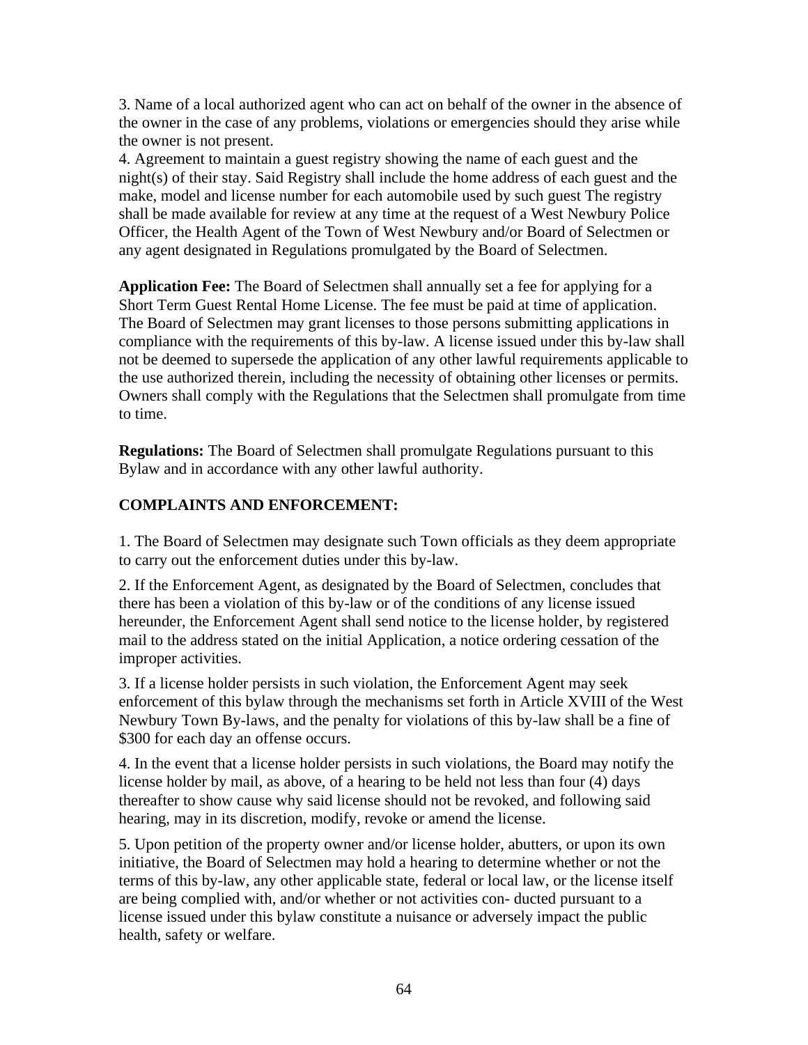3. Name of a local authorized agent who can act on behalf of the owner in the absence of the owner in the case of any problems, violations or emergencies should they arise while the owner is not present.
4. Agreement to maintain a guest registry showing the name of each guest and the night(s) of their stay. Said Registry shall include the home address of each guest and the make, model and license number for each automobile used by such guest The registry shall be made available for review at any time at the request of a West Newbury Police Officer, the Health Agent of the Town of West Newbury and/or Board of Selectmen or any agent designated in Regulations promulgated by the Board of Selectmen.

**Application Fee:** The Board of Selectmen shall annually set a fee for applying for a Short Term Guest Rental Home License. The fee must be paid at time of application. The Board of Selectmen may grant licenses to those persons submitting applications in compliance with the requirements of this by-law. A license issued under this by-law shall not be deemed to supersede the application of any other lawful requirements applicable to the use authorized therein, including the necessity of obtaining other licenses or permits. Owners shall comply with the Regulations that the Selectmen shall promulgate from time to time.

**Regulations:** The Board of Selectmen shall promulgate Regulations pursuant to this Bylaw and in accordance with any other lawful authority.

**COMPLAINTS AND ENFORCEMENT:**

1. The Board of Selectmen may designate such Town officials as they deem appropriate to carry out the enforcement duties under this by-law.

2. If the Enforcement Agent, as designated by the Board of Selectmen, concludes that there has been a violation of this by-law or of the conditions of any license issued hereunder, the Enforcement Agent shall send notice to the license holder, by registered mail to the address stated on the initial Application, a notice ordering cessation of the improper activities.

3. If a license holder persists in such violation, the Enforcement Agent may seek enforcement of this bylaw through the mechanisms set forth in Article XVIII of the West Newbury Town By-laws, and the penalty for violations of this by-law shall be a fine of $300 for each day an offense occurs.

4. In the event that a license holder persists in such violations, the Board may notify the license holder by mail, as above, of a hearing to be held not less than four (4) days thereafter to show cause why said license should not be revoked, and following said hearing, may in its discretion, modify, revoke or amend the license.

5. Upon petition of the property owner and/or license holder, abutters, or upon its own initiative, the Board of Selectmen may hold a hearing to determine whether or not the terms of this by-law, any other applicable state, federal or local law, or the license itself are being complied with, and/or whether or not activities con- ducted pursuant to a license issued under this bylaw constitute a nuisance or adversely impact the public health, safety or welfare.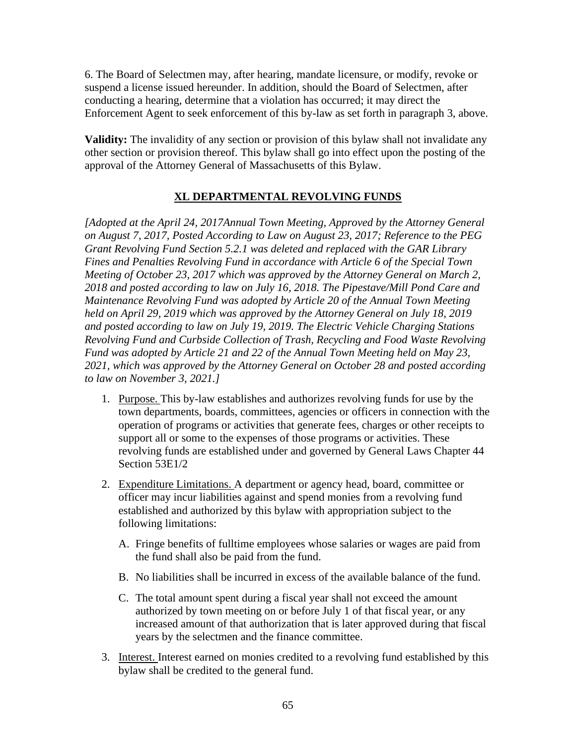6. The Board of Selectmen may, after hearing, mandate licensure, or modify, revoke or suspend a license issued hereunder. In addition, should the Board of Selectmen, after conducting a hearing, determine that a violation has occurred; it may direct the Enforcement Agent to seek enforcement of this by-law as set forth in paragraph 3, above.

**Validity:** The invalidity of any section or provision of this bylaw shall not invalidate any other section or provision thereof. This bylaw shall go into effect upon the posting of the approval of the Attorney General of Massachusetts of this Bylaw.

## XL DEPARTMENTAL REVOLVING FUNDS

*[Adopted at the April 24, 2017Annual Town Meeting, Approved by the Attorney General on August 7, 2017, Posted According to Law on August 23, 2017; Reference to the PEG Grant Revolving Fund Section 5.2.1 was deleted and replaced with the GAR Library Fines and Penalties Revolving Fund in accordance with Article 6 of the Special Town Meeting of October 23, 2017 which was approved by the Attorney General on March 2, 2018 and posted according to law on July 16, 2018. The Pipestave/Mill Pond Care and Maintenance Revolving Fund was adopted by Article 20 of the Annual Town Meeting held on April 29, 2019 which was approved by the Attorney General on July 18, 2019 and posted according to law on July 19, 2019. The Electric Vehicle Charging Stations Revolving Fund and Curbside Collection of Trash, Recycling and Food Waste Revolving Fund was adopted by Article 21 and 22 of the Annual Town Meeting held on May 23, 2021, which was approved by the Attorney General on October 28 and posted according to law on November 3, 2021.]*

1. Purpose. This by-law establishes and authorizes revolving funds for use by the town departments, boards, committees, agencies or officers in connection with the operation of programs or activities that generate fees, charges or other receipts to support all or some to the expenses of those programs or activities. These revolving funds are established under and governed by General Laws Chapter 44 Section 53E1/2

2. Expenditure Limitations. A department or agency head, board, committee or officer may incur liabilities against and spend monies from a revolving fund established and authorized by this bylaw with appropriation subject to the following limitations:

   A. Fringe benefits of fulltime employees whose salaries or wages are paid from the fund shall also be paid from the fund.

   B. No liabilities shall be incurred in excess of the available balance of the fund.

   C. The total amount spent during a fiscal year shall not exceed the amount authorized by town meeting on or before July 1 of that fiscal year, or any increased amount of that authorization that is later approved during that fiscal years by the selectmen and the finance committee.

3. Interest. Interest earned on monies credited to a revolving fund established by this bylaw shall be credited to the general fund.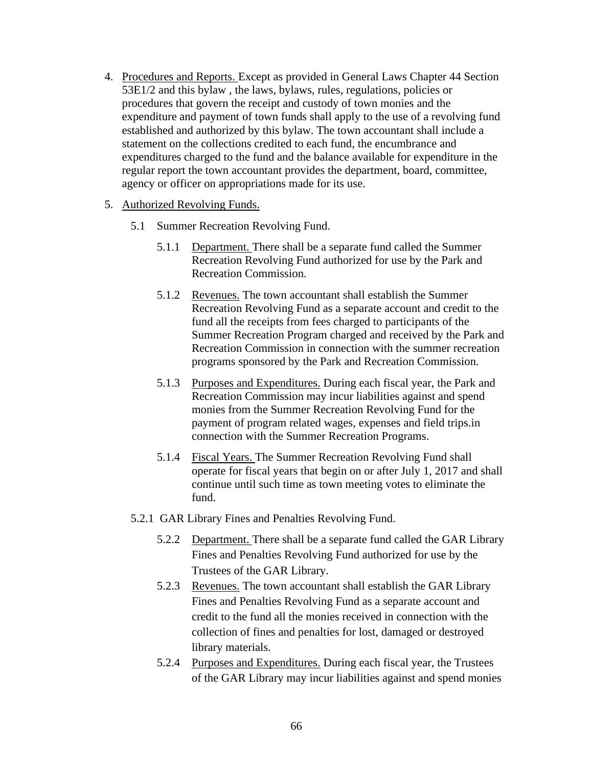4. Procedures and Reports. Except as provided in General Laws Chapter 44 Section 53E1/2 and this bylaw , the laws, bylaws, rules, regulations, policies or procedures that govern the receipt and custody of town monies and the expenditure and payment of town funds shall apply to the use of a revolving fund established and authorized by this bylaw. The town accountant shall include a statement on the collections credited to each fund, the encumbrance and expenditures charged to the fund and the balance available for expenditure in the regular report the town accountant provides the department, board, committee, agency or officer on appropriations made for its use.

5. Authorized Revolving Funds.

   5.1 Summer Recreation Revolving Fund.

      5.1.1 Department. There shall be a separate fund called the Summer Recreation Revolving Fund authorized for use by the Park and Recreation Commission.

      5.1.2 Revenues. The town accountant shall establish the Summer Recreation Revolving Fund as a separate account and credit to the fund all the receipts from fees charged to participants of the Summer Recreation Program charged and received by the Park and Recreation Commission in connection with the summer recreation programs sponsored by the Park and Recreation Commission.

      5.1.3 Purposes and Expenditures. During each fiscal year, the Park and Recreation Commission may incur liabilities against and spend monies from the Summer Recreation Revolving Fund for the payment of program related wages, expenses and field trips.in connection with the Summer Recreation Programs.

      5.1.4 Fiscal Years. The Summer Recreation Revolving Fund shall operate for fiscal years that begin on or after July 1, 2017 and shall continue until such time as town meeting votes to eliminate the fund.

   5.2.1 GAR Library Fines and Penalties Revolving Fund.

      5.2.2 Department. There shall be a separate fund called the GAR Library Fines and Penalties Revolving Fund authorized for use by the Trustees of the GAR Library.

      5.2.3 Revenues. The town accountant shall establish the GAR Library Fines and Penalties Revolving Fund as a separate account and credit to the fund all the monies received in connection with the collection of fines and penalties for lost, damaged or destroyed library materials.

      5.2.4 Purposes and Expenditures. During each fiscal year, the Trustees of the GAR Library may incur liabilities against and spend monies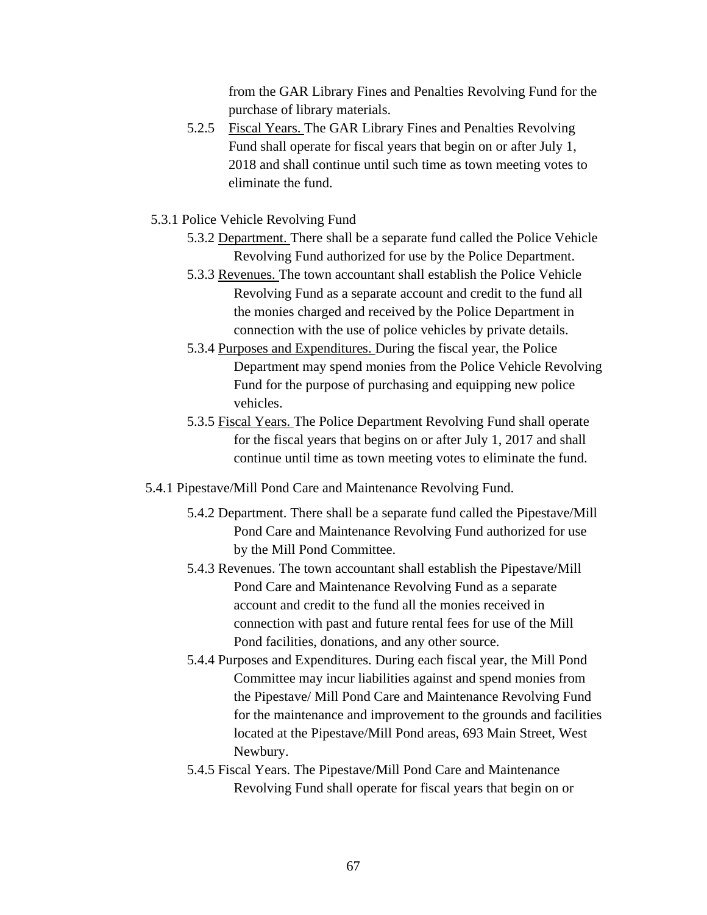from the GAR Library Fines and Penalties Revolving Fund for the purchase of library materials.

5.2.5 Fiscal Years. The GAR Library Fines and Penalties Revolving Fund shall operate for fiscal years that begin on or after July 1, 2018 and shall continue until such time as town meeting votes to eliminate the fund.

5.3.1 Police Vehicle Revolving Fund

5.3.2 Department. There shall be a separate fund called the Police Vehicle Revolving Fund authorized for use by the Police Department.

5.3.3 Revenues. The town accountant shall establish the Police Vehicle Revolving Fund as a separate account and credit to the fund all the monies charged and received by the Police Department in connection with the use of police vehicles by private details.

5.3.4 Purposes and Expenditures. During the fiscal year, the Police Department may spend monies from the Police Vehicle Revolving Fund for the purpose of purchasing and equipping new police vehicles.

5.3.5 Fiscal Years. The Police Department Revolving Fund shall operate for the fiscal years that begins on or after July 1, 2017 and shall continue until time as town meeting votes to eliminate the fund.

5.4.1 Pipestave/Mill Pond Care and Maintenance Revolving Fund.

5.4.2 Department. There shall be a separate fund called the Pipestave/Mill Pond Care and Maintenance Revolving Fund authorized for use by the Mill Pond Committee.

5.4.3 Revenues. The town accountant shall establish the Pipestave/Mill Pond Care and Maintenance Revolving Fund as a separate account and credit to the fund all the monies received in connection with past and future rental fees for use of the Mill Pond facilities, donations, and any other source.

5.4.4 Purposes and Expenditures. During each fiscal year, the Mill Pond Committee may incur liabilities against and spend monies from the Pipestave/ Mill Pond Care and Maintenance Revolving Fund for the maintenance and improvement to the grounds and facilities located at the Pipestave/Mill Pond areas, 693 Main Street, West Newbury.

5.4.5 Fiscal Years. The Pipestave/Mill Pond Care and Maintenance Revolving Fund shall operate for fiscal years that begin on or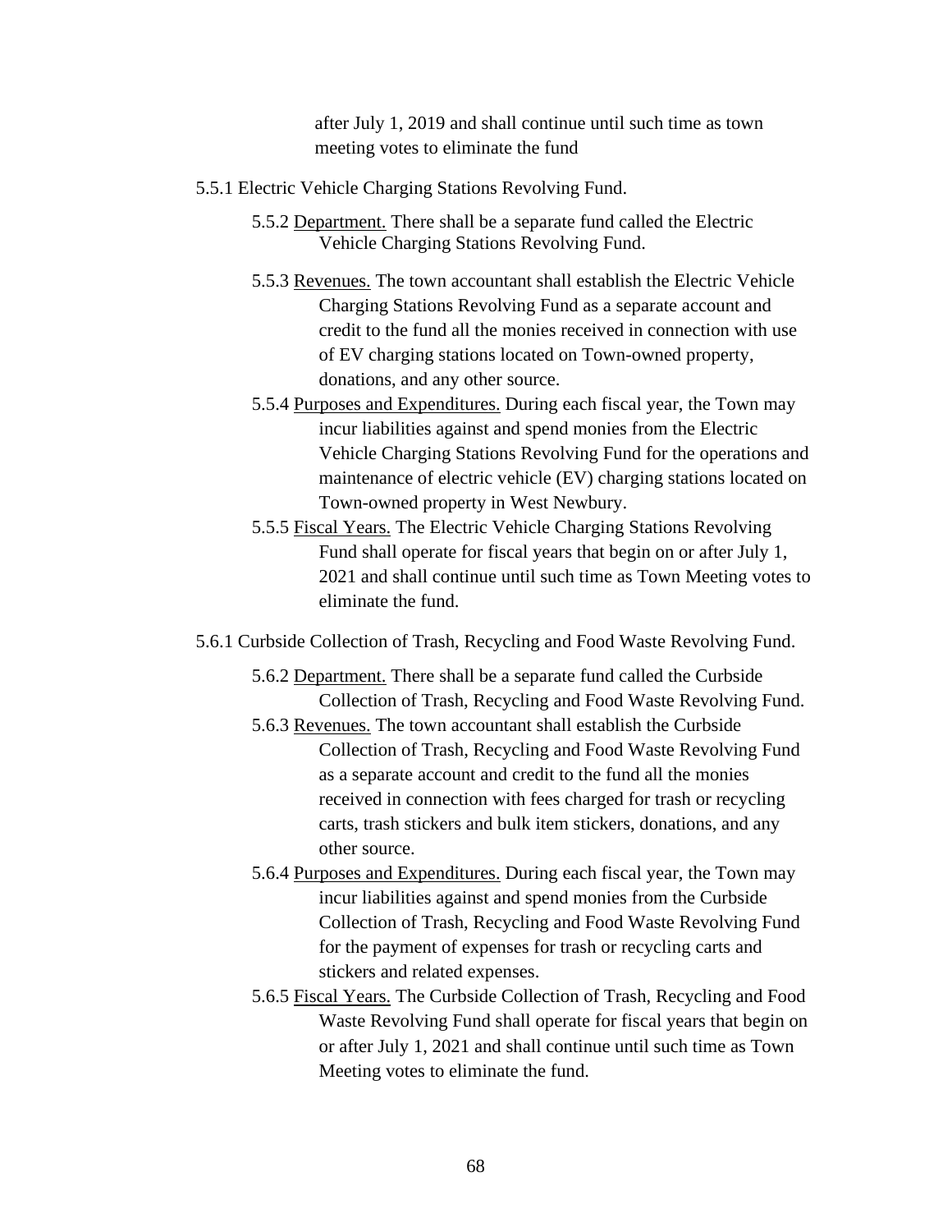after July 1, 2019 and shall continue until such time as town meeting votes to eliminate the fund

5.5.1 Electric Vehicle Charging Stations Revolving Fund.

5.5.2 Department. There shall be a separate fund called the Electric Vehicle Charging Stations Revolving Fund.

5.5.3 Revenues. The town accountant shall establish the Electric Vehicle Charging Stations Revolving Fund as a separate account and credit to the fund all the monies received in connection with use of EV charging stations located on Town-owned property, donations, and any other source.

5.5.4 Purposes and Expenditures. During each fiscal year, the Town may incur liabilities against and spend monies from the Electric Vehicle Charging Stations Revolving Fund for the operations and maintenance of electric vehicle (EV) charging stations located on Town-owned property in West Newbury.

5.5.5 Fiscal Years. The Electric Vehicle Charging Stations Revolving Fund shall operate for fiscal years that begin on or after July 1, 2021 and shall continue until such time as Town Meeting votes to eliminate the fund.

5.6.1 Curbside Collection of Trash, Recycling and Food Waste Revolving Fund.

5.6.2 Department. There shall be a separate fund called the Curbside Collection of Trash, Recycling and Food Waste Revolving Fund.

5.6.3 Revenues. The town accountant shall establish the Curbside Collection of Trash, Recycling and Food Waste Revolving Fund as a separate account and credit to the fund all the monies received in connection with fees charged for trash or recycling carts, trash stickers and bulk item stickers, donations, and any other source.

5.6.4 Purposes and Expenditures. During each fiscal year, the Town may incur liabilities against and spend monies from the Curbside Collection of Trash, Recycling and Food Waste Revolving Fund for the payment of expenses for trash or recycling carts and stickers and related expenses.

5.6.5 Fiscal Years. The Curbside Collection of Trash, Recycling and Food Waste Revolving Fund shall operate for fiscal years that begin on or after July 1, 2021 and shall continue until such time as Town Meeting votes to eliminate the fund.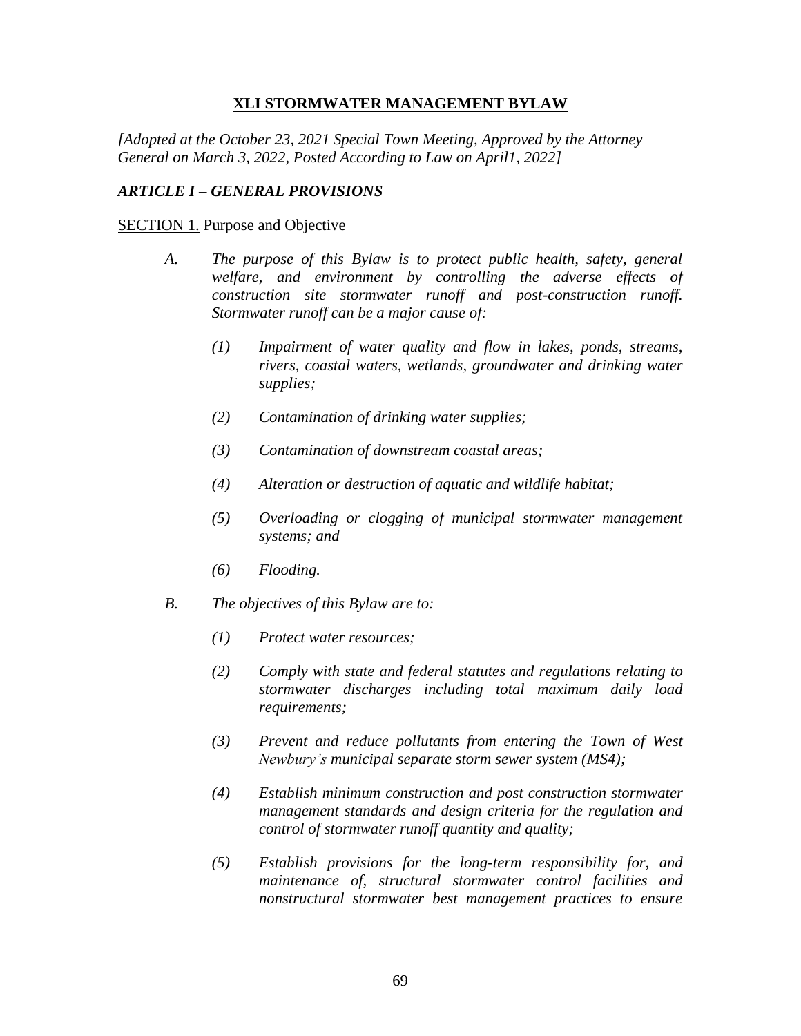## XLI STORMWATER MANAGEMENT BYLAW

*[Adopted at the October 23, 2021 Special Town Meeting, Approved by the Attorney General on March 3, 2022, Posted According to Law on April1, 2022]*

### *ARTICLE I – GENERAL PROVISIONS*

SECTION 1. Purpose and Objective

A. *The purpose of this Bylaw is to protect public health, safety, general welfare, and environment by controlling the adverse effects of construction site stormwater runoff and post-construction runoff. Stormwater runoff can be a major cause of:*

   (1) *Impairment of water quality and flow in lakes, ponds, streams, rivers, coastal waters, wetlands, groundwater and drinking water supplies;*

   (2) *Contamination of drinking water supplies;*

   (3) *Contamination of downstream coastal areas;*

   (4) *Alteration or destruction of aquatic and wildlife habitat;*

   (5) *Overloading or clogging of municipal stormwater management systems; and*

   (6) *Flooding.*

B. *The objectives of this Bylaw are to:*

   (1) *Protect water resources;*

   (2) *Comply with state and federal statutes and regulations relating to stormwater discharges including total maximum daily load requirements;*

   (3) *Prevent and reduce pollutants from entering the Town of West Newbury's municipal separate storm sewer system (MS4);*

   (4) *Establish minimum construction and post construction stormwater management standards and design criteria for the regulation and control of stormwater runoff quantity and quality;*

   (5) *Establish provisions for the long-term responsibility for, and maintenance of, structural stormwater control facilities and nonstructural stormwater best management practices to ensure*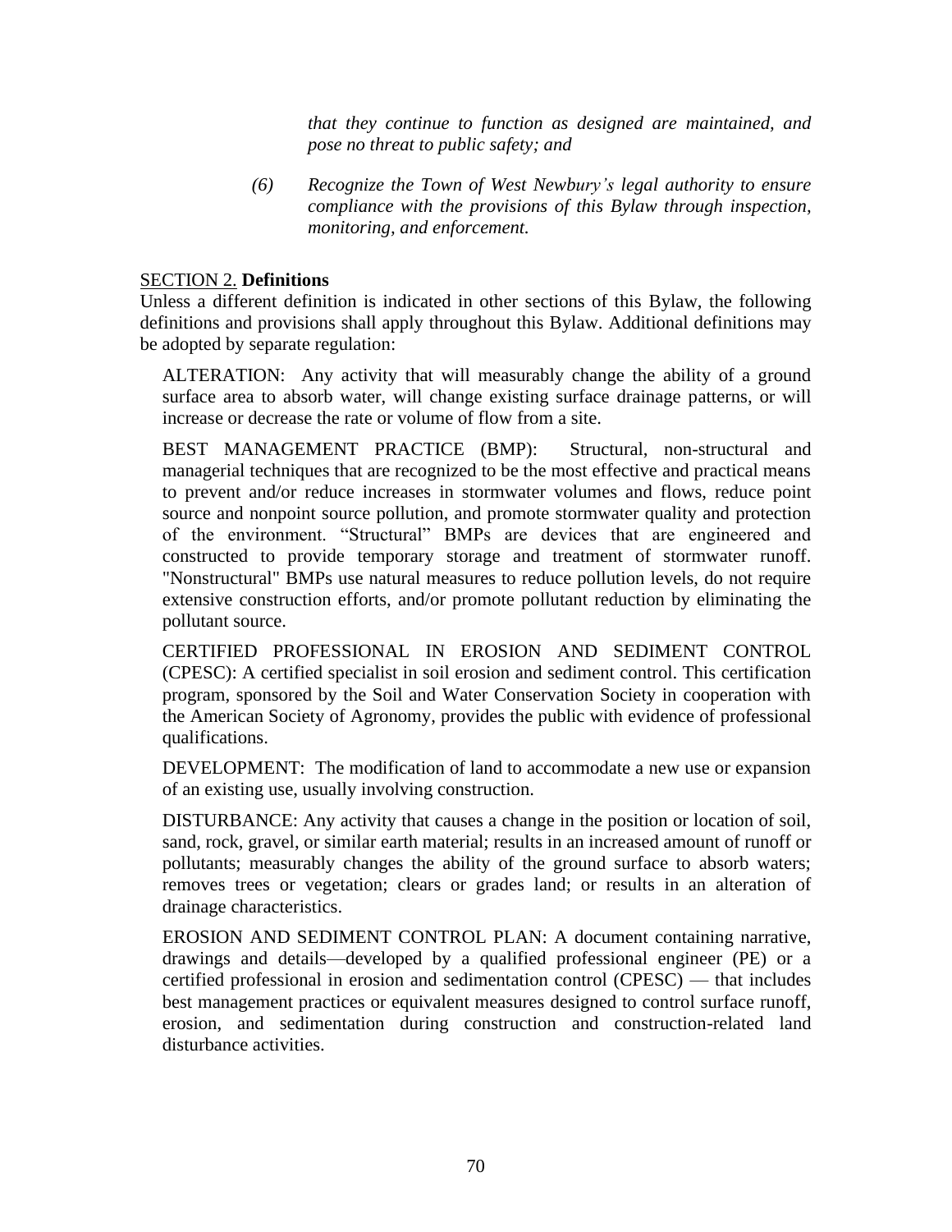*that they continue to function as designed are maintained, and pose no threat to public safety; and*

*(6) Recognize the Town of West Newbury's legal authority to ensure compliance with the provisions of this Bylaw through inspection, monitoring, and enforcement.*

## SECTION 2. **Definitions**

Unless a different definition is indicated in other sections of this Bylaw, the following definitions and provisions shall apply throughout this Bylaw. Additional definitions may be adopted by separate regulation:

ALTERATION: Any activity that will measurably change the ability of a ground surface area to absorb water, will change existing surface drainage patterns, or will increase or decrease the rate or volume of flow from a site.

BEST MANAGEMENT PRACTICE (BMP): Structural, non-structural and managerial techniques that are recognized to be the most effective and practical means to prevent and/or reduce increases in stormwater volumes and flows, reduce point source and nonpoint source pollution, and promote stormwater quality and protection of the environment. "Structural" BMPs are devices that are engineered and constructed to provide temporary storage and treatment of stormwater runoff. "Nonstructural" BMPs use natural measures to reduce pollution levels, do not require extensive construction efforts, and/or promote pollutant reduction by eliminating the pollutant source.

CERTIFIED PROFESSIONAL IN EROSION AND SEDIMENT CONTROL (CPESC): A certified specialist in soil erosion and sediment control. This certification program, sponsored by the Soil and Water Conservation Society in cooperation with the American Society of Agronomy, provides the public with evidence of professional qualifications.

DEVELOPMENT: The modification of land to accommodate a new use or expansion of an existing use, usually involving construction.

DISTURBANCE: Any activity that causes a change in the position or location of soil, sand, rock, gravel, or similar earth material; results in an increased amount of runoff or pollutants; measurably changes the ability of the ground surface to absorb waters; removes trees or vegetation; clears or grades land; or results in an alteration of drainage characteristics.

EROSION AND SEDIMENT CONTROL PLAN: A document containing narrative, drawings and details—developed by a qualified professional engineer (PE) or a certified professional in erosion and sedimentation control (CPESC) — that includes best management practices or equivalent measures designed to control surface runoff, erosion, and sedimentation during construction and construction-related land disturbance activities.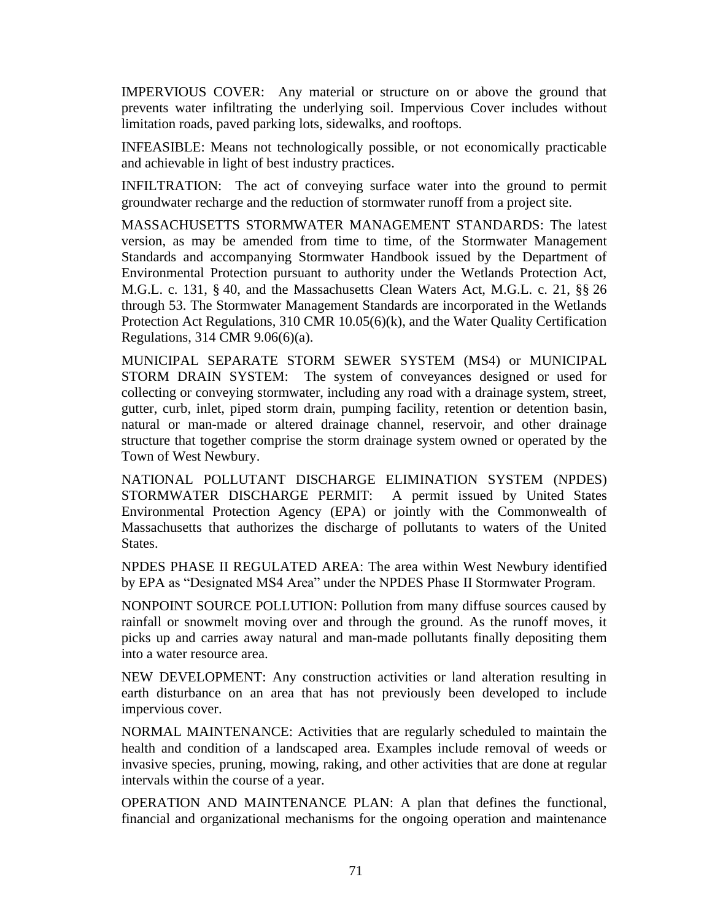IMPERVIOUS COVER: Any material or structure on or above the ground that prevents water infiltrating the underlying soil. Impervious Cover includes without limitation roads, paved parking lots, sidewalks, and rooftops.

INFEASIBLE: Means not technologically possible, or not economically practicable and achievable in light of best industry practices.

INFILTRATION: The act of conveying surface water into the ground to permit groundwater recharge and the reduction of stormwater runoff from a project site.

MASSACHUSETTS STORMWATER MANAGEMENT STANDARDS: The latest version, as may be amended from time to time, of the Stormwater Management Standards and accompanying Stormwater Handbook issued by the Department of Environmental Protection pursuant to authority under the Wetlands Protection Act, M.G.L. c. 131, § 40, and the Massachusetts Clean Waters Act, M.G.L. c. 21, §§ 26 through 53. The Stormwater Management Standards are incorporated in the Wetlands Protection Act Regulations, 310 CMR 10.05(6)(k), and the Water Quality Certification Regulations, 314 CMR 9.06(6)(a).

MUNICIPAL SEPARATE STORM SEWER SYSTEM (MS4) or MUNICIPAL STORM DRAIN SYSTEM: The system of conveyances designed or used for collecting or conveying stormwater, including any road with a drainage system, street, gutter, curb, inlet, piped storm drain, pumping facility, retention or detention basin, natural or man-made or altered drainage channel, reservoir, and other drainage structure that together comprise the storm drainage system owned or operated by the Town of West Newbury.

NATIONAL POLLUTANT DISCHARGE ELIMINATION SYSTEM (NPDES) STORMWATER DISCHARGE PERMIT: A permit issued by United States Environmental Protection Agency (EPA) or jointly with the Commonwealth of Massachusetts that authorizes the discharge of pollutants to waters of the United States.

NPDES PHASE II REGULATED AREA: The area within West Newbury identified by EPA as "Designated MS4 Area" under the NPDES Phase II Stormwater Program.

NONPOINT SOURCE POLLUTION: Pollution from many diffuse sources caused by rainfall or snowmelt moving over and through the ground. As the runoff moves, it picks up and carries away natural and man-made pollutants finally depositing them into a water resource area.

NEW DEVELOPMENT: Any construction activities or land alteration resulting in earth disturbance on an area that has not previously been developed to include impervious cover.

NORMAL MAINTENANCE: Activities that are regularly scheduled to maintain the health and condition of a landscaped area. Examples include removal of weeds or invasive species, pruning, mowing, raking, and other activities that are done at regular intervals within the course of a year.

OPERATION AND MAINTENANCE PLAN: A plan that defines the functional, financial and organizational mechanisms for the ongoing operation and maintenance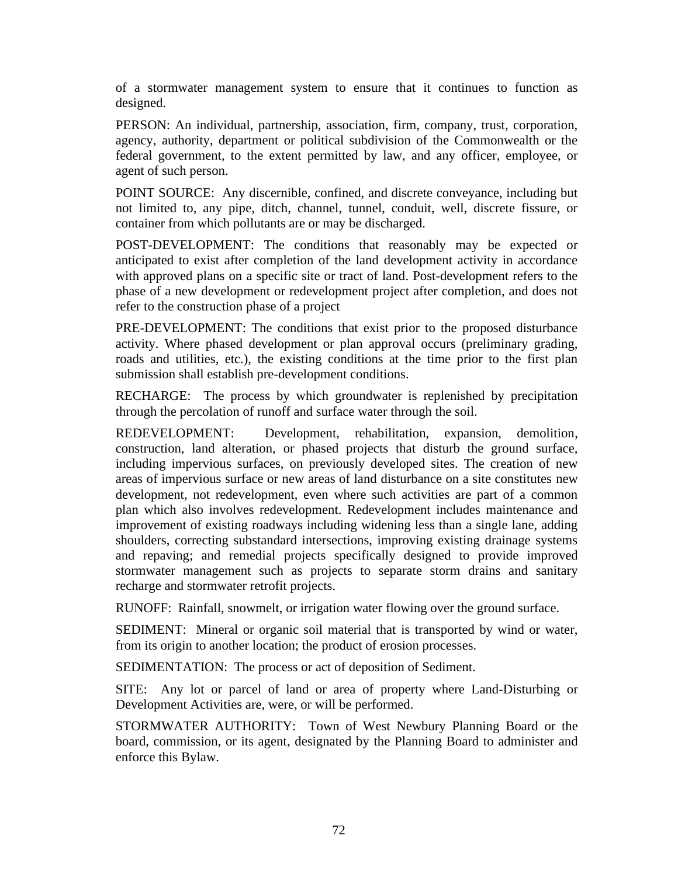of a stormwater management system to ensure that it continues to function as designed.

PERSON: An individual, partnership, association, firm, company, trust, corporation, agency, authority, department or political subdivision of the Commonwealth or the federal government, to the extent permitted by law, and any officer, employee, or agent of such person.

POINT SOURCE: Any discernible, confined, and discrete conveyance, including but not limited to, any pipe, ditch, channel, tunnel, conduit, well, discrete fissure, or container from which pollutants are or may be discharged.

POST-DEVELOPMENT: The conditions that reasonably may be expected or anticipated to exist after completion of the land development activity in accordance with approved plans on a specific site or tract of land. Post-development refers to the phase of a new development or redevelopment project after completion, and does not refer to the construction phase of a project

PRE-DEVELOPMENT: The conditions that exist prior to the proposed disturbance activity. Where phased development or plan approval occurs (preliminary grading, roads and utilities, etc.), the existing conditions at the time prior to the first plan submission shall establish pre-development conditions.

RECHARGE: The process by which groundwater is replenished by precipitation through the percolation of runoff and surface water through the soil.

REDEVELOPMENT: Development, rehabilitation, expansion, demolition, construction, land alteration, or phased projects that disturb the ground surface, including impervious surfaces, on previously developed sites. The creation of new areas of impervious surface or new areas of land disturbance on a site constitutes new development, not redevelopment, even where such activities are part of a common plan which also involves redevelopment. Redevelopment includes maintenance and improvement of existing roadways including widening less than a single lane, adding shoulders, correcting substandard intersections, improving existing drainage systems and repaving; and remedial projects specifically designed to provide improved stormwater management such as projects to separate storm drains and sanitary recharge and stormwater retrofit projects.

RUNOFF: Rainfall, snowmelt, or irrigation water flowing over the ground surface.

SEDIMENT: Mineral or organic soil material that is transported by wind or water, from its origin to another location; the product of erosion processes.

SEDIMENTATION: The process or act of deposition of Sediment.

SITE: Any lot or parcel of land or area of property where Land-Disturbing or Development Activities are, were, or will be performed.

STORMWATER AUTHORITY: Town of West Newbury Planning Board or the board, commission, or its agent, designated by the Planning Board to administer and enforce this Bylaw.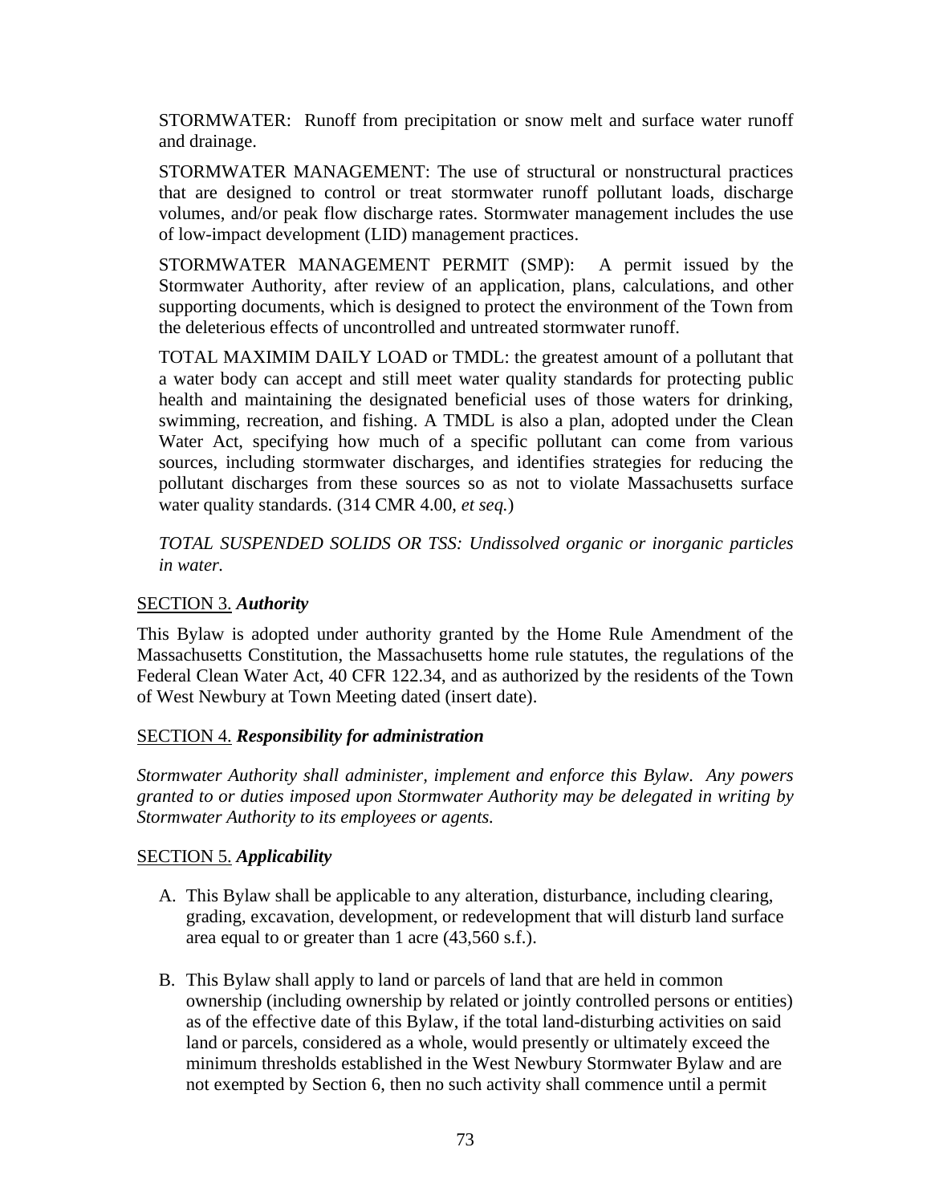STORMWATER: Runoff from precipitation or snow melt and surface water runoff and drainage.

STORMWATER MANAGEMENT: The use of structural or nonstructural practices that are designed to control or treat stormwater runoff pollutant loads, discharge volumes, and/or peak flow discharge rates. Stormwater management includes the use of low-impact development (LID) management practices.

STORMWATER MANAGEMENT PERMIT (SMP): A permit issued by the Stormwater Authority, after review of an application, plans, calculations, and other supporting documents, which is designed to protect the environment of the Town from the deleterious effects of uncontrolled and untreated stormwater runoff.

TOTAL MAXIMIM DAILY LOAD or TMDL: the greatest amount of a pollutant that a water body can accept and still meet water quality standards for protecting public health and maintaining the designated beneficial uses of those waters for drinking, swimming, recreation, and fishing. A TMDL is also a plan, adopted under the Clean Water Act, specifying how much of a specific pollutant can come from various sources, including stormwater discharges, and identifies strategies for reducing the pollutant discharges from these sources so as not to violate Massachusetts surface water quality standards. (314 CMR 4.00, *et seq.*)

*TOTAL SUSPENDED SOLIDS OR TSS: Undissolved organic or inorganic particles in water.*

<u>SECTION 3.</u> ***Authority***

This Bylaw is adopted under authority granted by the Home Rule Amendment of the Massachusetts Constitution, the Massachusetts home rule statutes, the regulations of the Federal Clean Water Act, 40 CFR 122.34, and as authorized by the residents of the Town of West Newbury at Town Meeting dated (insert date).

<u>SECTION 4.</u> ***Responsibility for administration***

*Stormwater Authority shall administer, implement and enforce this Bylaw. Any powers granted to or duties imposed upon Stormwater Authority may be delegated in writing by Stormwater Authority to its employees or agents.*

<u>SECTION 5.</u> ***Applicability***

A. This Bylaw shall be applicable to any alteration, disturbance, including clearing, grading, excavation, development, or redevelopment that will disturb land surface area equal to or greater than 1 acre (43,560 s.f.).

B. This Bylaw shall apply to land or parcels of land that are held in common ownership (including ownership by related or jointly controlled persons or entities) as of the effective date of this Bylaw, if the total land-disturbing activities on said land or parcels, considered as a whole, would presently or ultimately exceed the minimum thresholds established in the West Newbury Stormwater Bylaw and are not exempted by Section 6, then no such activity shall commence until a permit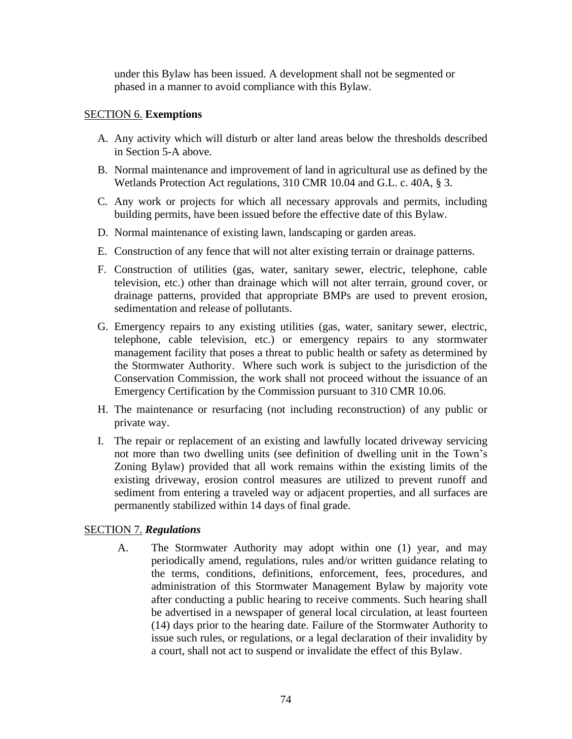under this Bylaw has been issued. A development shall not be segmented or phased in a manner to avoid compliance with this Bylaw.

## SECTION 6. **Exemptions**

A. Any activity which will disturb or alter land areas below the thresholds described in Section 5-A above.

B. Normal maintenance and improvement of land in agricultural use as defined by the Wetlands Protection Act regulations, 310 CMR 10.04 and G.L. c. 40A, § 3.

C. Any work or projects for which all necessary approvals and permits, including building permits, have been issued before the effective date of this Bylaw.

D. Normal maintenance of existing lawn, landscaping or garden areas.

E. Construction of any fence that will not alter existing terrain or drainage patterns.

F. Construction of utilities (gas, water, sanitary sewer, electric, telephone, cable television, etc.) other than drainage which will not alter terrain, ground cover, or drainage patterns, provided that appropriate BMPs are used to prevent erosion, sedimentation and release of pollutants.

G. Emergency repairs to any existing utilities (gas, water, sanitary sewer, electric, telephone, cable television, etc.) or emergency repairs to any stormwater management facility that poses a threat to public health or safety as determined by the Stormwater Authority. Where such work is subject to the jurisdiction of the Conservation Commission, the work shall not proceed without the issuance of an Emergency Certification by the Commission pursuant to 310 CMR 10.06.

H. The maintenance or resurfacing (not including reconstruction) of any public or private way.

I. The repair or replacement of an existing and lawfully located driveway servicing not more than two dwelling units (see definition of dwelling unit in the Town's Zoning Bylaw) provided that all work remains within the existing limits of the existing driveway, erosion control measures are utilized to prevent runoff and sediment from entering a traveled way or adjacent properties, and all surfaces are permanently stabilized within 14 days of final grade.

## SECTION 7. ***Regulations***

A. The Stormwater Authority may adopt within one (1) year, and may periodically amend, regulations, rules and/or written guidance relating to the terms, conditions, definitions, enforcement, fees, procedures, and administration of this Stormwater Management Bylaw by majority vote after conducting a public hearing to receive comments. Such hearing shall be advertised in a newspaper of general local circulation, at least fourteen (14) days prior to the hearing date. Failure of the Stormwater Authority to issue such rules, or regulations, or a legal declaration of their invalidity by a court, shall not act to suspend or invalidate the effect of this Bylaw.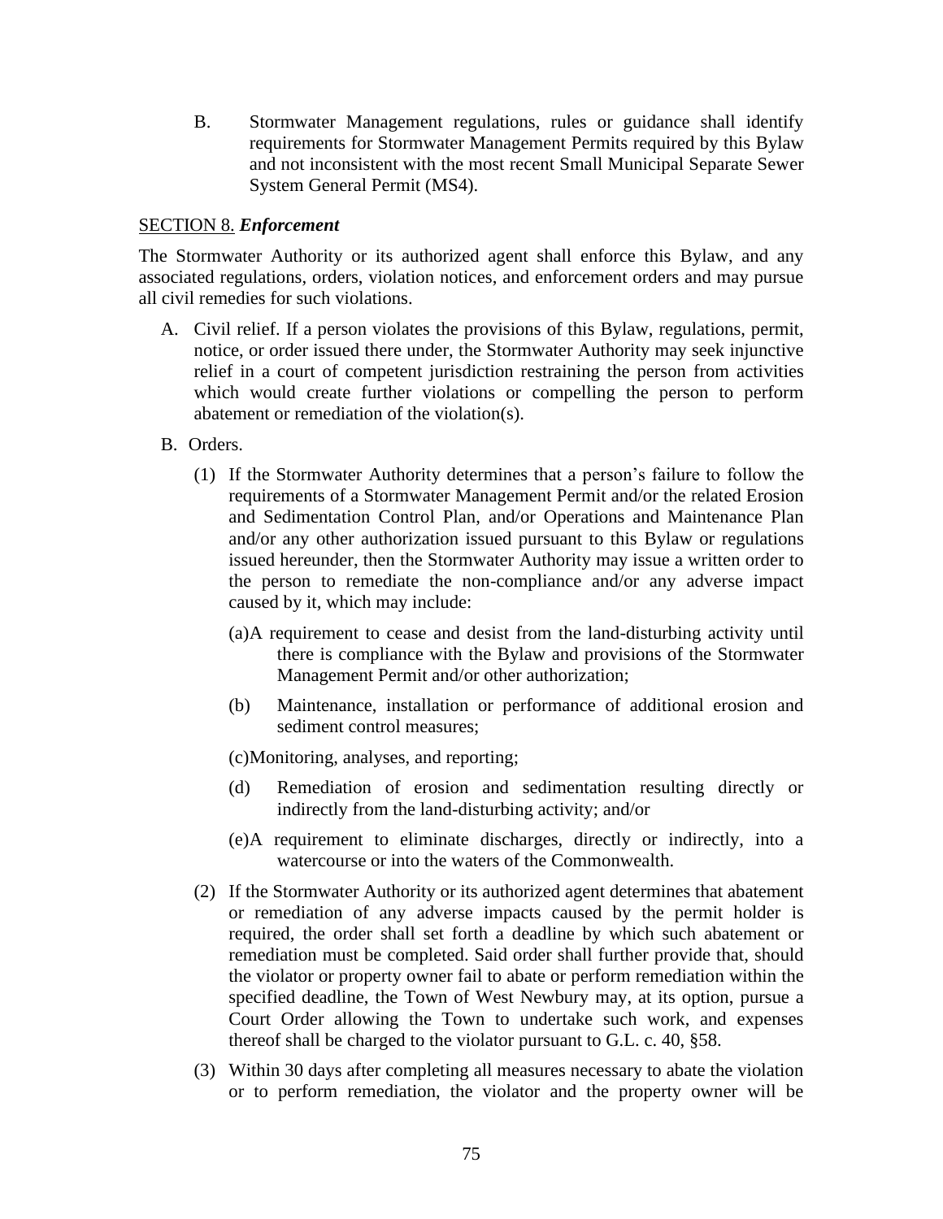B. Stormwater Management regulations, rules or guidance shall identify requirements for Stormwater Management Permits required by this Bylaw and not inconsistent with the most recent Small Municipal Separate Sewer System General Permit (MS4).

SECTION 8. ***Enforcement***

The Stormwater Authority or its authorized agent shall enforce this Bylaw, and any associated regulations, orders, violation notices, and enforcement orders and may pursue all civil remedies for such violations.

A. Civil relief. If a person violates the provisions of this Bylaw, regulations, permit, notice, or order issued there under, the Stormwater Authority may seek injunctive relief in a court of competent jurisdiction restraining the person from activities which would create further violations or compelling the person to perform abatement or remediation of the violation(s).

B. Orders.

(1) If the Stormwater Authority determines that a person's failure to follow the requirements of a Stormwater Management Permit and/or the related Erosion and Sedimentation Control Plan, and/or Operations and Maintenance Plan and/or any other authorization issued pursuant to this Bylaw or regulations issued hereunder, then the Stormwater Authority may issue a written order to the person to remediate the non-compliance and/or any adverse impact caused by it, which may include:

(a) A requirement to cease and desist from the land-disturbing activity until there is compliance with the Bylaw and provisions of the Stormwater Management Permit and/or other authorization;

(b) Maintenance, installation or performance of additional erosion and sediment control measures;

(c) Monitoring, analyses, and reporting;

(d) Remediation of erosion and sedimentation resulting directly or indirectly from the land-disturbing activity; and/or

(e) A requirement to eliminate discharges, directly or indirectly, into a watercourse or into the waters of the Commonwealth.

(2) If the Stormwater Authority or its authorized agent determines that abatement or remediation of any adverse impacts caused by the permit holder is required, the order shall set forth a deadline by which such abatement or remediation must be completed. Said order shall further provide that, should the violator or property owner fail to abate or perform remediation within the specified deadline, the Town of West Newbury may, at its option, pursue a Court Order allowing the Town to undertake such work, and expenses thereof shall be charged to the violator pursuant to G.L. c. 40, §58.

(3) Within 30 days after completing all measures necessary to abate the violation or to perform remediation, the violator and the property owner will be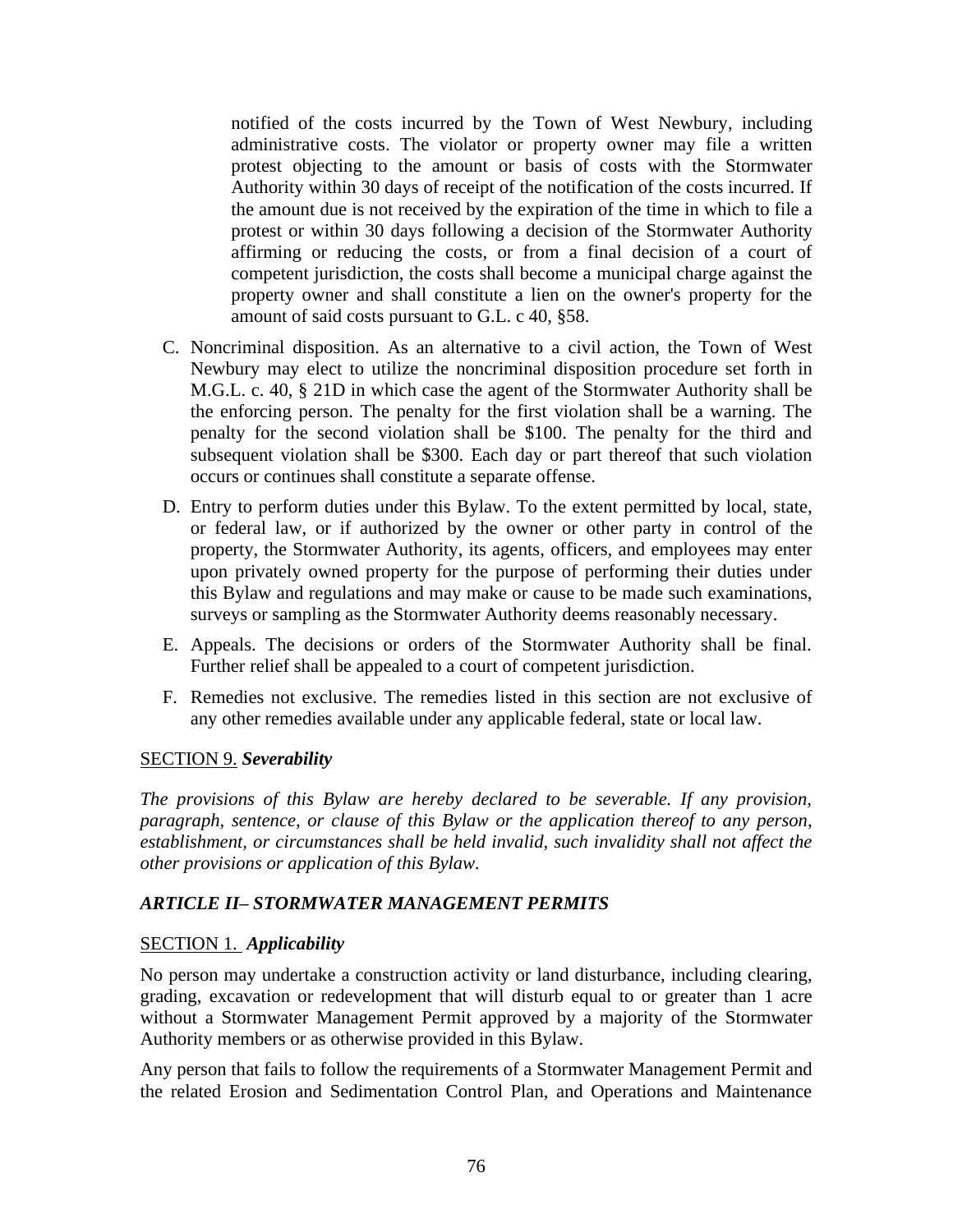notified of the costs incurred by the Town of West Newbury, including administrative costs. The violator or property owner may file a written protest objecting to the amount or basis of costs with the Stormwater Authority within 30 days of receipt of the notification of the costs incurred. If the amount due is not received by the expiration of the time in which to file a protest or within 30 days following a decision of the Stormwater Authority affirming or reducing the costs, or from a final decision of a court of competent jurisdiction, the costs shall become a municipal charge against the property owner and shall constitute a lien on the owner's property for the amount of said costs pursuant to G.L. c 40, §58.

C. Noncriminal disposition. As an alternative to a civil action, the Town of West Newbury may elect to utilize the noncriminal disposition procedure set forth in M.G.L. c. 40, § 21D in which case the agent of the Stormwater Authority shall be the enforcing person. The penalty for the first violation shall be a warning. The penalty for the second violation shall be $100. The penalty for the third and subsequent violation shall be $300. Each day or part thereof that such violation occurs or continues shall constitute a separate offense.

D. Entry to perform duties under this Bylaw. To the extent permitted by local, state, or federal law, or if authorized by the owner or other party in control of the property, the Stormwater Authority, its agents, officers, and employees may enter upon privately owned property for the purpose of performing their duties under this Bylaw and regulations and may make or cause to be made such examinations, surveys or sampling as the Stormwater Authority deems reasonably necessary.

E. Appeals. The decisions or orders of the Stormwater Authority shall be final. Further relief shall be appealed to a court of competent jurisdiction.

F. Remedies not exclusive. The remedies listed in this section are not exclusive of any other remedies available under any applicable federal, state or local law.

SECTION 9. ***Severability***

*The provisions of this Bylaw are hereby declared to be severable. If any provision, paragraph, sentence, or clause of this Bylaw or the application thereof to any person, establishment, or circumstances shall be held invalid, such invalidity shall not affect the other provisions or application of this Bylaw.*

### ***ARTICLE II– STORMWATER MANAGEMENT PERMITS***

SECTION 1. ***Applicability***

No person may undertake a construction activity or land disturbance, including clearing, grading, excavation or redevelopment that will disturb equal to or greater than 1 acre without a Stormwater Management Permit approved by a majority of the Stormwater Authority members or as otherwise provided in this Bylaw.

Any person that fails to follow the requirements of a Stormwater Management Permit and the related Erosion and Sedimentation Control Plan, and Operations and Maintenance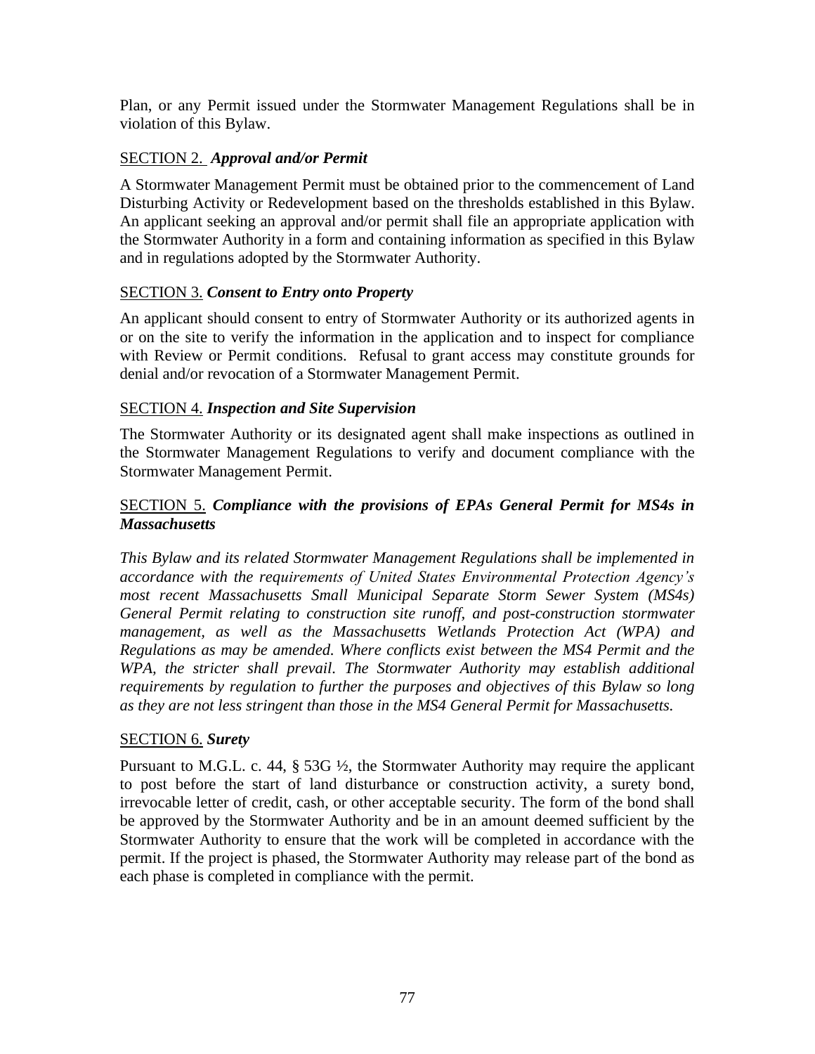Plan, or any Permit issued under the Stormwater Management Regulations shall be in violation of this Bylaw.

SECTION 2. ***Approval and/or Permit***

A Stormwater Management Permit must be obtained prior to the commencement of Land Disturbing Activity or Redevelopment based on the thresholds established in this Bylaw. An applicant seeking an approval and/or permit shall file an appropriate application with the Stormwater Authority in a form and containing information as specified in this Bylaw and in regulations adopted by the Stormwater Authority.

SECTION 3. ***Consent to Entry onto Property***

An applicant should consent to entry of Stormwater Authority or its authorized agents in or on the site to verify the information in the application and to inspect for compliance with Review or Permit conditions. Refusal to grant access may constitute grounds for denial and/or revocation of a Stormwater Management Permit.

SECTION 4. ***Inspection and Site Supervision***

The Stormwater Authority or its designated agent shall make inspections as outlined in the Stormwater Management Regulations to verify and document compliance with the Stormwater Management Permit.

SECTION 5. ***Compliance with the provisions of EPAs General Permit for MS4s in Massachusetts***

*This Bylaw and its related Stormwater Management Regulations shall be implemented in accordance with the requirements of United States Environmental Protection Agency's most recent Massachusetts Small Municipal Separate Storm Sewer System (MS4s) General Permit relating to construction site runoff, and post-construction stormwater management, as well as the Massachusetts Wetlands Protection Act (WPA) and Regulations as may be amended. Where conflicts exist between the MS4 Permit and the WPA, the stricter shall prevail. The Stormwater Authority may establish additional requirements by regulation to further the purposes and objectives of this Bylaw so long as they are not less stringent than those in the MS4 General Permit for Massachusetts.*

SECTION 6. ***Surety***

Pursuant to M.G.L. c. 44, § 53G ½, the Stormwater Authority may require the applicant to post before the start of land disturbance or construction activity, a surety bond, irrevocable letter of credit, cash, or other acceptable security. The form of the bond shall be approved by the Stormwater Authority and be in an amount deemed sufficient by the Stormwater Authority to ensure that the work will be completed in accordance with the permit. If the project is phased, the Stormwater Authority may release part of the bond as each phase is completed in compliance with the permit.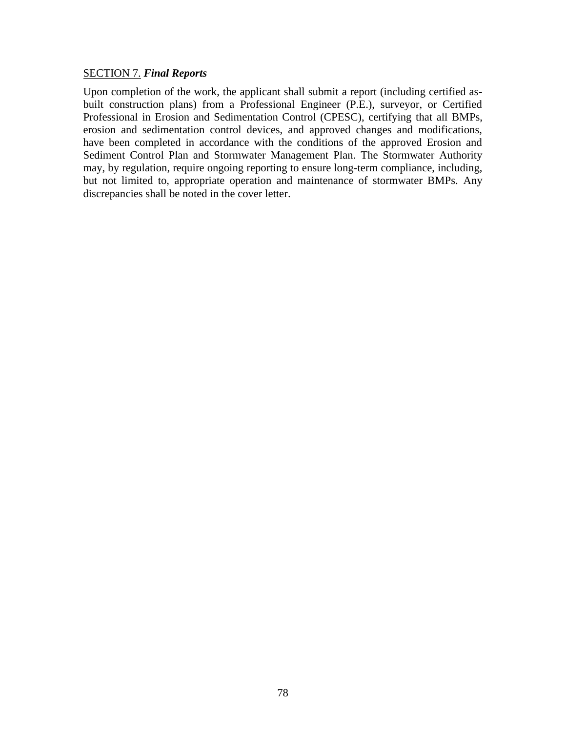SECTION 7. ***Final Reports***

Upon completion of the work, the applicant shall submit a report (including certified as-built construction plans) from a Professional Engineer (P.E.), surveyor, or Certified Professional in Erosion and Sedimentation Control (CPESC), certifying that all BMPs, erosion and sedimentation control devices, and approved changes and modifications, have been completed in accordance with the conditions of the approved Erosion and Sediment Control Plan and Stormwater Management Plan. The Stormwater Authority may, by regulation, require ongoing reporting to ensure long-term compliance, including, but not limited to, appropriate operation and maintenance of stormwater BMPs. Any discrepancies shall be noted in the cover letter.